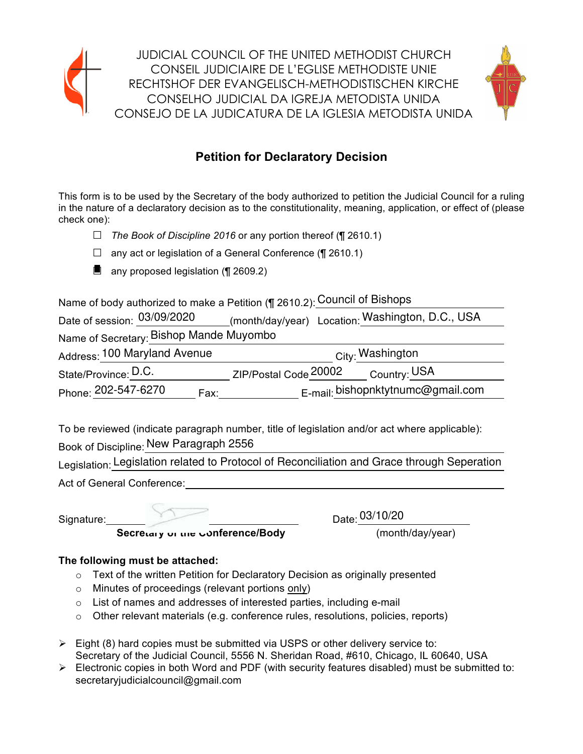JUDICIAL COUNCIL OF THE UNITED METHODIST CHURCH
CONSEIL JUDICIAIRE DE L'EGLISE METHODISTE UNIE
RECHTSHOF DER EVANGELISCH-METHODISTISCHEN KIRCHE
CONSELHO JUDICIAL DA IGREJA METODISTA UNIDA
CONSEJO DE LA JUDICATURA DE LA IGLESIA METODISTA UNIDA

# Petition for Declaratory Decision

This form is to be used by the Secretary of the body authorized to petition the Judicial Council for a ruling in the nature of a declaratory decision as to the constitutionality, meaning, application, or effect of (please check one):

- ☐ *The Book of Discipline 2016* or any portion thereof (¶ 2610.1)
- ☐ any act or legislation of a General Conference (¶ 2610.1)
- ■ any proposed legislation (¶ 2609.2)

Name of body authorized to make a Petition (¶ 2610.2): Council of Bishops

Date of session: 03/09/2020 (month/day/year) Location: Washington, D.C., USA

Name of Secretary: Bishop Mande Muyombo

Address: 100 Maryland Avenue City: Washington

State/Province: D.C. ZIP/Postal Code 20002 Country: USA

Phone: 202-547-6270 Fax: E-mail: bishopnktytnumc@gmail.com

To be reviewed (indicate paragraph number, title of legislation and/or act where applicable):

Book of Discipline: New Paragraph 2556

Legislation: Legislation related to Protocol of Reconciliation and Grace through Seperation

Act of General Conference:

Signature: \_\_\_\_\_\_\_\_\_\_\_\_\_\_\_\_ Date: 03/10/20
**Secretary of the Conference/Body** (month/day/year)

**The following must be attached:**

- Text of the written Petition for Declaratory Decision as originally presented
- Minutes of proceedings (relevant portions only)
- List of names and addresses of interested parties, including e-mail
- Other relevant materials (e.g. conference rules, resolutions, policies, reports)

- Eight (8) hard copies must be submitted via USPS or other delivery service to:
  Secretary of the Judicial Council, 5556 N. Sheridan Road, #610, Chicago, IL 60640, USA
- Electronic copies in both Word and PDF (with security features disabled) must be submitted to:
  secretaryjudicialcouncil@gmail.com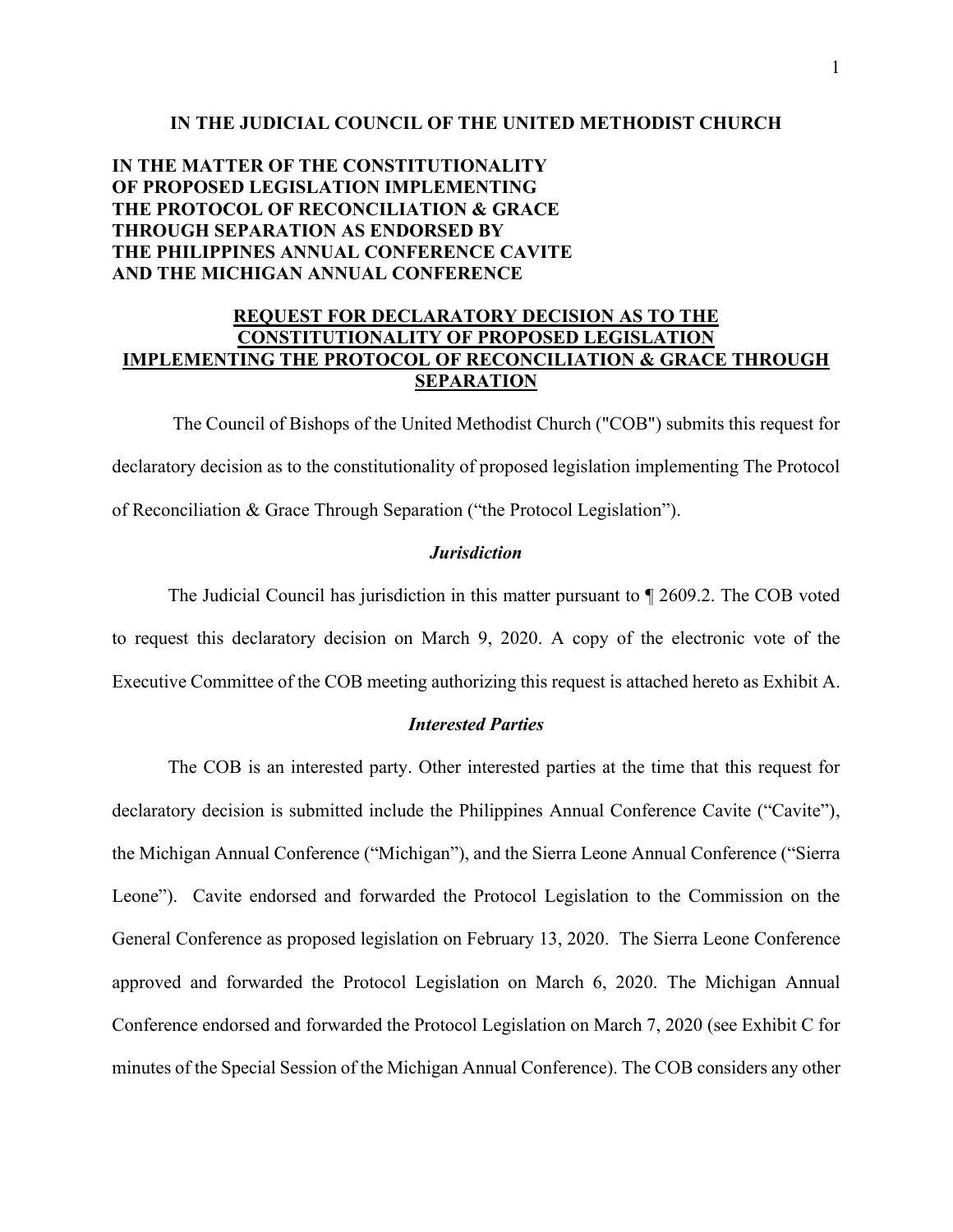**IN THE JUDICIAL COUNCIL OF THE UNITED METHODIST CHURCH**

**IN THE MATTER OF THE CONSTITUTIONALITY OF PROPOSED LEGISLATION IMPLEMENTING THE PROTOCOL OF RECONCILIATION & GRACE THROUGH SEPARATION AS ENDORSED BY THE PHILIPPINES ANNUAL CONFERENCE CAVITE AND THE MICHIGAN ANNUAL CONFERENCE**

**REQUEST FOR DECLARATORY DECISION AS TO THE CONSTITUTIONALITY OF PROPOSED LEGISLATION IMPLEMENTING THE PROTOCOL OF RECONCILIATION & GRACE THROUGH SEPARATION**

The Council of Bishops of the United Methodist Church ("COB") submits this request for declaratory decision as to the constitutionality of proposed legislation implementing The Protocol of Reconciliation & Grace Through Separation ("the Protocol Legislation").

### *Jurisdiction*

The Judicial Council has jurisdiction in this matter pursuant to ¶ 2609.2. The COB voted to request this declaratory decision on March 9, 2020. A copy of the electronic vote of the Executive Committee of the COB meeting authorizing this request is attached hereto as Exhibit A.

### *Interested Parties*

The COB is an interested party. Other interested parties at the time that this request for declaratory decision is submitted include the Philippines Annual Conference Cavite ("Cavite"), the Michigan Annual Conference ("Michigan"), and the Sierra Leone Annual Conference ("Sierra Leone"). Cavite endorsed and forwarded the Protocol Legislation to the Commission on the General Conference as proposed legislation on February 13, 2020. The Sierra Leone Conference approved and forwarded the Protocol Legislation on March 6, 2020. The Michigan Annual Conference endorsed and forwarded the Protocol Legislation on March 7, 2020 (see Exhibit C for minutes of the Special Session of the Michigan Annual Conference). The COB considers any other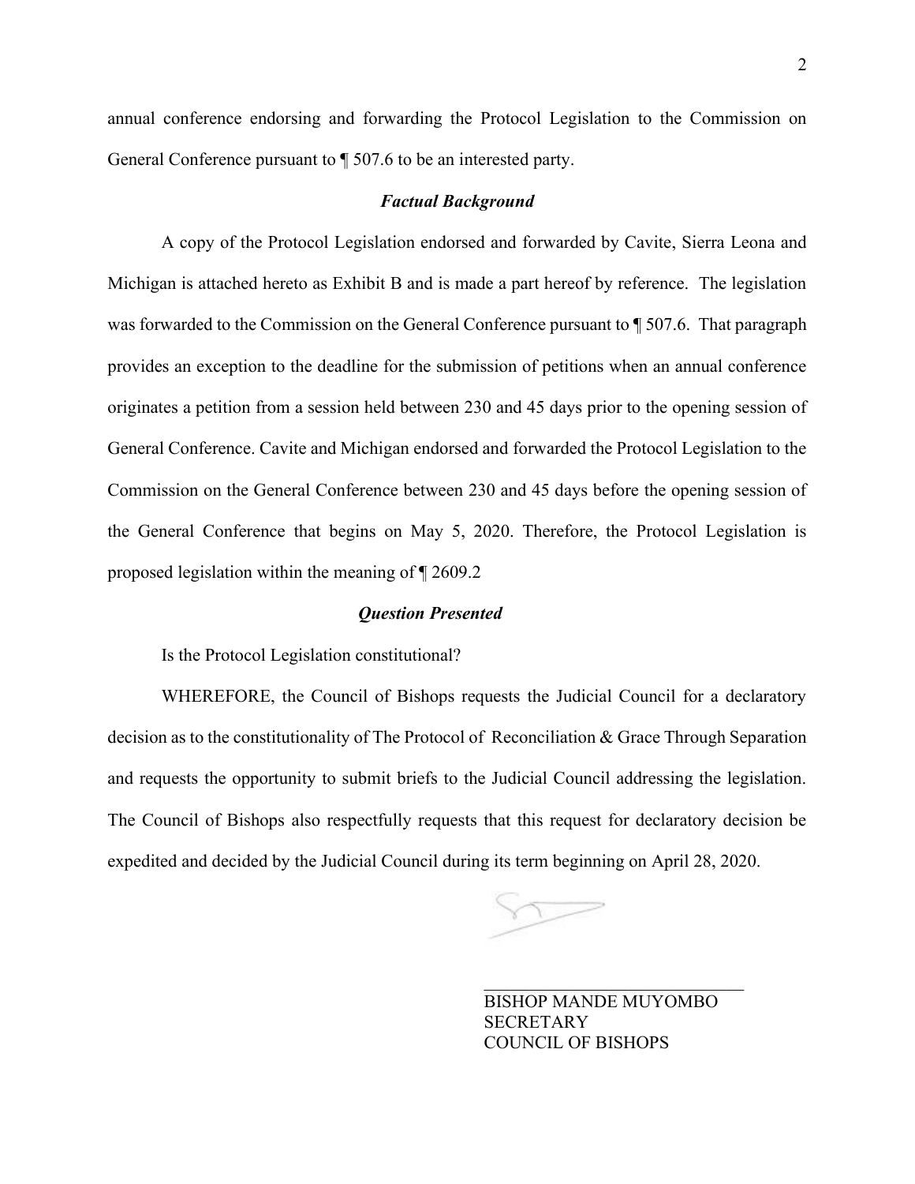annual conference endorsing and forwarding the Protocol Legislation to the Commission on General Conference pursuant to ¶ 507.6 to be an interested party.

### *Factual Background*

A copy of the Protocol Legislation endorsed and forwarded by Cavite, Sierra Leona and Michigan is attached hereto as Exhibit B and is made a part hereof by reference. The legislation was forwarded to the Commission on the General Conference pursuant to ¶ 507.6. That paragraph provides an exception to the deadline for the submission of petitions when an annual conference originates a petition from a session held between 230 and 45 days prior to the opening session of General Conference. Cavite and Michigan endorsed and forwarded the Protocol Legislation to the Commission on the General Conference between 230 and 45 days before the opening session of the General Conference that begins on May 5, 2020. Therefore, the Protocol Legislation is proposed legislation within the meaning of ¶ 2609.2

### *Question Presented*

Is the Protocol Legislation constitutional?

WHEREFORE, the Council of Bishops requests the Judicial Council for a declaratory decision as to the constitutionality of The Protocol of Reconciliation & Grace Through Separation and requests the opportunity to submit briefs to the Judicial Council addressing the legislation. The Council of Bishops also respectfully requests that this request for declaratory decision be expedited and decided by the Judicial Council during its term beginning on April 28, 2020.

\_\_\_\_\_\_\_\_\_\_\_\_\_\_\_\_\_\_\_\_\_\_\_\_\_\_\_\_\_\_

BISHOP MANDE MUYOMBO
SECRETARY
COUNCIL OF BISHOPS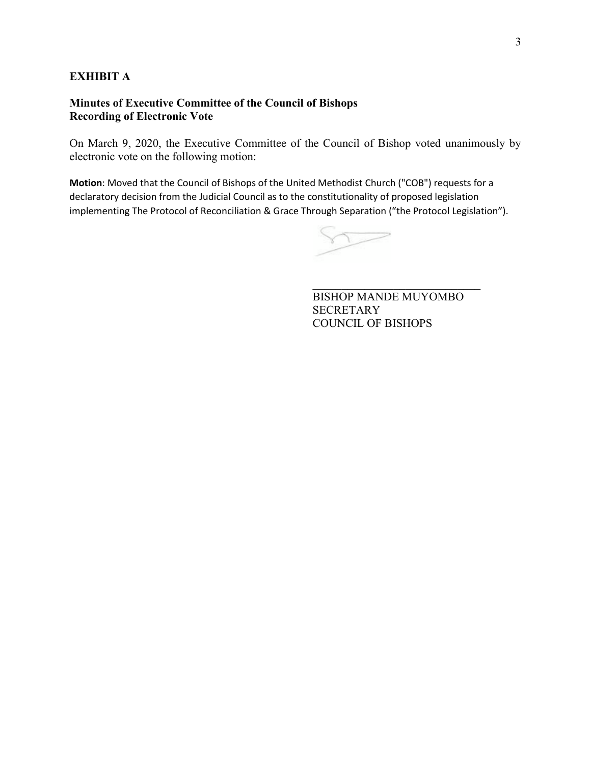**EXHIBIT A**

**Minutes of Executive Committee of the Council of Bishops**
**Recording of Electronic Vote**

On March 9, 2020, the Executive Committee of the Council of Bishop voted unanimously by electronic vote on the following motion:

**Motion**: Moved that the Council of Bishops of the United Methodist Church ("COB") requests for a declaratory decision from the Judicial Council as to the constitutionality of proposed legislation implementing The Protocol of Reconciliation & Grace Through Separation ("the Protocol Legislation").

BISHOP MANDE MUYOMBO
SECRETARY
COUNCIL OF BISHOPS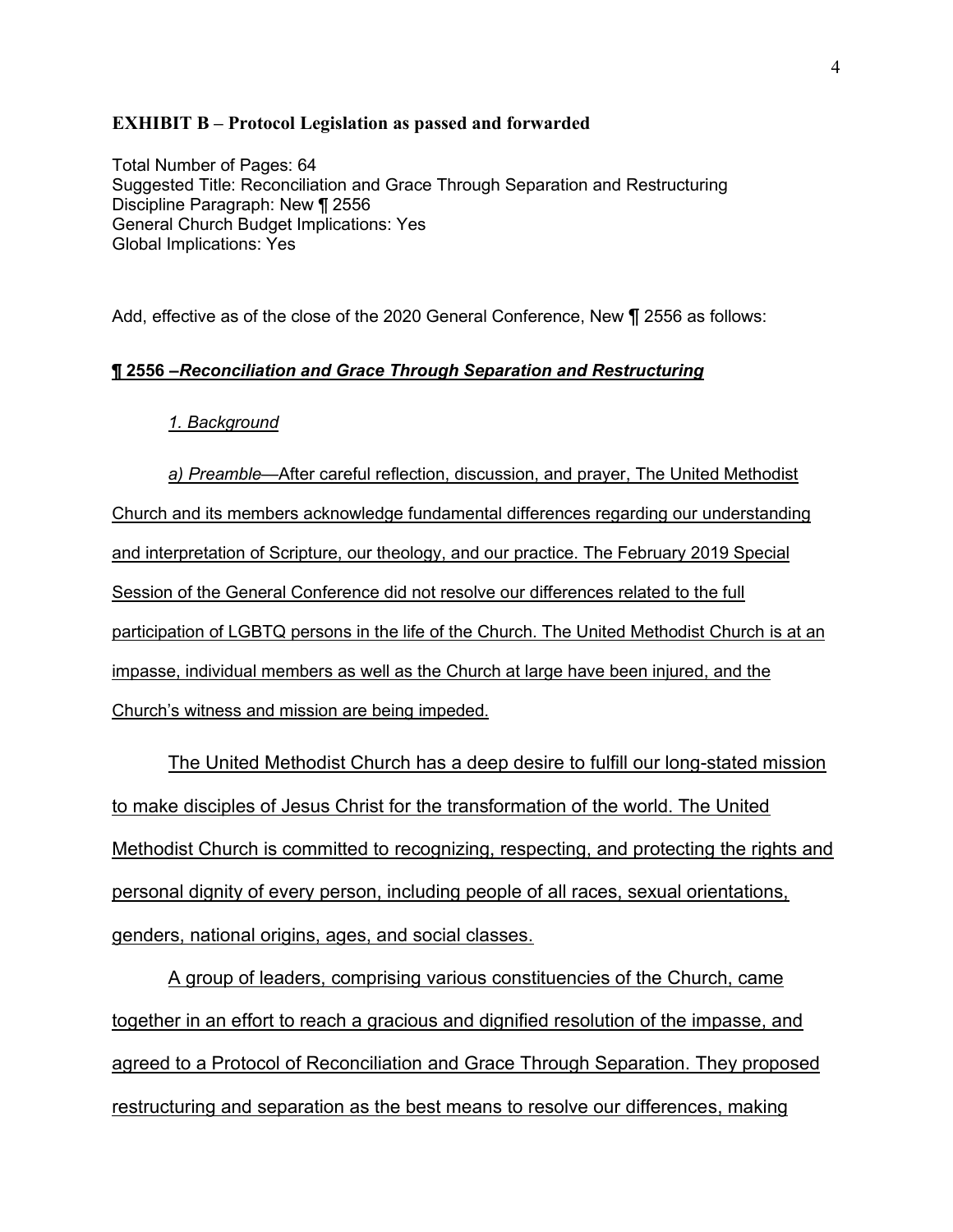**EXHIBIT B – Protocol Legislation as passed and forwarded**

Total Number of Pages: 64
Suggested Title: Reconciliation and Grace Through Separation and Restructuring
Discipline Paragraph: New ¶ 2556
General Church Budget Implications: Yes
Global Implications: Yes

Add, effective as of the close of the 2020 General Conference, New ¶ 2556 as follows:

**¶ 2556 –*Reconciliation and Grace Through Separation and Restructuring***

*1. Background*

*a) Preamble*—After careful reflection, discussion, and prayer, The United Methodist Church and its members acknowledge fundamental differences regarding our understanding and interpretation of Scripture, our theology, and our practice. The February 2019 Special Session of the General Conference did not resolve our differences related to the full participation of LGBTQ persons in the life of the Church. The United Methodist Church is at an impasse, individual members as well as the Church at large have been injured, and the Church's witness and mission are being impeded.

The United Methodist Church has a deep desire to fulfill our long-stated mission to make disciples of Jesus Christ for the transformation of the world. The United Methodist Church is committed to recognizing, respecting, and protecting the rights and personal dignity of every person, including people of all races, sexual orientations, genders, national origins, ages, and social classes.

A group of leaders, comprising various constituencies of the Church, came together in an effort to reach a gracious and dignified resolution of the impasse, and agreed to a Protocol of Reconciliation and Grace Through Separation. They proposed restructuring and separation as the best means to resolve our differences, making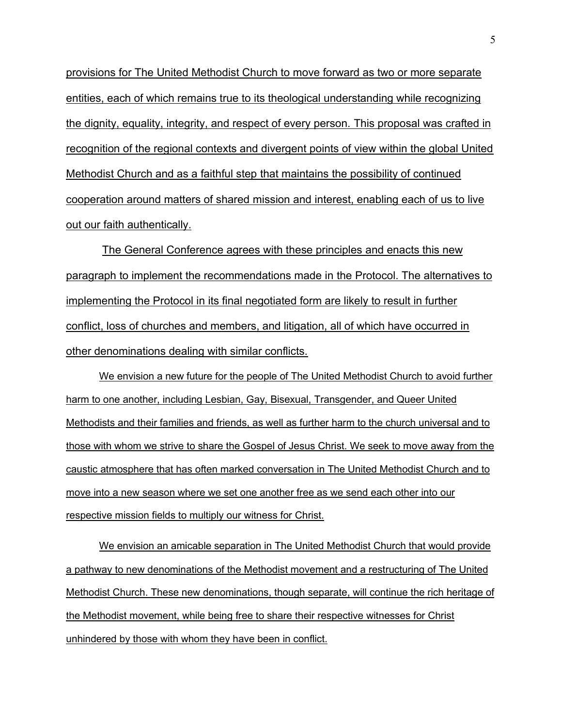provisions for The United Methodist Church to move forward as two or more separate entities, each of which remains true to its theological understanding while recognizing the dignity, equality, integrity, and respect of every person. This proposal was crafted in recognition of the regional contexts and divergent points of view within the global United Methodist Church and as a faithful step that maintains the possibility of continued cooperation around matters of shared mission and interest, enabling each of us to live out our faith authentically.

The General Conference agrees with these principles and enacts this new paragraph to implement the recommendations made in the Protocol. The alternatives to implementing the Protocol in its final negotiated form are likely to result in further conflict, loss of churches and members, and litigation, all of which have occurred in other denominations dealing with similar conflicts.

We envision a new future for the people of The United Methodist Church to avoid further harm to one another, including Lesbian, Gay, Bisexual, Transgender, and Queer United Methodists and their families and friends, as well as further harm to the church universal and to those with whom we strive to share the Gospel of Jesus Christ. We seek to move away from the caustic atmosphere that has often marked conversation in The United Methodist Church and to move into a new season where we set one another free as we send each other into our respective mission fields to multiply our witness for Christ.

We envision an amicable separation in The United Methodist Church that would provide a pathway to new denominations of the Methodist movement and a restructuring of The United Methodist Church. These new denominations, though separate, will continue the rich heritage of the Methodist movement, while being free to share their respective witnesses for Christ unhindered by those with whom they have been in conflict.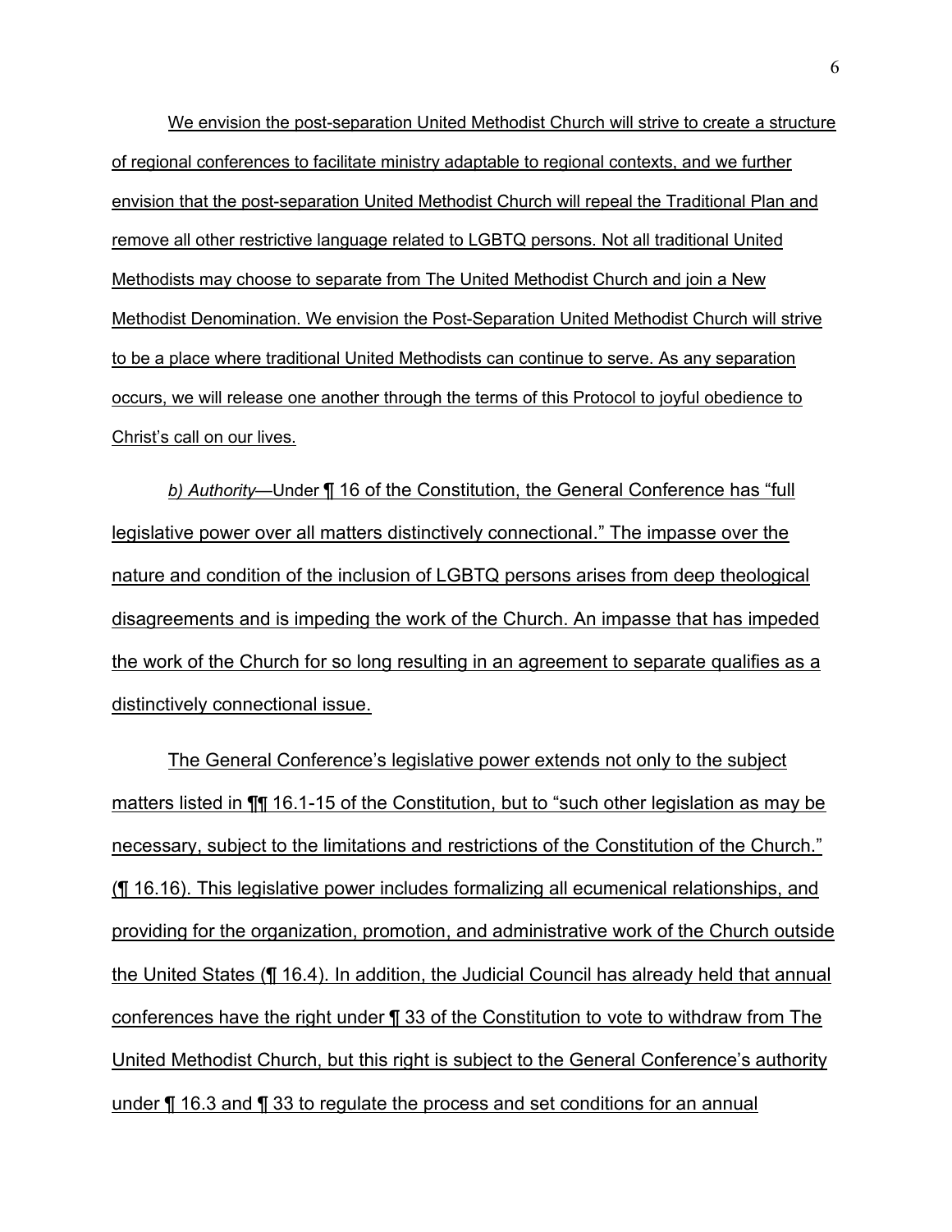We envision the post-separation United Methodist Church will strive to create a structure of regional conferences to facilitate ministry adaptable to regional contexts, and we further envision that the post-separation United Methodist Church will repeal the Traditional Plan and remove all other restrictive language related to LGBTQ persons. Not all traditional United Methodists may choose to separate from The United Methodist Church and join a New Methodist Denomination. We envision the Post-Separation United Methodist Church will strive to be a place where traditional United Methodists can continue to serve. As any separation occurs, we will release one another through the terms of this Protocol to joyful obedience to Christ's call on our lives.

*b) Authority*—Under ¶ 16 of the Constitution, the General Conference has "full legislative power over all matters distinctively connectional." The impasse over the nature and condition of the inclusion of LGBTQ persons arises from deep theological disagreements and is impeding the work of the Church. An impasse that has impeded the work of the Church for so long resulting in an agreement to separate qualifies as a distinctively connectional issue.

The General Conference's legislative power extends not only to the subject matters listed in ¶¶ 16.1-15 of the Constitution, but to "such other legislation as may be necessary, subject to the limitations and restrictions of the Constitution of the Church." (¶ 16.16). This legislative power includes formalizing all ecumenical relationships, and providing for the organization, promotion, and administrative work of the Church outside the United States (¶ 16.4). In addition, the Judicial Council has already held that annual conferences have the right under ¶ 33 of the Constitution to vote to withdraw from The United Methodist Church, but this right is subject to the General Conference's authority under ¶ 16.3 and ¶ 33 to regulate the process and set conditions for an annual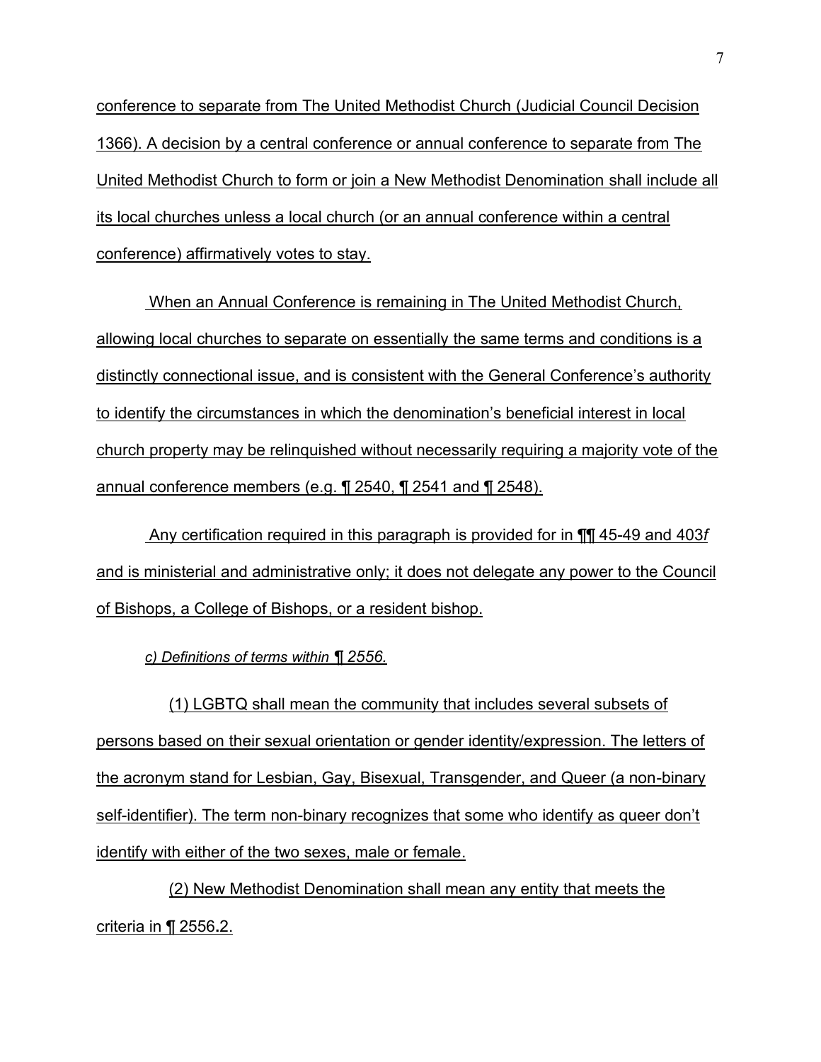conference to separate from The United Methodist Church (Judicial Council Decision 1366). A decision by a central conference or annual conference to separate from The United Methodist Church to form or join a New Methodist Denomination shall include all its local churches unless a local church (or an annual conference within a central conference) affirmatively votes to stay.

When an Annual Conference is remaining in The United Methodist Church, allowing local churches to separate on essentially the same terms and conditions is a distinctly connectional issue, and is consistent with the General Conference's authority to identify the circumstances in which the denomination's beneficial interest in local church property may be relinquished without necessarily requiring a majority vote of the annual conference members (e.g. ¶ 2540, ¶ 2541 and ¶ 2548).

Any certification required in this paragraph is provided for in ¶¶ 45-49 and 403*f* and is ministerial and administrative only; it does not delegate any power to the Council of Bishops, a College of Bishops, or a resident bishop.

*c) Definitions of terms within ¶ 2556.*

(1) LGBTQ shall mean the community that includes several subsets of persons based on their sexual orientation or gender identity/expression. The letters of the acronym stand for Lesbian, Gay, Bisexual, Transgender, and Queer (a non-binary self-identifier). The term non-binary recognizes that some who identify as queer don't identify with either of the two sexes, male or female.

(2) New Methodist Denomination shall mean any entity that meets the criteria in ¶ 2556.2.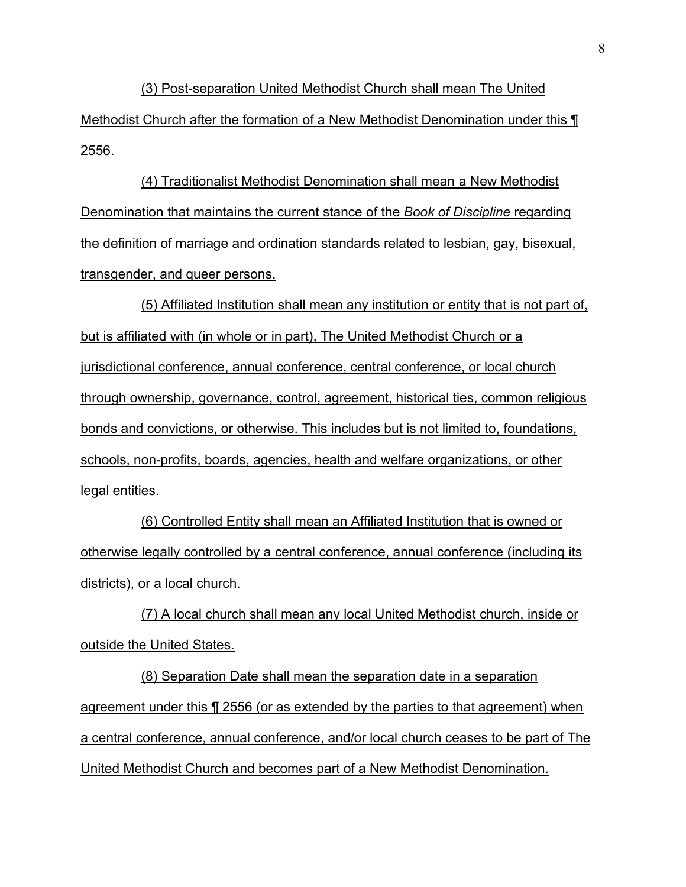(3) Post-separation United Methodist Church shall mean The United Methodist Church after the formation of a New Methodist Denomination under this ¶ 2556.

(4) Traditionalist Methodist Denomination shall mean a New Methodist Denomination that maintains the current stance of the *Book of Discipline* regarding the definition of marriage and ordination standards related to lesbian, gay, bisexual, transgender, and queer persons.

(5) Affiliated Institution shall mean any institution or entity that is not part of, but is affiliated with (in whole or in part), The United Methodist Church or a jurisdictional conference, annual conference, central conference, or local church through ownership, governance, control, agreement, historical ties, common religious bonds and convictions, or otherwise. This includes but is not limited to, foundations, schools, non-profits, boards, agencies, health and welfare organizations, or other legal entities.

(6) Controlled Entity shall mean an Affiliated Institution that is owned or otherwise legally controlled by a central conference, annual conference (including its districts), or a local church.

(7) A local church shall mean any local United Methodist church, inside or outside the United States.

(8) Separation Date shall mean the separation date in a separation agreement under this ¶ 2556 (or as extended by the parties to that agreement) when a central conference, annual conference, and/or local church ceases to be part of The United Methodist Church and becomes part of a New Methodist Denomination.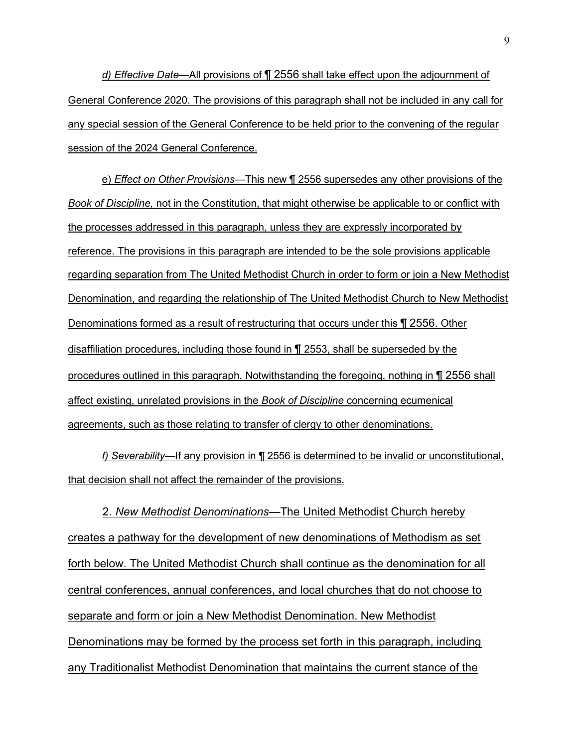*d) Effective Date*—All provisions of ¶ 2556 shall take effect upon the adjournment of General Conference 2020. The provisions of this paragraph shall not be included in any call for any special session of the General Conference to be held prior to the convening of the regular session of the 2024 General Conference.

e) *Effect on Other Provisions*—This new ¶ 2556 supersedes any other provisions of the *Book of Discipline,* not in the Constitution, that might otherwise be applicable to or conflict with the processes addressed in this paragraph, unless they are expressly incorporated by reference. The provisions in this paragraph are intended to be the sole provisions applicable regarding separation from The United Methodist Church in order to form or join a New Methodist Denomination, and regarding the relationship of The United Methodist Church to New Methodist Denominations formed as a result of restructuring that occurs under this ¶ 2556. Other disaffiliation procedures, including those found in ¶ 2553, shall be superseded by the procedures outlined in this paragraph. Notwithstanding the foregoing, nothing in ¶ 2556 shall affect existing, unrelated provisions in the *Book of Discipline* concerning ecumenical agreements, such as those relating to transfer of clergy to other denominations.

*f) Severability*—If any provision in ¶ 2556 is determined to be invalid or unconstitutional, that decision shall not affect the remainder of the provisions.

2. *New Methodist Denominations*—The United Methodist Church hereby creates a pathway for the development of new denominations of Methodism as set forth below. The United Methodist Church shall continue as the denomination for all central conferences, annual conferences, and local churches that do not choose to separate and form or join a New Methodist Denomination. New Methodist Denominations may be formed by the process set forth in this paragraph, including any Traditionalist Methodist Denomination that maintains the current stance of the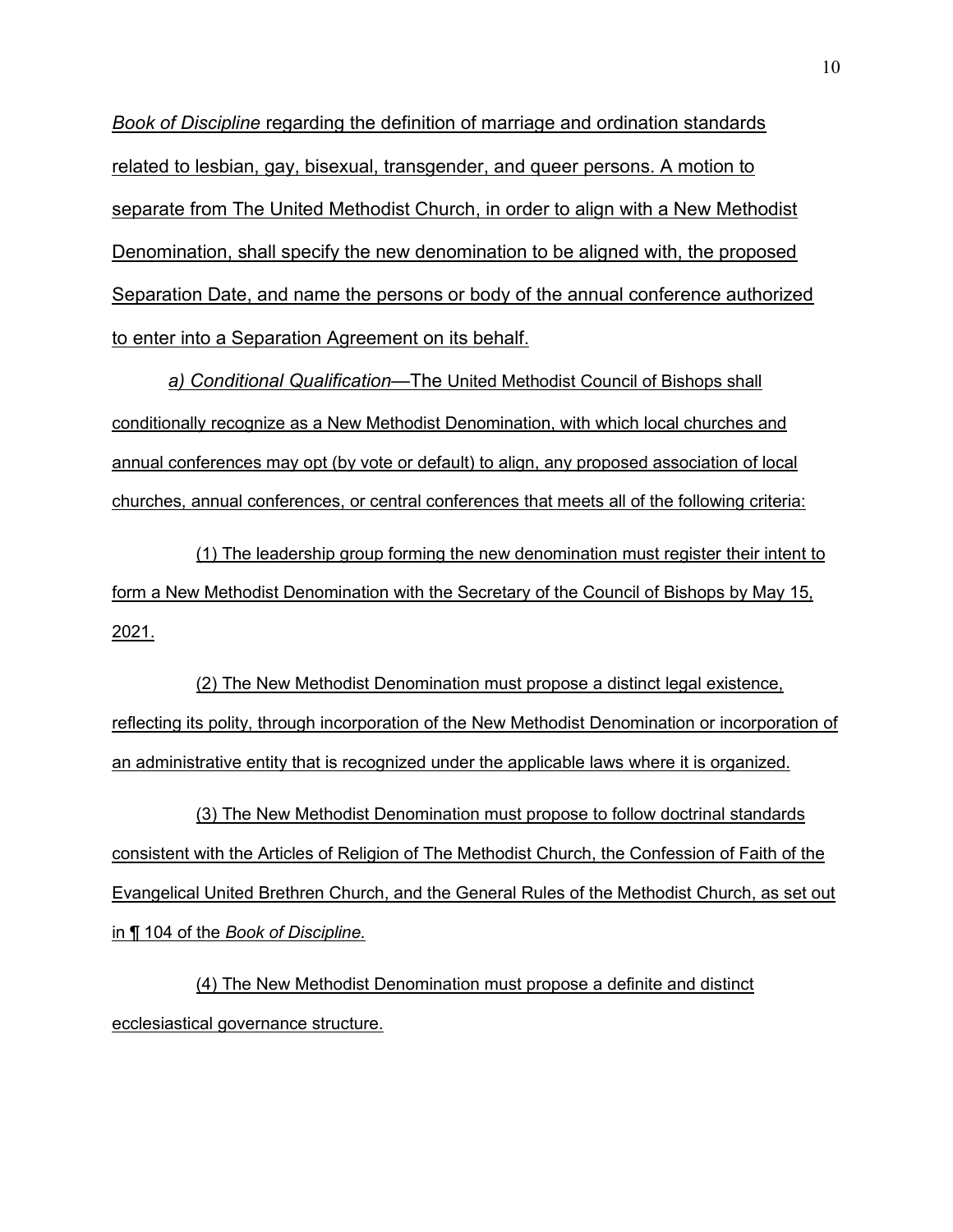*Book of Discipline* regarding the definition of marriage and ordination standards related to lesbian, gay, bisexual, transgender, and queer persons. A motion to separate from The United Methodist Church, in order to align with a New Methodist Denomination, shall specify the new denomination to be aligned with, the proposed Separation Date, and name the persons or body of the annual conference authorized to enter into a Separation Agreement on its behalf.

*a) Conditional Qualification*—The United Methodist Council of Bishops shall conditionally recognize as a New Methodist Denomination, with which local churches and annual conferences may opt (by vote or default) to align, any proposed association of local churches, annual conferences, or central conferences that meets all of the following criteria:

(1) The leadership group forming the new denomination must register their intent to form a New Methodist Denomination with the Secretary of the Council of Bishops by May 15, 2021.

(2) The New Methodist Denomination must propose a distinct legal existence, reflecting its polity, through incorporation of the New Methodist Denomination or incorporation of an administrative entity that is recognized under the applicable laws where it is organized.

(3) The New Methodist Denomination must propose to follow doctrinal standards consistent with the Articles of Religion of The Methodist Church, the Confession of Faith of the Evangelical United Brethren Church, and the General Rules of the Methodist Church, as set out in ¶ 104 of the *Book of Discipline.*

(4) The New Methodist Denomination must propose a definite and distinct ecclesiastical governance structure.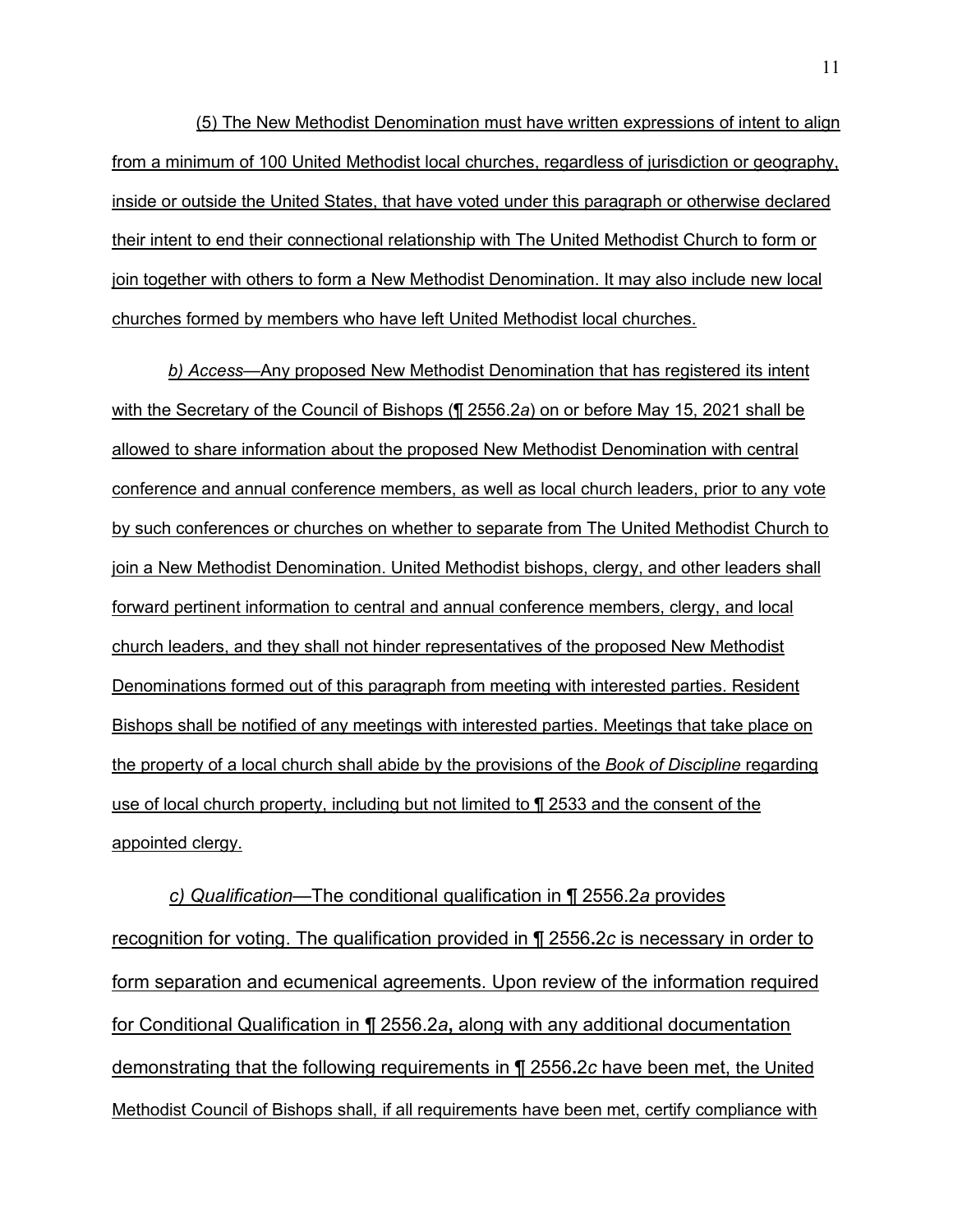(5) The New Methodist Denomination must have written expressions of intent to align from a minimum of 100 United Methodist local churches, regardless of jurisdiction or geography, inside or outside the United States, that have voted under this paragraph or otherwise declared their intent to end their connectional relationship with The United Methodist Church to form or join together with others to form a New Methodist Denomination. It may also include new local churches formed by members who have left United Methodist local churches.

*b) Access*—Any proposed New Methodist Denomination that has registered its intent with the Secretary of the Council of Bishops (¶ 2556.2*a*) on or before May 15, 2021 shall be allowed to share information about the proposed New Methodist Denomination with central conference and annual conference members, as well as local church leaders, prior to any vote by such conferences or churches on whether to separate from The United Methodist Church to join a New Methodist Denomination. United Methodist bishops, clergy, and other leaders shall forward pertinent information to central and annual conference members, clergy, and local church leaders, and they shall not hinder representatives of the proposed New Methodist Denominations formed out of this paragraph from meeting with interested parties. Resident Bishops shall be notified of any meetings with interested parties. Meetings that take place on the property of a local church shall abide by the provisions of the *Book of Discipline* regarding use of local church property, including but not limited to ¶ 2533 and the consent of the appointed clergy.

*c) Qualification*—The conditional qualification in ¶ 2556.2*a* provides recognition for voting. The qualification provided in ¶ 2556.2*c* is necessary in order to form separation and ecumenical agreements. Upon review of the information required for Conditional Qualification in ¶ 2556.2*a*, along with any additional documentation demonstrating that the following requirements in ¶ 2556.2*c* have been met, the United Methodist Council of Bishops shall, if all requirements have been met, certify compliance with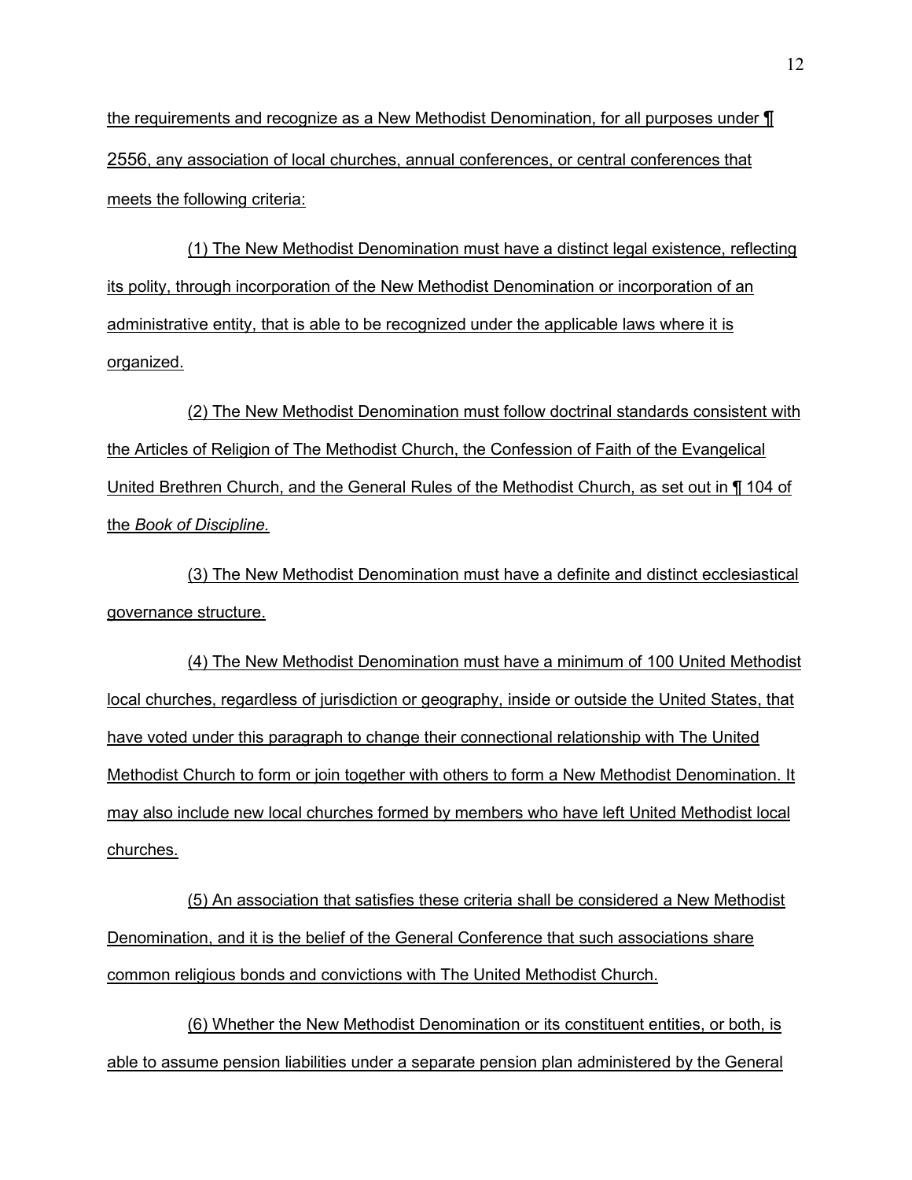the requirements and recognize as a New Methodist Denomination, for all purposes under ¶ 2556, any association of local churches, annual conferences, or central conferences that meets the following criteria:

(1) The New Methodist Denomination must have a distinct legal existence, reflecting its polity, through incorporation of the New Methodist Denomination or incorporation of an administrative entity, that is able to be recognized under the applicable laws where it is organized.

(2) The New Methodist Denomination must follow doctrinal standards consistent with the Articles of Religion of The Methodist Church, the Confession of Faith of the Evangelical United Brethren Church, and the General Rules of the Methodist Church, as set out in ¶ 104 of the *Book of Discipline.*

(3) The New Methodist Denomination must have a definite and distinct ecclesiastical governance structure.

(4) The New Methodist Denomination must have a minimum of 100 United Methodist local churches, regardless of jurisdiction or geography, inside or outside the United States, that have voted under this paragraph to change their connectional relationship with The United Methodist Church to form or join together with others to form a New Methodist Denomination. It may also include new local churches formed by members who have left United Methodist local churches.

(5) An association that satisfies these criteria shall be considered a New Methodist Denomination, and it is the belief of the General Conference that such associations share common religious bonds and convictions with The United Methodist Church.

(6) Whether the New Methodist Denomination or its constituent entities, or both, is able to assume pension liabilities under a separate pension plan administered by the General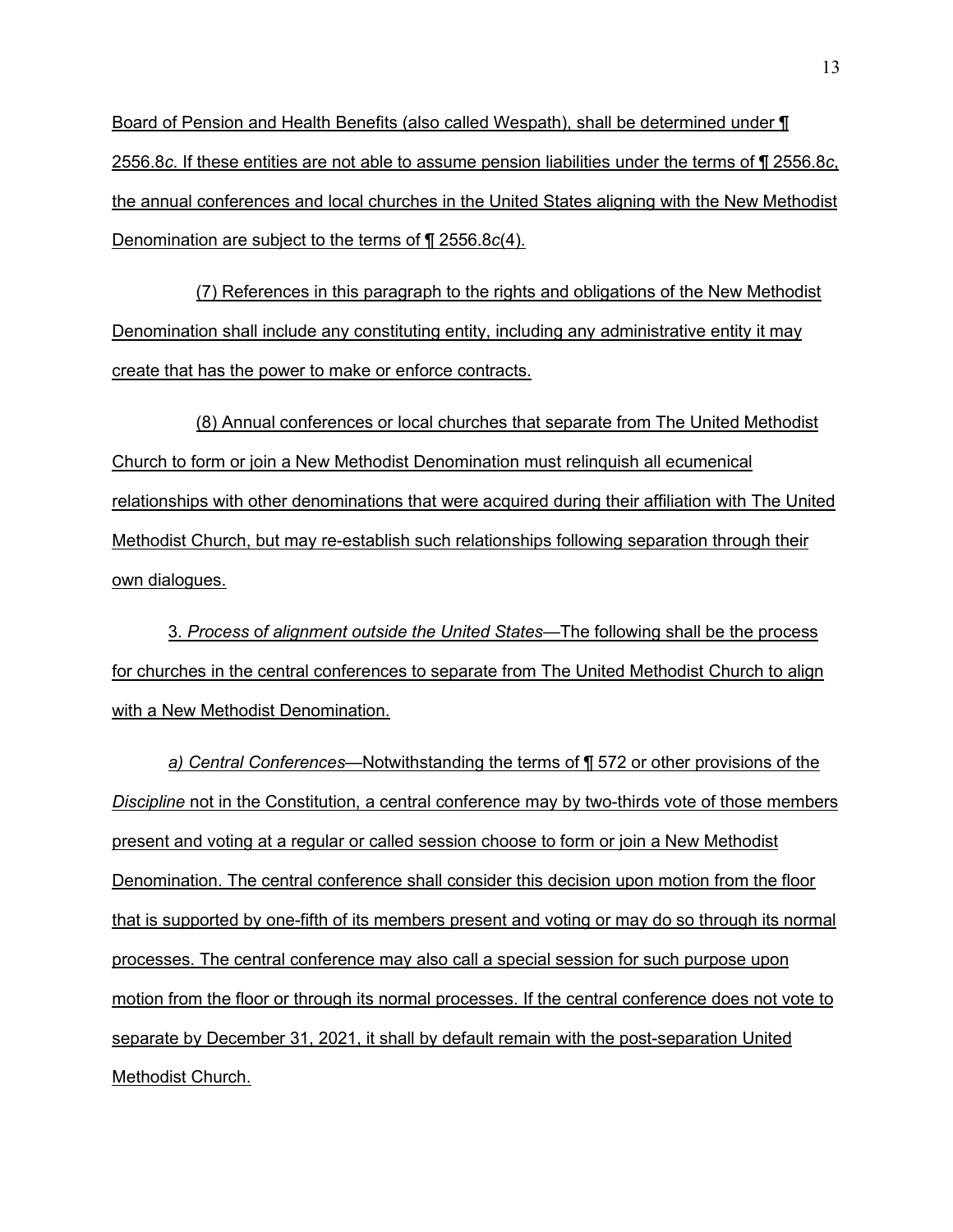Board of Pension and Health Benefits (also called Wespath), shall be determined under ¶ 2556.8*c*. If these entities are not able to assume pension liabilities under the terms of ¶ 2556.8*c*, the annual conferences and local churches in the United States aligning with the New Methodist Denomination are subject to the terms of ¶ 2556.8*c*(4).

(7) References in this paragraph to the rights and obligations of the New Methodist Denomination shall include any constituting entity, including any administrative entity it may create that has the power to make or enforce contracts.

(8) Annual conferences or local churches that separate from The United Methodist Church to form or join a New Methodist Denomination must relinquish all ecumenical relationships with other denominations that were acquired during their affiliation with The United Methodist Church, but may re-establish such relationships following separation through their own dialogues.

3. *Process of alignment outside the United States*—The following shall be the process for churches in the central conferences to separate from The United Methodist Church to align with a New Methodist Denomination.

*a) Central Conferences*—Notwithstanding the terms of ¶ 572 or other provisions of the *Discipline* not in the Constitution, a central conference may by two-thirds vote of those members present and voting at a regular or called session choose to form or join a New Methodist Denomination. The central conference shall consider this decision upon motion from the floor that is supported by one-fifth of its members present and voting or may do so through its normal processes. The central conference may also call a special session for such purpose upon motion from the floor or through its normal processes. If the central conference does not vote to separate by December 31, 2021, it shall by default remain with the post-separation United Methodist Church.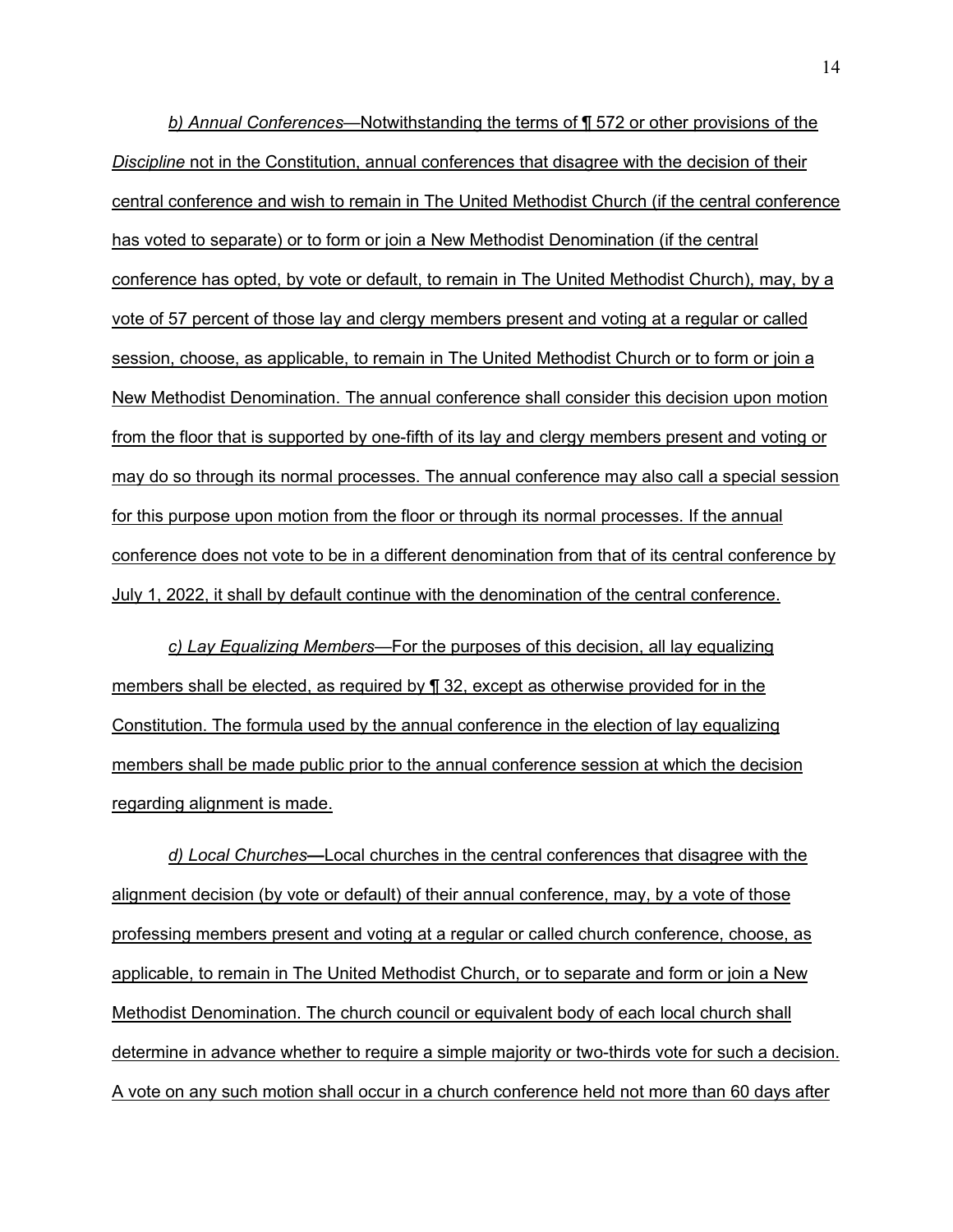*b) Annual Conferences*—Notwithstanding the terms of ¶ 572 or other provisions of the *Discipline* not in the Constitution, annual conferences that disagree with the decision of their central conference and wish to remain in The United Methodist Church (if the central conference has voted to separate) or to form or join a New Methodist Denomination (if the central conference has opted, by vote or default, to remain in The United Methodist Church), may, by a vote of 57 percent of those lay and clergy members present and voting at a regular or called session, choose, as applicable, to remain in The United Methodist Church or to form or join a New Methodist Denomination. The annual conference shall consider this decision upon motion from the floor that is supported by one-fifth of its lay and clergy members present and voting or may do so through its normal processes. The annual conference may also call a special session for this purpose upon motion from the floor or through its normal processes. If the annual conference does not vote to be in a different denomination from that of its central conference by July 1, 2022, it shall by default continue with the denomination of the central conference.

*c) Lay Equalizing Members*—For the purposes of this decision, all lay equalizing members shall be elected, as required by ¶ 32, except as otherwise provided for in the Constitution. The formula used by the annual conference in the election of lay equalizing members shall be made public prior to the annual conference session at which the decision regarding alignment is made.

*d) Local Churches*—Local churches in the central conferences that disagree with the alignment decision (by vote or default) of their annual conference, may, by a vote of those professing members present and voting at a regular or called church conference, choose, as applicable, to remain in The United Methodist Church, or to separate and form or join a New Methodist Denomination. The church council or equivalent body of each local church shall determine in advance whether to require a simple majority or two-thirds vote for such a decision. A vote on any such motion shall occur in a church conference held not more than 60 days after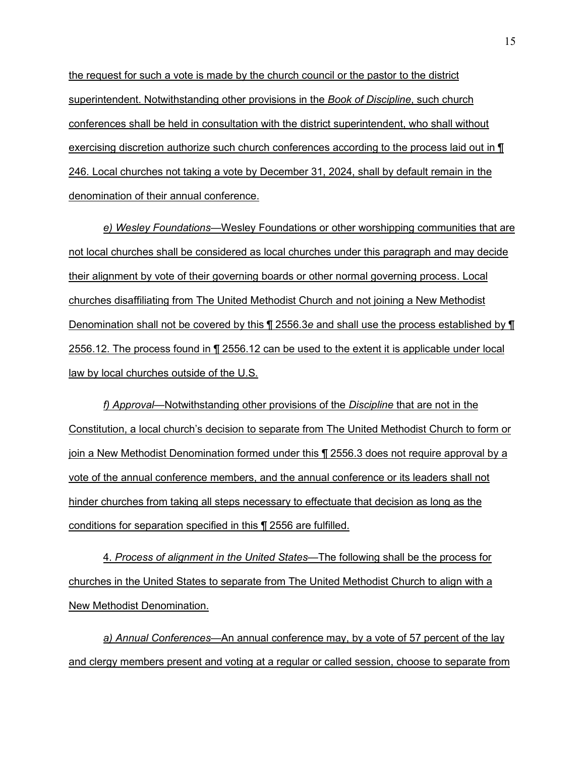the request for such a vote is made by the church council or the pastor to the district superintendent. Notwithstanding other provisions in the *Book of Discipline*, such church conferences shall be held in consultation with the district superintendent, who shall without exercising discretion authorize such church conferences according to the process laid out in ¶ 246. Local churches not taking a vote by December 31, 2024, shall by default remain in the denomination of their annual conference.

*e) Wesley Foundations*—Wesley Foundations or other worshipping communities that are not local churches shall be considered as local churches under this paragraph and may decide their alignment by vote of their governing boards or other normal governing process. Local churches disaffiliating from The United Methodist Church and not joining a New Methodist Denomination shall not be covered by this ¶ 2556.3*e* and shall use the process established by ¶ 2556.12. The process found in ¶ 2556.12 can be used to the extent it is applicable under local law by local churches outside of the U.S.

*f) Approval*—Notwithstanding other provisions of the *Discipline* that are not in the Constitution, a local church's decision to separate from The United Methodist Church to form or join a New Methodist Denomination formed under this ¶ 2556.3 does not require approval by a vote of the annual conference members, and the annual conference or its leaders shall not hinder churches from taking all steps necessary to effectuate that decision as long as the conditions for separation specified in this ¶ 2556 are fulfilled.

4. *Process of alignment in the United States*—The following shall be the process for churches in the United States to separate from The United Methodist Church to align with a New Methodist Denomination.

*a) Annual Conferences*—An annual conference may, by a vote of 57 percent of the lay and clergy members present and voting at a regular or called session, choose to separate from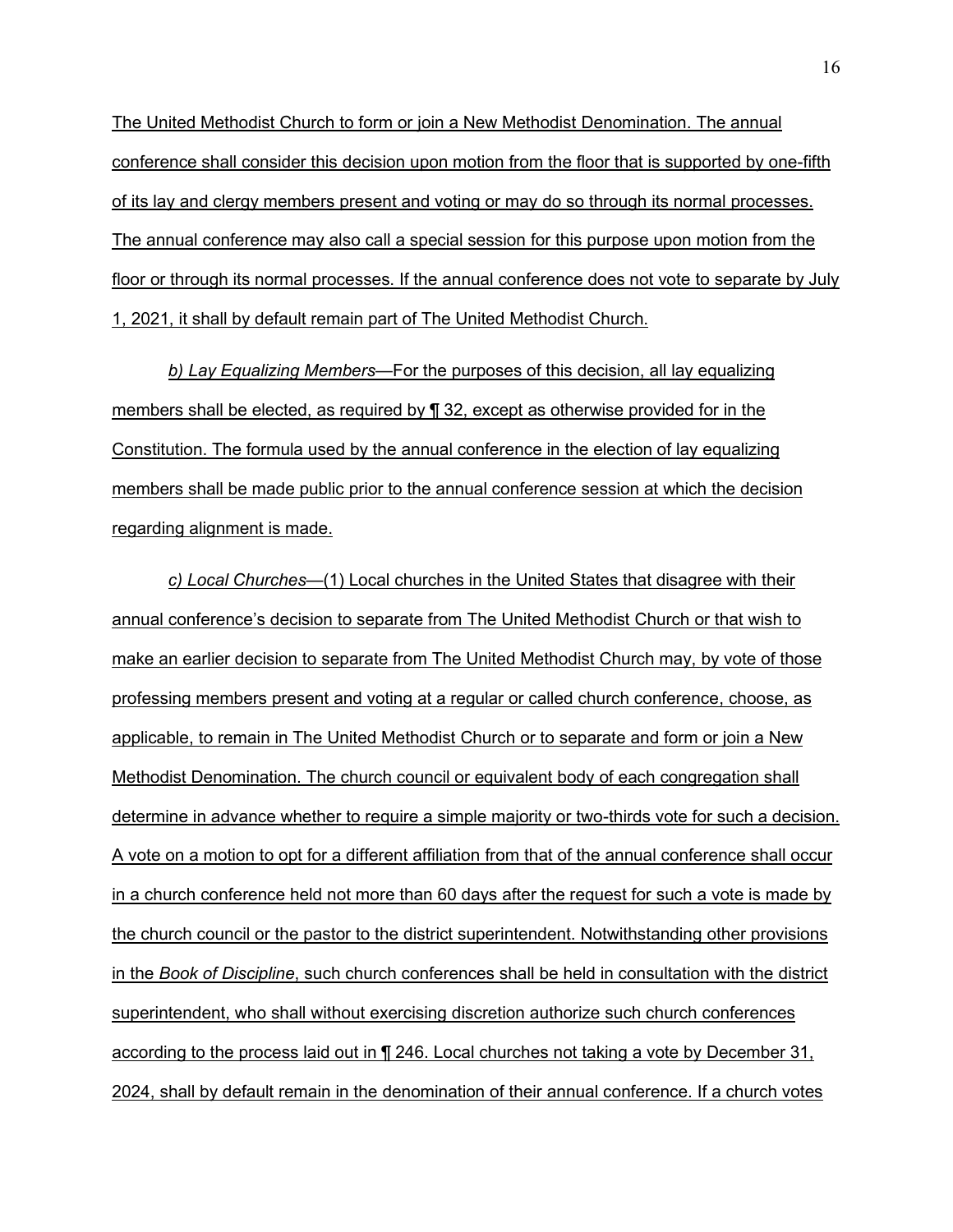The United Methodist Church to form or join a New Methodist Denomination. The annual conference shall consider this decision upon motion from the floor that is supported by one-fifth of its lay and clergy members present and voting or may do so through its normal processes. The annual conference may also call a special session for this purpose upon motion from the floor or through its normal processes. If the annual conference does not vote to separate by July 1, 2021, it shall by default remain part of The United Methodist Church.

*b) Lay Equalizing Members*—For the purposes of this decision, all lay equalizing members shall be elected, as required by ¶ 32, except as otherwise provided for in the Constitution. The formula used by the annual conference in the election of lay equalizing members shall be made public prior to the annual conference session at which the decision regarding alignment is made.

*c) Local Churches*—(1) Local churches in the United States that disagree with their annual conference's decision to separate from The United Methodist Church or that wish to make an earlier decision to separate from The United Methodist Church may, by vote of those professing members present and voting at a regular or called church conference, choose, as applicable, to remain in The United Methodist Church or to separate and form or join a New Methodist Denomination. The church council or equivalent body of each congregation shall determine in advance whether to require a simple majority or two-thirds vote for such a decision. A vote on a motion to opt for a different affiliation from that of the annual conference shall occur in a church conference held not more than 60 days after the request for such a vote is made by the church council or the pastor to the district superintendent. Notwithstanding other provisions in the *Book of Discipline*, such church conferences shall be held in consultation with the district superintendent, who shall without exercising discretion authorize such church conferences according to the process laid out in ¶ 246. Local churches not taking a vote by December 31, 2024, shall by default remain in the denomination of their annual conference. If a church votes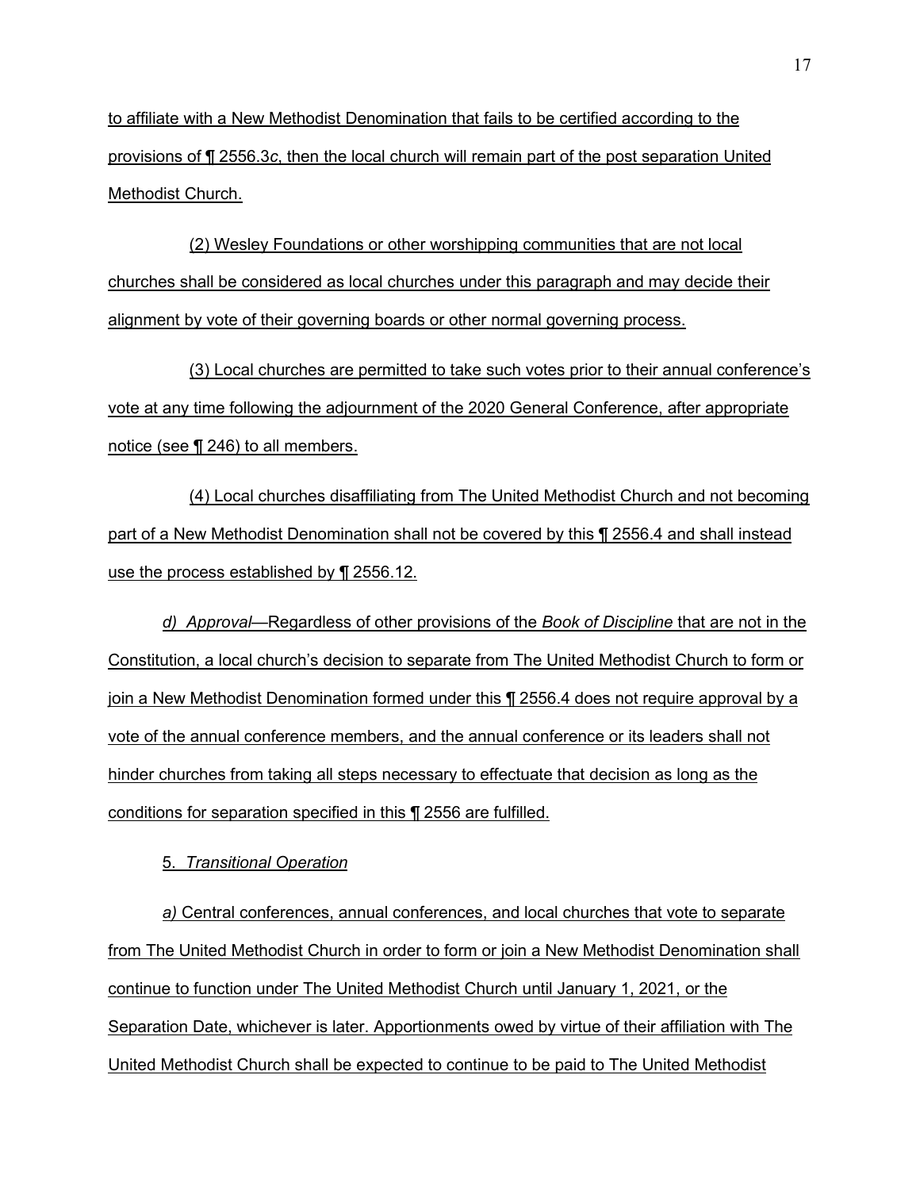to affiliate with a New Methodist Denomination that fails to be certified according to the provisions of ¶ 2556.3*c*, then the local church will remain part of the post separation United Methodist Church.

(2) Wesley Foundations or other worshipping communities that are not local churches shall be considered as local churches under this paragraph and may decide their alignment by vote of their governing boards or other normal governing process.

(3) Local churches are permitted to take such votes prior to their annual conference's vote at any time following the adjournment of the 2020 General Conference, after appropriate notice (see ¶ 246) to all members.

(4) Local churches disaffiliating from The United Methodist Church and not becoming part of a New Methodist Denomination shall not be covered by this ¶ 2556.4 and shall instead use the process established by ¶ 2556.12.

*d) Approval*—Regardless of other provisions of the *Book of Discipline* that are not in the Constitution, a local church's decision to separate from The United Methodist Church to form or join a New Methodist Denomination formed under this ¶ 2556.4 does not require approval by a vote of the annual conference members, and the annual conference or its leaders shall not hinder churches from taking all steps necessary to effectuate that decision as long as the conditions for separation specified in this ¶ 2556 are fulfilled.

5. *Transitional Operation*

*a)* Central conferences, annual conferences, and local churches that vote to separate from The United Methodist Church in order to form or join a New Methodist Denomination shall continue to function under The United Methodist Church until January 1, 2021, or the Separation Date, whichever is later. Apportionments owed by virtue of their affiliation with The United Methodist Church shall be expected to continue to be paid to The United Methodist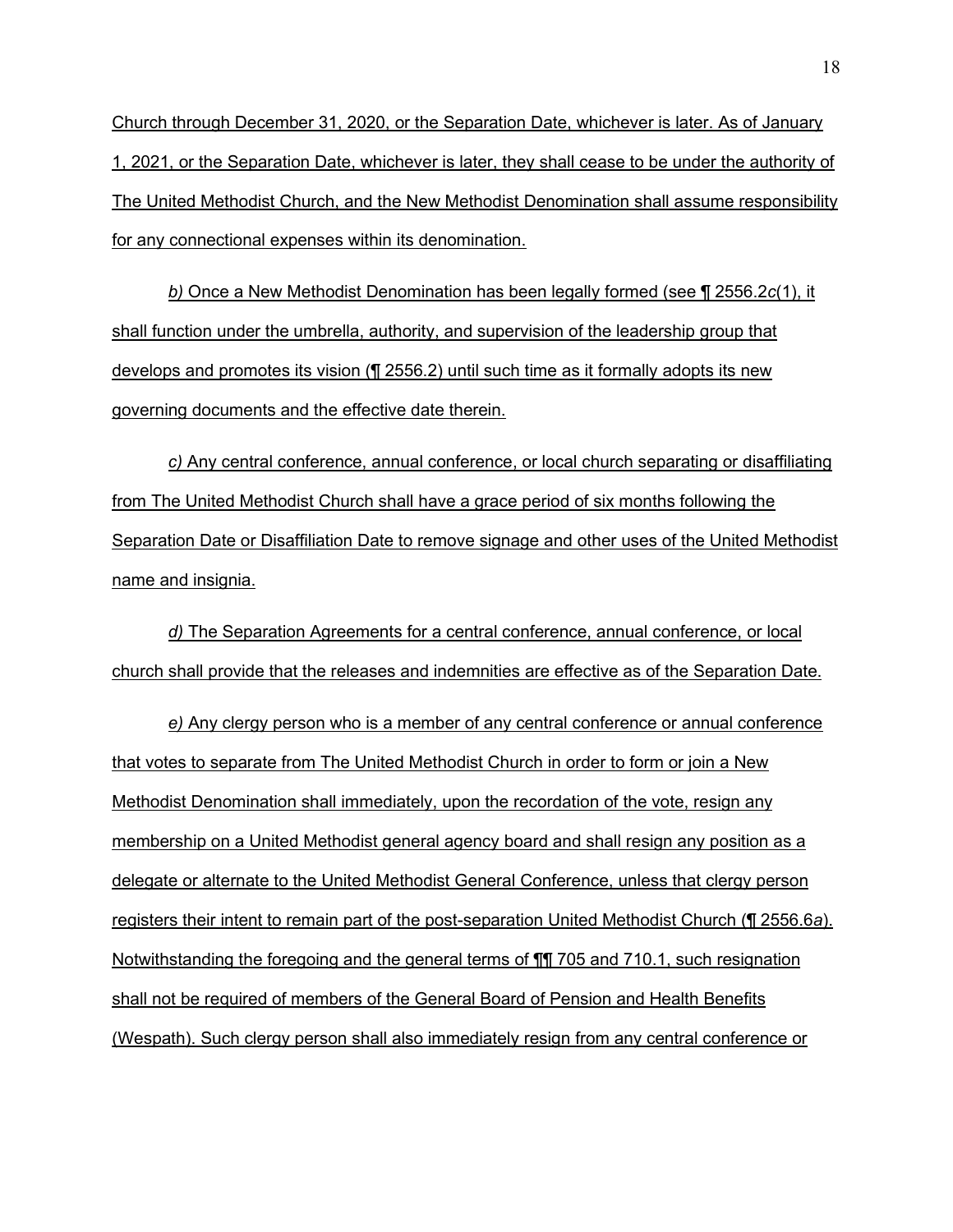Church through December 31, 2020, or the Separation Date, whichever is later. As of January 1, 2021, or the Separation Date, whichever is later, they shall cease to be under the authority of The United Methodist Church, and the New Methodist Denomination shall assume responsibility for any connectional expenses within its denomination.

*b)* Once a New Methodist Denomination has been legally formed (see ¶ 2556.2*c*(1), it shall function under the umbrella, authority, and supervision of the leadership group that develops and promotes its vision (¶ 2556.2) until such time as it formally adopts its new governing documents and the effective date therein.

*c)* Any central conference, annual conference, or local church separating or disaffiliating from The United Methodist Church shall have a grace period of six months following the Separation Date or Disaffiliation Date to remove signage and other uses of the United Methodist name and insignia.

*d)* The Separation Agreements for a central conference, annual conference, or local church shall provide that the releases and indemnities are effective as of the Separation Date.

*e)* Any clergy person who is a member of any central conference or annual conference that votes to separate from The United Methodist Church in order to form or join a New Methodist Denomination shall immediately, upon the recordation of the vote, resign any membership on a United Methodist general agency board and shall resign any position as a delegate or alternate to the United Methodist General Conference, unless that clergy person registers their intent to remain part of the post-separation United Methodist Church (¶ 2556.6*a*). Notwithstanding the foregoing and the general terms of ¶¶ 705 and 710.1, such resignation shall not be required of members of the General Board of Pension and Health Benefits (Wespath). Such clergy person shall also immediately resign from any central conference or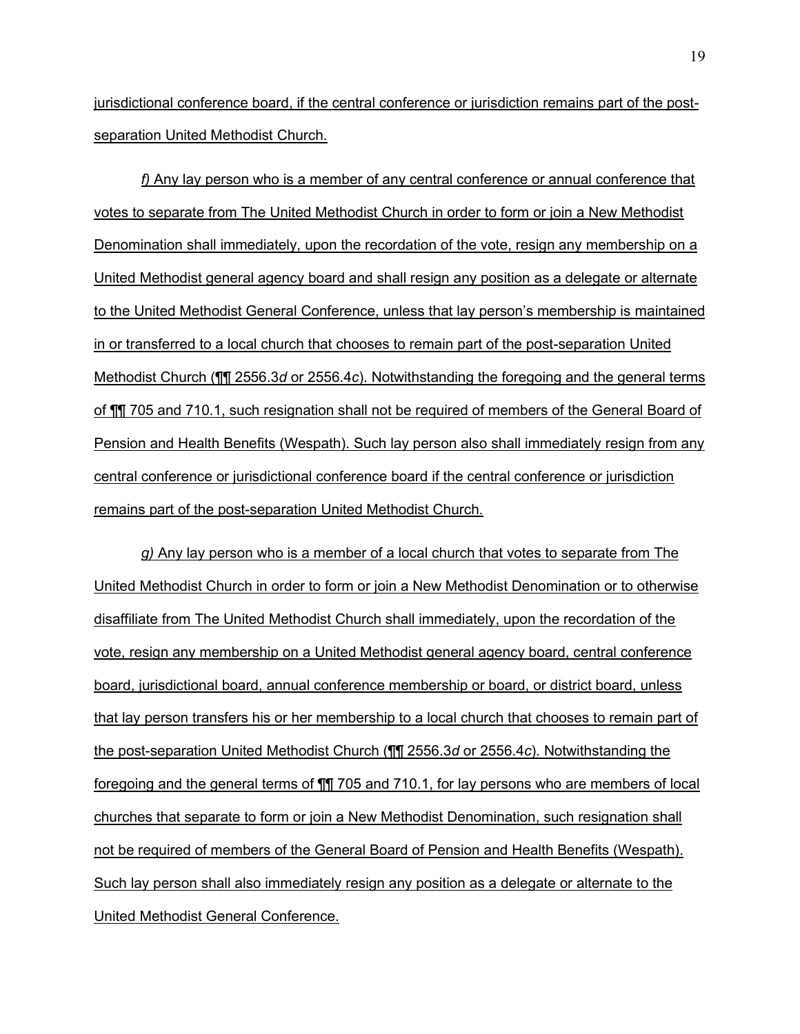jurisdictional conference board, if the central conference or jurisdiction remains part of the post-separation United Methodist Church.

*f)* Any lay person who is a member of any central conference or annual conference that votes to separate from The United Methodist Church in order to form or join a New Methodist Denomination shall immediately, upon the recordation of the vote, resign any membership on a United Methodist general agency board and shall resign any position as a delegate or alternate to the United Methodist General Conference, unless that lay person's membership is maintained in or transferred to a local church that chooses to remain part of the post-separation United Methodist Church (¶¶ 2556.3*d* or 2556.4*c*). Notwithstanding the foregoing and the general terms of ¶¶ 705 and 710.1, such resignation shall not be required of members of the General Board of Pension and Health Benefits (Wespath). Such lay person also shall immediately resign from any central conference or jurisdictional conference board if the central conference or jurisdiction remains part of the post-separation United Methodist Church.

*g)* Any lay person who is a member of a local church that votes to separate from The United Methodist Church in order to form or join a New Methodist Denomination or to otherwise disaffiliate from The United Methodist Church shall immediately, upon the recordation of the vote, resign any membership on a United Methodist general agency board, central conference board, jurisdictional board, annual conference membership or board, or district board, unless that lay person transfers his or her membership to a local church that chooses to remain part of the post-separation United Methodist Church (¶¶ 2556.3*d* or 2556.4*c*). Notwithstanding the foregoing and the general terms of ¶¶ 705 and 710.1, for lay persons who are members of local churches that separate to form or join a New Methodist Denomination, such resignation shall not be required of members of the General Board of Pension and Health Benefits (Wespath). Such lay person shall also immediately resign any position as a delegate or alternate to the United Methodist General Conference.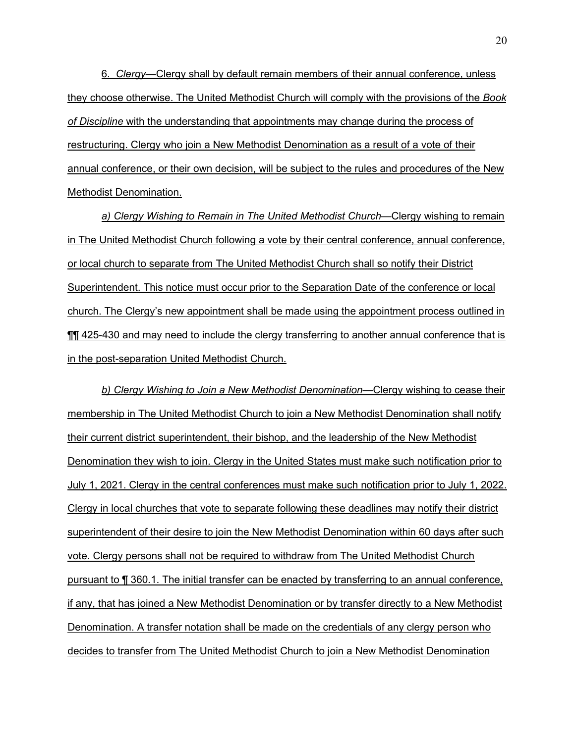6. *Clergy*—Clergy shall by default remain members of their annual conference, unless they choose otherwise. The United Methodist Church will comply with the provisions of the *Book of Discipline* with the understanding that appointments may change during the process of restructuring. Clergy who join a New Methodist Denomination as a result of a vote of their annual conference, or their own decision, will be subject to the rules and procedures of the New Methodist Denomination.

*a) Clergy Wishing to Remain in The United Methodist Church*—Clergy wishing to remain in The United Methodist Church following a vote by their central conference, annual conference, or local church to separate from The United Methodist Church shall so notify their District Superintendent. This notice must occur prior to the Separation Date of the conference or local church. The Clergy's new appointment shall be made using the appointment process outlined in ¶¶ 425-430 and may need to include the clergy transferring to another annual conference that is in the post-separation United Methodist Church.

*b) Clergy Wishing to Join a New Methodist Denomination*—Clergy wishing to cease their membership in The United Methodist Church to join a New Methodist Denomination shall notify their current district superintendent, their bishop, and the leadership of the New Methodist Denomination they wish to join. Clergy in the United States must make such notification prior to July 1, 2021. Clergy in the central conferences must make such notification prior to July 1, 2022. Clergy in local churches that vote to separate following these deadlines may notify their district superintendent of their desire to join the New Methodist Denomination within 60 days after such vote. Clergy persons shall not be required to withdraw from The United Methodist Church pursuant to ¶ 360.1. The initial transfer can be enacted by transferring to an annual conference, if any, that has joined a New Methodist Denomination or by transfer directly to a New Methodist Denomination. A transfer notation shall be made on the credentials of any clergy person who decides to transfer from The United Methodist Church to join a New Methodist Denomination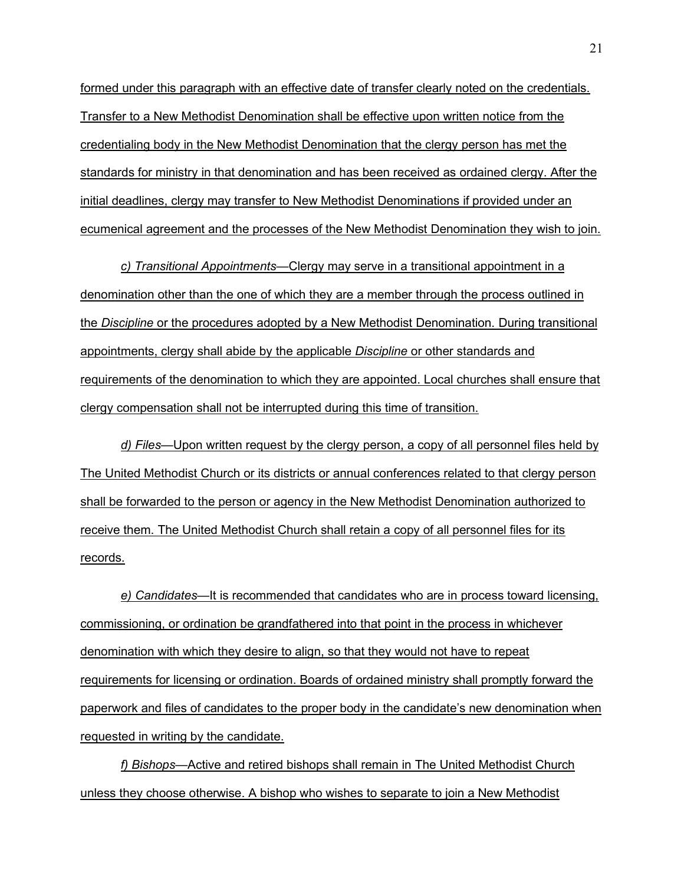formed under this paragraph with an effective date of transfer clearly noted on the credentials. Transfer to a New Methodist Denomination shall be effective upon written notice from the credentialing body in the New Methodist Denomination that the clergy person has met the standards for ministry in that denomination and has been received as ordained clergy. After the initial deadlines, clergy may transfer to New Methodist Denominations if provided under an ecumenical agreement and the processes of the New Methodist Denomination they wish to join.

*c) Transitional Appointments*—Clergy may serve in a transitional appointment in a denomination other than the one of which they are a member through the process outlined in the *Discipline* or the procedures adopted by a New Methodist Denomination. During transitional appointments, clergy shall abide by the applicable *Discipline* or other standards and requirements of the denomination to which they are appointed. Local churches shall ensure that clergy compensation shall not be interrupted during this time of transition.

*d) Files*—Upon written request by the clergy person, a copy of all personnel files held by The United Methodist Church or its districts or annual conferences related to that clergy person shall be forwarded to the person or agency in the New Methodist Denomination authorized to receive them. The United Methodist Church shall retain a copy of all personnel files for its records.

*e) Candidates*—It is recommended that candidates who are in process toward licensing, commissioning, or ordination be grandfathered into that point in the process in whichever denomination with which they desire to align, so that they would not have to repeat requirements for licensing or ordination. Boards of ordained ministry shall promptly forward the paperwork and files of candidates to the proper body in the candidate's new denomination when requested in writing by the candidate.

*f) Bishops*—Active and retired bishops shall remain in The United Methodist Church unless they choose otherwise. A bishop who wishes to separate to join a New Methodist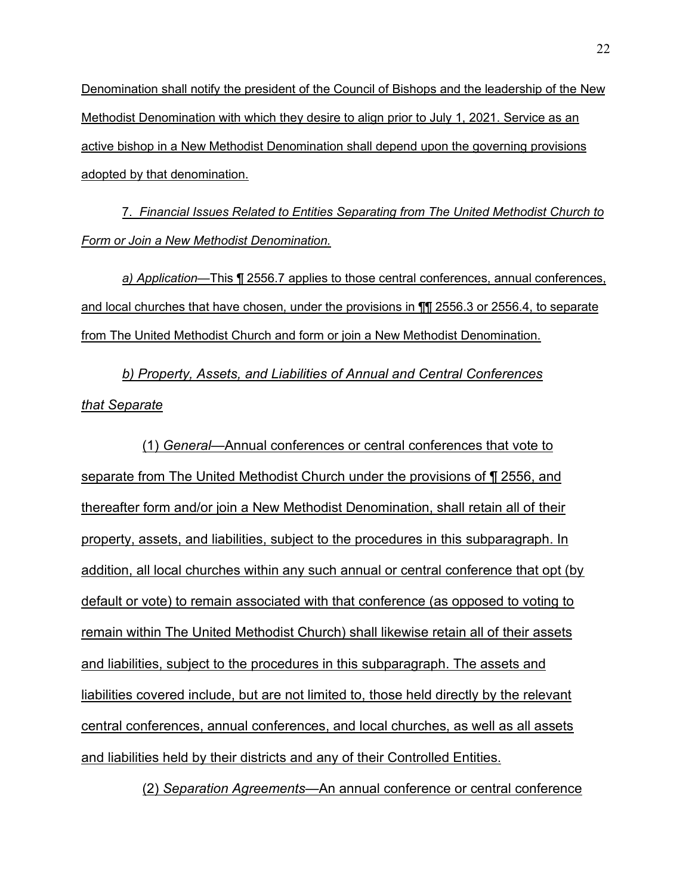Denomination shall notify the president of the Council of Bishops and the leadership of the New Methodist Denomination with which they desire to align prior to July 1, 2021. Service as an active bishop in a New Methodist Denomination shall depend upon the governing provisions adopted by that denomination.

7. *Financial Issues Related to Entities Separating from The United Methodist Church to Form or Join a New Methodist Denomination.*

*a) Application*—This ¶ 2556.7 applies to those central conferences, annual conferences, and local churches that have chosen, under the provisions in ¶¶ 2556.3 or 2556.4, to separate from The United Methodist Church and form or join a New Methodist Denomination.

*b) Property, Assets, and Liabilities of Annual and Central Conferences that Separate*

(1) *General*—Annual conferences or central conferences that vote to separate from The United Methodist Church under the provisions of ¶ 2556, and thereafter form and/or join a New Methodist Denomination, shall retain all of their property, assets, and liabilities, subject to the procedures in this subparagraph. In addition, all local churches within any such annual or central conference that opt (by default or vote) to remain associated with that conference (as opposed to voting to remain within The United Methodist Church) shall likewise retain all of their assets and liabilities, subject to the procedures in this subparagraph. The assets and liabilities covered include, but are not limited to, those held directly by the relevant central conferences, annual conferences, and local churches, as well as all assets and liabilities held by their districts and any of their Controlled Entities.

(2) *Separation Agreements*—An annual conference or central conference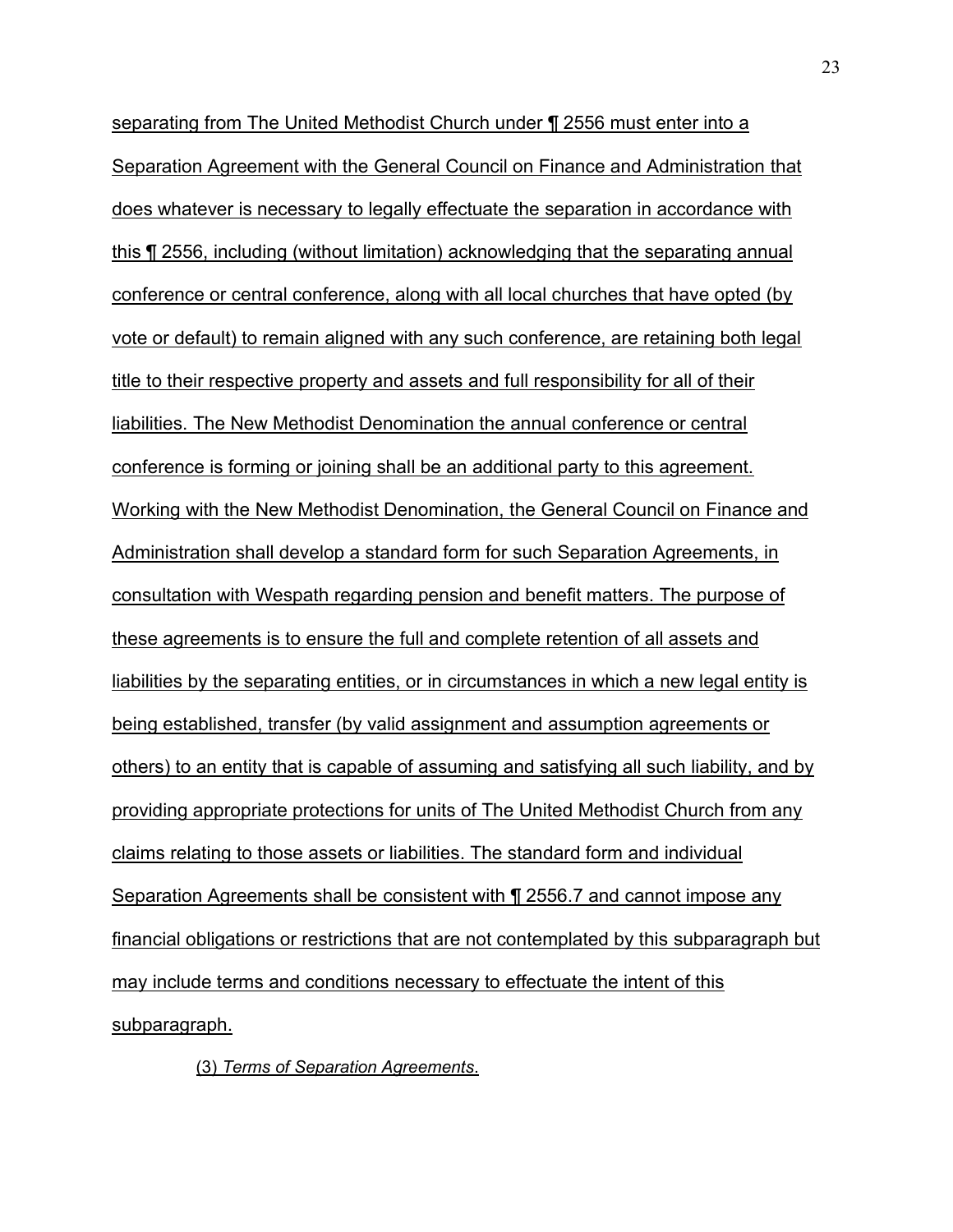separating from The United Methodist Church under ¶ 2556 must enter into a Separation Agreement with the General Council on Finance and Administration that does whatever is necessary to legally effectuate the separation in accordance with this ¶ 2556, including (without limitation) acknowledging that the separating annual conference or central conference, along with all local churches that have opted (by vote or default) to remain aligned with any such conference, are retaining both legal title to their respective property and assets and full responsibility for all of their liabilities. The New Methodist Denomination the annual conference or central conference is forming or joining shall be an additional party to this agreement. Working with the New Methodist Denomination, the General Council on Finance and Administration shall develop a standard form for such Separation Agreements, in consultation with Wespath regarding pension and benefit matters. The purpose of these agreements is to ensure the full and complete retention of all assets and liabilities by the separating entities, or in circumstances in which a new legal entity is being established, transfer (by valid assignment and assumption agreements or others) to an entity that is capable of assuming and satisfying all such liability, and by providing appropriate protections for units of The United Methodist Church from any claims relating to those assets or liabilities. The standard form and individual Separation Agreements shall be consistent with ¶ 2556.7 and cannot impose any financial obligations or restrictions that are not contemplated by this subparagraph but may include terms and conditions necessary to effectuate the intent of this subparagraph.

(3) *Terms of Separation Agreements*.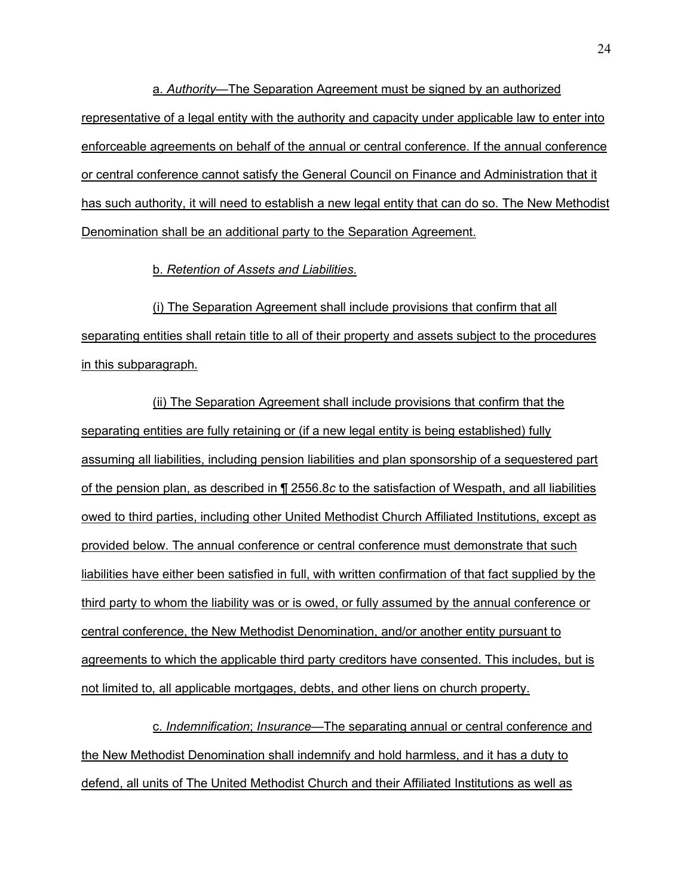a. *Authority*—The Separation Agreement must be signed by an authorized representative of a legal entity with the authority and capacity under applicable law to enter into enforceable agreements on behalf of the annual or central conference. If the annual conference or central conference cannot satisfy the General Council on Finance and Administration that it has such authority, it will need to establish a new legal entity that can do so. The New Methodist Denomination shall be an additional party to the Separation Agreement.

b. *Retention of Assets and Liabilities*.

(i) The Separation Agreement shall include provisions that confirm that all separating entities shall retain title to all of their property and assets subject to the procedures in this subparagraph.

(ii) The Separation Agreement shall include provisions that confirm that the separating entities are fully retaining or (if a new legal entity is being established) fully assuming all liabilities, including pension liabilities and plan sponsorship of a sequestered part of the pension plan, as described in ¶ 2556.8*c* to the satisfaction of Wespath, and all liabilities owed to third parties, including other United Methodist Church Affiliated Institutions, except as provided below. The annual conference or central conference must demonstrate that such liabilities have either been satisfied in full, with written confirmation of that fact supplied by the third party to whom the liability was or is owed, or fully assumed by the annual conference or central conference, the New Methodist Denomination, and/or another entity pursuant to agreements to which the applicable third party creditors have consented. This includes, but is not limited to, all applicable mortgages, debts, and other liens on church property.

c. *Indemnification*; *Insurance*—The separating annual or central conference and the New Methodist Denomination shall indemnify and hold harmless, and it has a duty to defend, all units of The United Methodist Church and their Affiliated Institutions as well as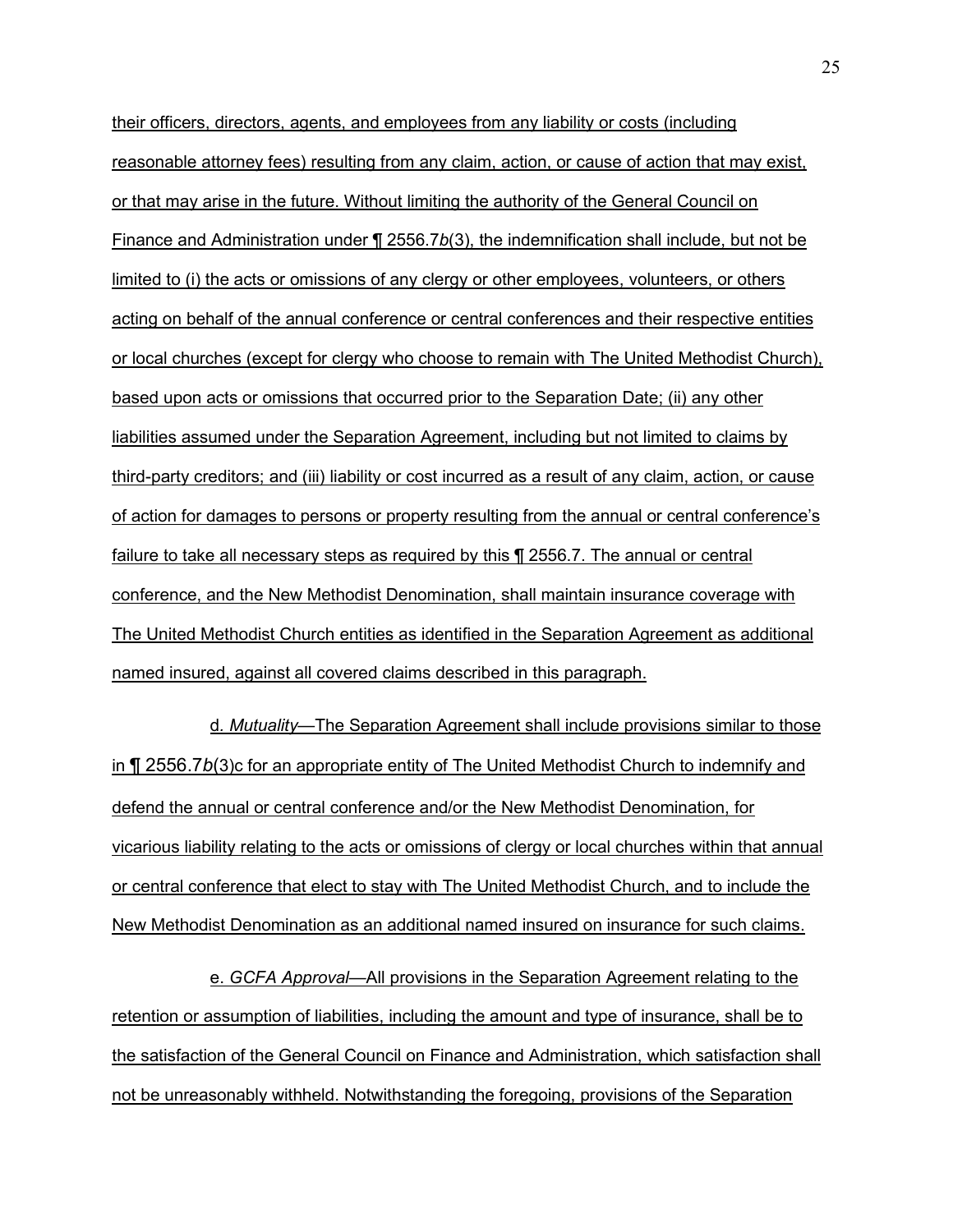their officers, directors, agents, and employees from any liability or costs (including reasonable attorney fees) resulting from any claim, action, or cause of action that may exist, or that may arise in the future. Without limiting the authority of the General Council on Finance and Administration under ¶ 2556.7*b*(3), the indemnification shall include, but not be limited to (i) the acts or omissions of any clergy or other employees, volunteers, or others acting on behalf of the annual conference or central conferences and their respective entities or local churches (except for clergy who choose to remain with The United Methodist Church), based upon acts or omissions that occurred prior to the Separation Date; (ii) any other liabilities assumed under the Separation Agreement, including but not limited to claims by third-party creditors; and (iii) liability or cost incurred as a result of any claim, action, or cause of action for damages to persons or property resulting from the annual or central conference's failure to take all necessary steps as required by this ¶ 2556.7. The annual or central conference, and the New Methodist Denomination, shall maintain insurance coverage with The United Methodist Church entities as identified in the Separation Agreement as additional named insured, against all covered claims described in this paragraph.

d. *Mutuality*—The Separation Agreement shall include provisions similar to those in ¶ 2556.7*b*(3)c for an appropriate entity of The United Methodist Church to indemnify and defend the annual or central conference and/or the New Methodist Denomination, for vicarious liability relating to the acts or omissions of clergy or local churches within that annual or central conference that elect to stay with The United Methodist Church, and to include the New Methodist Denomination as an additional named insured on insurance for such claims.

e. *GCFA Approval*—All provisions in the Separation Agreement relating to the retention or assumption of liabilities, including the amount and type of insurance, shall be to the satisfaction of the General Council on Finance and Administration, which satisfaction shall not be unreasonably withheld. Notwithstanding the foregoing, provisions of the Separation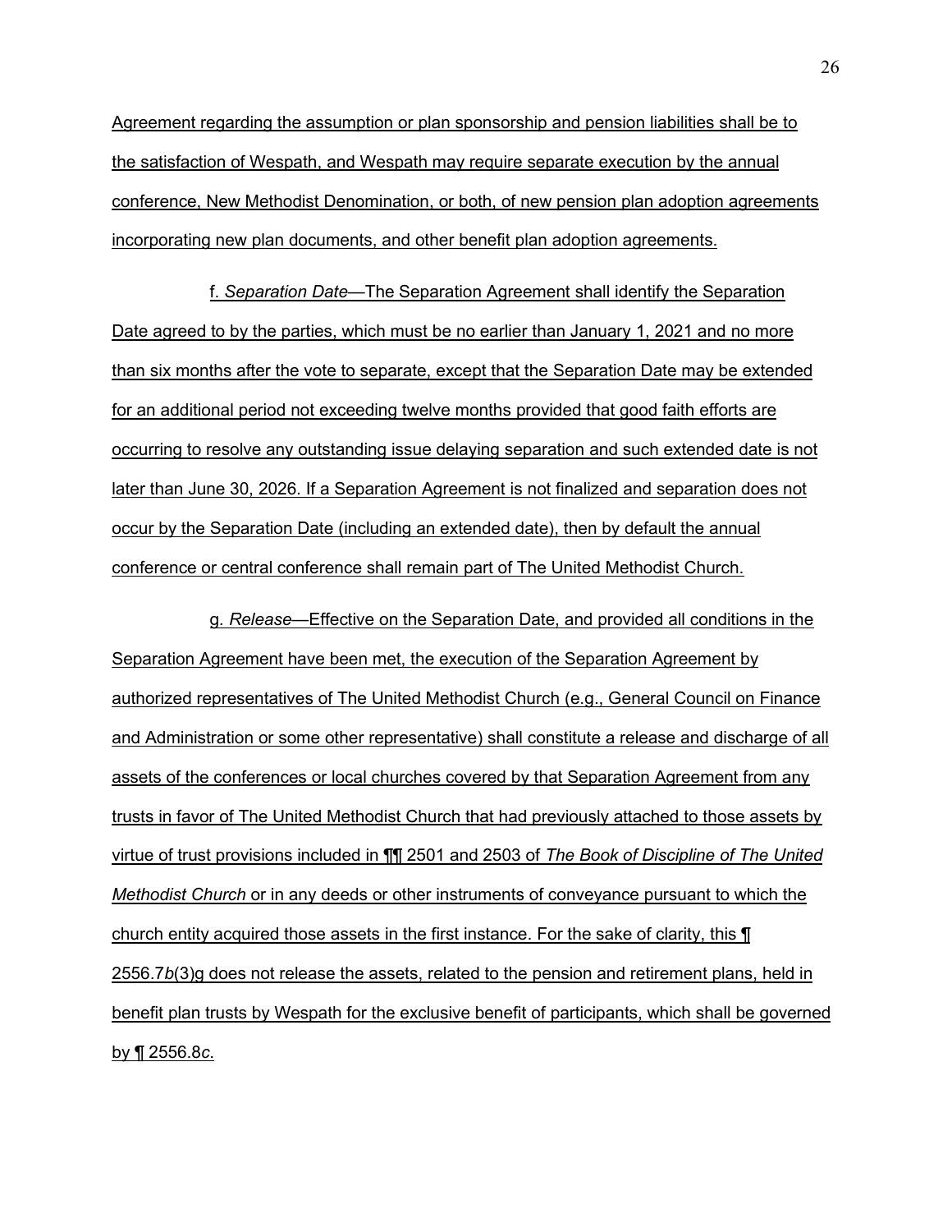Agreement regarding the assumption or plan sponsorship and pension liabilities shall be to the satisfaction of Wespath, and Wespath may require separate execution by the annual conference, New Methodist Denomination, or both, of new pension plan adoption agreements incorporating new plan documents, and other benefit plan adoption agreements.

f. *Separation Date*—The Separation Agreement shall identify the Separation Date agreed to by the parties, which must be no earlier than January 1, 2021 and no more than six months after the vote to separate, except that the Separation Date may be extended for an additional period not exceeding twelve months provided that good faith efforts are occurring to resolve any outstanding issue delaying separation and such extended date is not later than June 30, 2026. If a Separation Agreement is not finalized and separation does not occur by the Separation Date (including an extended date), then by default the annual conference or central conference shall remain part of The United Methodist Church.

g. *Release*—Effective on the Separation Date, and provided all conditions in the Separation Agreement have been met, the execution of the Separation Agreement by authorized representatives of The United Methodist Church (e.g., General Council on Finance and Administration or some other representative) shall constitute a release and discharge of all assets of the conferences or local churches covered by that Separation Agreement from any trusts in favor of The United Methodist Church that had previously attached to those assets by virtue of trust provisions included in ¶¶ 2501 and 2503 of *The Book of Discipline of The United Methodist Church* or in any deeds or other instruments of conveyance pursuant to which the church entity acquired those assets in the first instance. For the sake of clarity, this ¶ 2556.7*b*(3)g does not release the assets, related to the pension and retirement plans, held in benefit plan trusts by Wespath for the exclusive benefit of participants, which shall be governed by ¶ 2556.8*c*.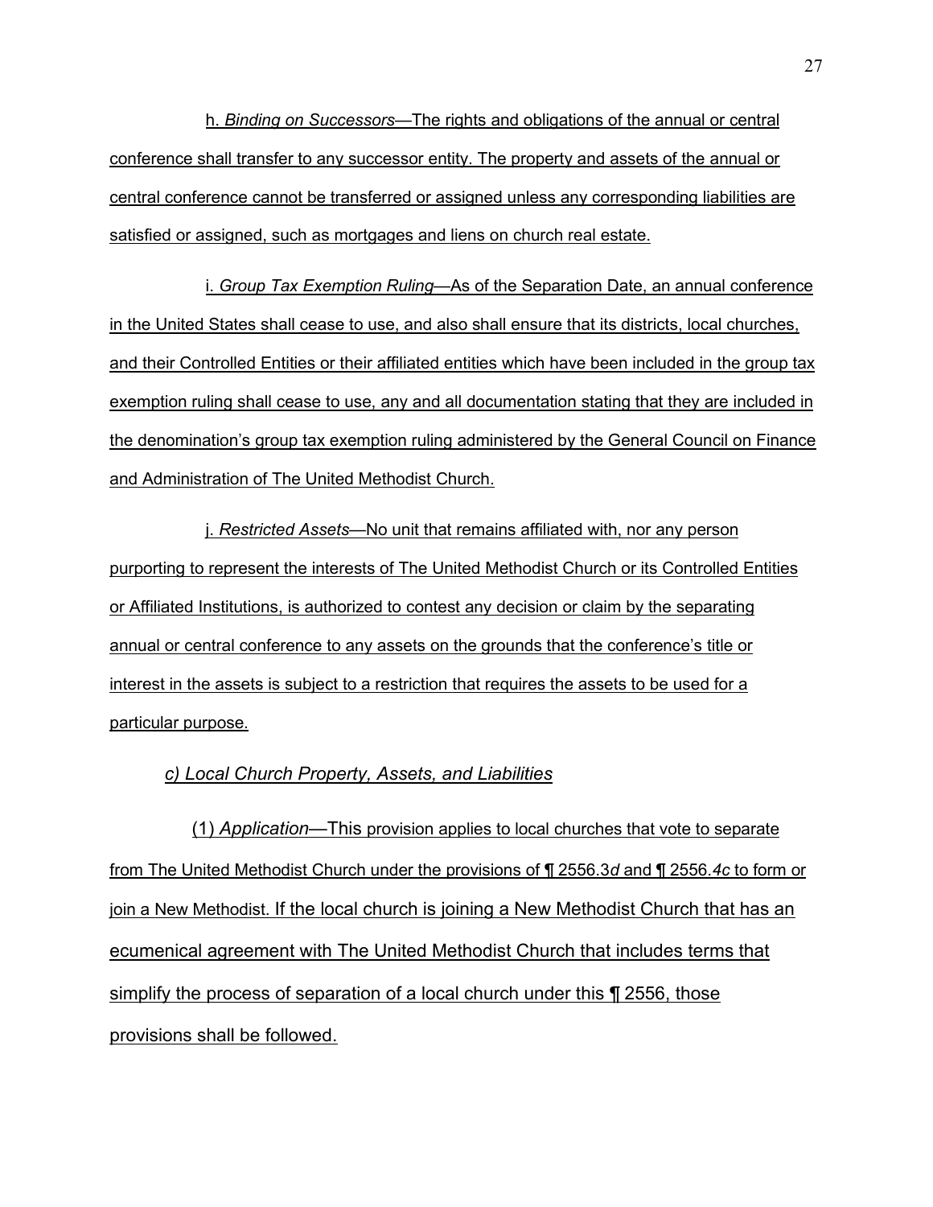h. *Binding on Successors*—The rights and obligations of the annual or central conference shall transfer to any successor entity. The property and assets of the annual or central conference cannot be transferred or assigned unless any corresponding liabilities are satisfied or assigned, such as mortgages and liens on church real estate.

i. *Group Tax Exemption Ruling*—As of the Separation Date, an annual conference in the United States shall cease to use, and also shall ensure that its districts, local churches, and their Controlled Entities or their affiliated entities which have been included in the group tax exemption ruling shall cease to use, any and all documentation stating that they are included in the denomination's group tax exemption ruling administered by the General Council on Finance and Administration of The United Methodist Church.

j. *Restricted Assets*—No unit that remains affiliated with, nor any person purporting to represent the interests of The United Methodist Church or its Controlled Entities or Affiliated Institutions, is authorized to contest any decision or claim by the separating annual or central conference to any assets on the grounds that the conference's title or interest in the assets is subject to a restriction that requires the assets to be used for a particular purpose.

*c) Local Church Property, Assets, and Liabilities*

(1) *Application*—This provision applies to local churches that vote to separate from The United Methodist Church under the provisions of ¶ 2556.3*d* and ¶ 2556.*4c* to form or join a New Methodist. If the local church is joining a New Methodist Church that has an ecumenical agreement with The United Methodist Church that includes terms that simplify the process of separation of a local church under this ¶ 2556, those provisions shall be followed.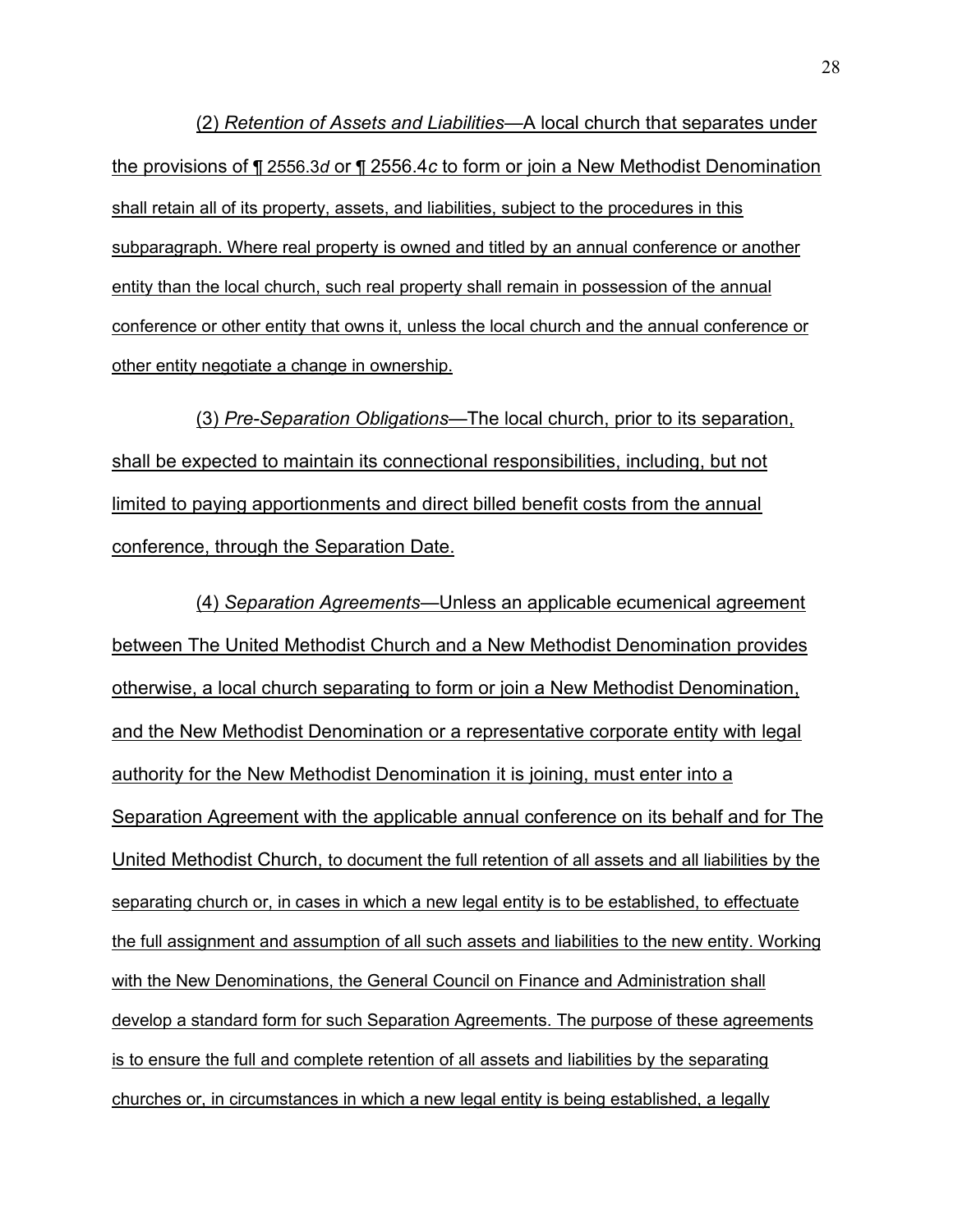(2) *Retention of Assets and Liabilities*—A local church that separates under the provisions of ¶ 2556.3*d* or ¶ 2556.4*c* to form or join a New Methodist Denomination shall retain all of its property, assets, and liabilities, subject to the procedures in this subparagraph. Where real property is owned and titled by an annual conference or another entity than the local church, such real property shall remain in possession of the annual conference or other entity that owns it, unless the local church and the annual conference or other entity negotiate a change in ownership.

(3) *Pre-Separation Obligations*—The local church, prior to its separation, shall be expected to maintain its connectional responsibilities, including, but not limited to paying apportionments and direct billed benefit costs from the annual conference, through the Separation Date.

(4) *Separation Agreements*—Unless an applicable ecumenical agreement between The United Methodist Church and a New Methodist Denomination provides otherwise, a local church separating to form or join a New Methodist Denomination, and the New Methodist Denomination or a representative corporate entity with legal authority for the New Methodist Denomination it is joining, must enter into a Separation Agreement with the applicable annual conference on its behalf and for The United Methodist Church, to document the full retention of all assets and all liabilities by the separating church or, in cases in which a new legal entity is to be established, to effectuate the full assignment and assumption of all such assets and liabilities to the new entity. Working with the New Denominations, the General Council on Finance and Administration shall develop a standard form for such Separation Agreements. The purpose of these agreements is to ensure the full and complete retention of all assets and liabilities by the separating churches or, in circumstances in which a new legal entity is being established, a legally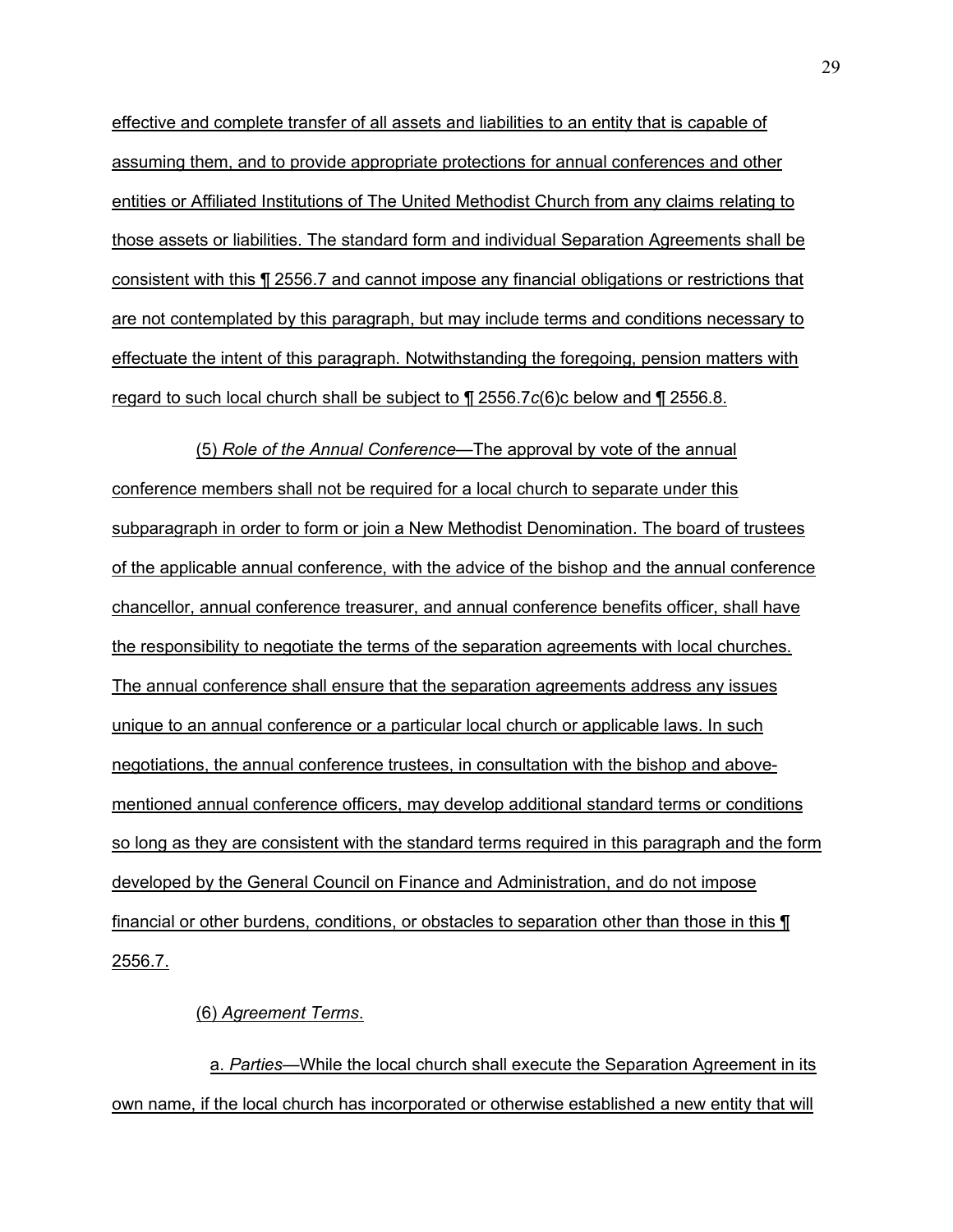effective and complete transfer of all assets and liabilities to an entity that is capable of assuming them, and to provide appropriate protections for annual conferences and other entities or Affiliated Institutions of The United Methodist Church from any claims relating to those assets or liabilities. The standard form and individual Separation Agreements shall be consistent with this ¶ 2556.7 and cannot impose any financial obligations or restrictions that are not contemplated by this paragraph, but may include terms and conditions necessary to effectuate the intent of this paragraph. Notwithstanding the foregoing, pension matters with regard to such local church shall be subject to ¶ 2556.7*c*(6)c below and ¶ 2556.8.

(5) *Role of the Annual Conference*—The approval by vote of the annual conference members shall not be required for a local church to separate under this subparagraph in order to form or join a New Methodist Denomination. The board of trustees of the applicable annual conference, with the advice of the bishop and the annual conference chancellor, annual conference treasurer, and annual conference benefits officer, shall have the responsibility to negotiate the terms of the separation agreements with local churches. The annual conference shall ensure that the separation agreements address any issues unique to an annual conference or a particular local church or applicable laws. In such negotiations, the annual conference trustees, in consultation with the bishop and above-mentioned annual conference officers, may develop additional standard terms or conditions so long as they are consistent with the standard terms required in this paragraph and the form developed by the General Council on Finance and Administration, and do not impose financial or other burdens, conditions, or obstacles to separation other than those in this ¶ 2556.7.

(6) *Agreement Terms*.

a. *Parties*—While the local church shall execute the Separation Agreement in its own name, if the local church has incorporated or otherwise established a new entity that will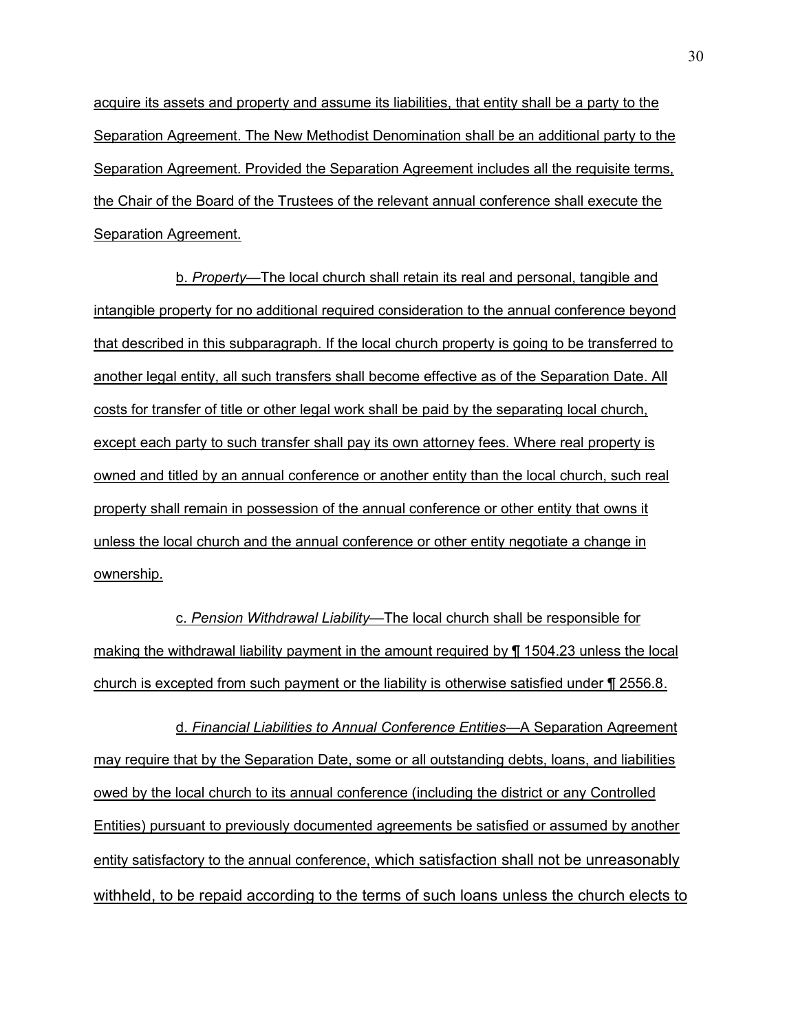acquire its assets and property and assume its liabilities, that entity shall be a party to the Separation Agreement. The New Methodist Denomination shall be an additional party to the Separation Agreement. Provided the Separation Agreement includes all the requisite terms, the Chair of the Board of the Trustees of the relevant annual conference shall execute the Separation Agreement.

b. *Property*—The local church shall retain its real and personal, tangible and intangible property for no additional required consideration to the annual conference beyond that described in this subparagraph. If the local church property is going to be transferred to another legal entity, all such transfers shall become effective as of the Separation Date. All costs for transfer of title or other legal work shall be paid by the separating local church, except each party to such transfer shall pay its own attorney fees. Where real property is owned and titled by an annual conference or another entity than the local church, such real property shall remain in possession of the annual conference or other entity that owns it unless the local church and the annual conference or other entity negotiate a change in ownership.

c. *Pension Withdrawal Liability*—The local church shall be responsible for making the withdrawal liability payment in the amount required by ¶ 1504.23 unless the local church is excepted from such payment or the liability is otherwise satisfied under ¶ 2556.8.

d. *Financial Liabilities to Annual Conference Entities*—A Separation Agreement may require that by the Separation Date, some or all outstanding debts, loans, and liabilities owed by the local church to its annual conference (including the district or any Controlled Entities) pursuant to previously documented agreements be satisfied or assumed by another entity satisfactory to the annual conference, which satisfaction shall not be unreasonably withheld, to be repaid according to the terms of such loans unless the church elects to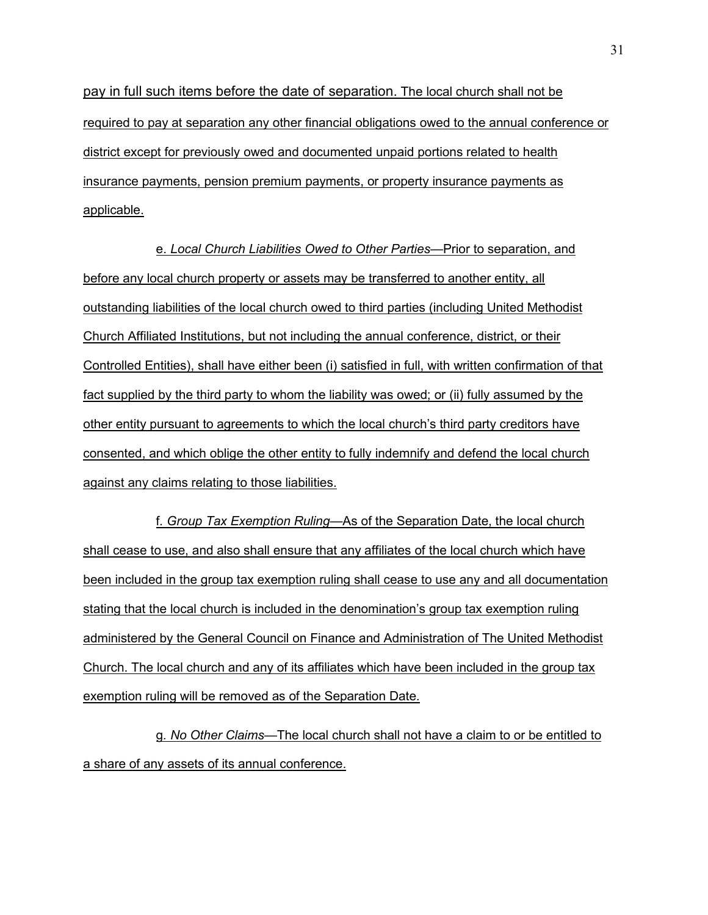pay in full such items before the date of separation. The local church shall not be required to pay at separation any other financial obligations owed to the annual conference or district except for previously owed and documented unpaid portions related to health insurance payments, pension premium payments, or property insurance payments as applicable.

e. *Local Church Liabilities Owed to Other Parties*—Prior to separation, and before any local church property or assets may be transferred to another entity, all outstanding liabilities of the local church owed to third parties (including United Methodist Church Affiliated Institutions, but not including the annual conference, district, or their Controlled Entities), shall have either been (i) satisfied in full, with written confirmation of that fact supplied by the third party to whom the liability was owed; or (ii) fully assumed by the other entity pursuant to agreements to which the local church's third party creditors have consented, and which oblige the other entity to fully indemnify and defend the local church against any claims relating to those liabilities.

f. *Group Tax Exemption Ruling*—As of the Separation Date, the local church shall cease to use, and also shall ensure that any affiliates of the local church which have been included in the group tax exemption ruling shall cease to use any and all documentation stating that the local church is included in the denomination's group tax exemption ruling administered by the General Council on Finance and Administration of The United Methodist Church. The local church and any of its affiliates which have been included in the group tax exemption ruling will be removed as of the Separation Date.

g. *No Other Claims*—The local church shall not have a claim to or be entitled to a share of any assets of its annual conference.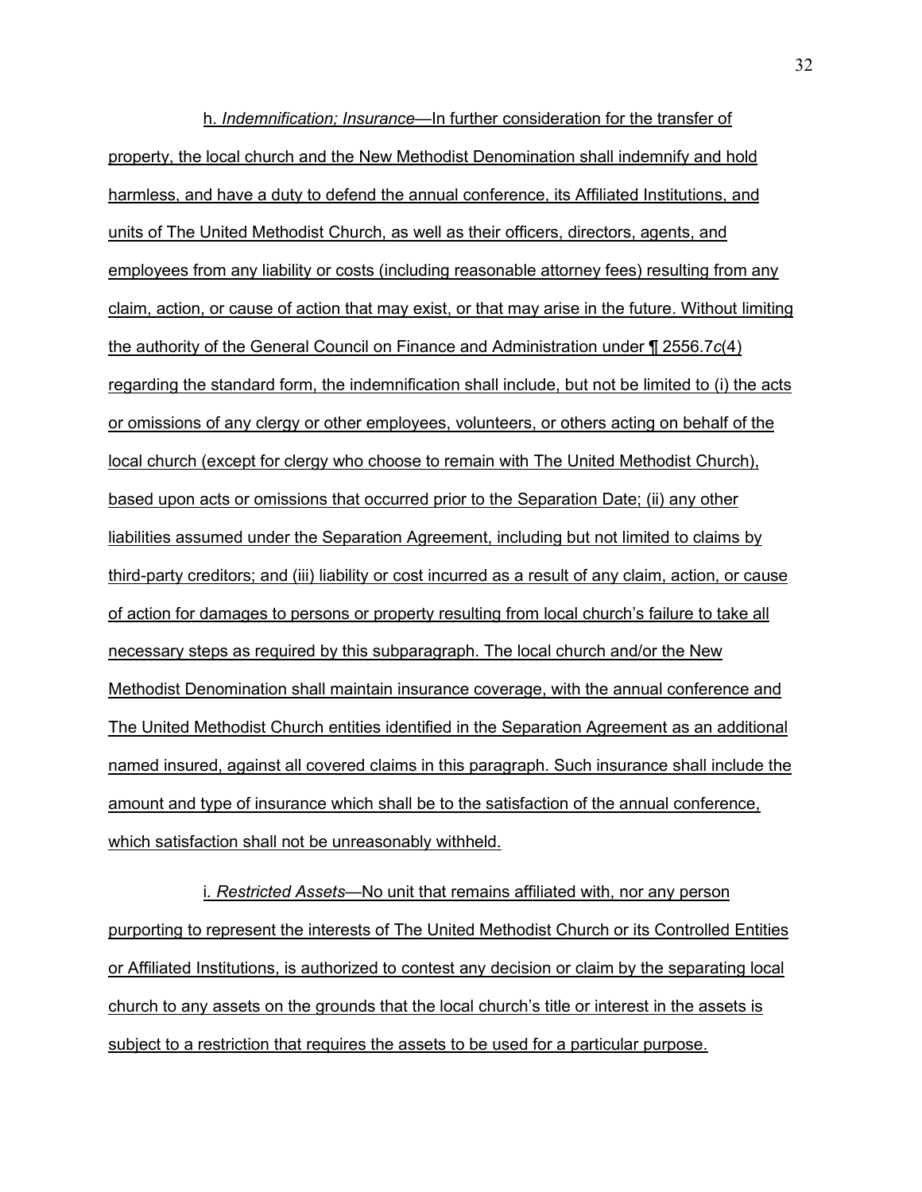h. *Indemnification; Insurance*—In further consideration for the transfer of property, the local church and the New Methodist Denomination shall indemnify and hold harmless, and have a duty to defend the annual conference, its Affiliated Institutions, and units of The United Methodist Church, as well as their officers, directors, agents, and employees from any liability or costs (including reasonable attorney fees) resulting from any claim, action, or cause of action that may exist, or that may arise in the future. Without limiting the authority of the General Council on Finance and Administration under ¶ 2556.7*c*(4) regarding the standard form, the indemnification shall include, but not be limited to (i) the acts or omissions of any clergy or other employees, volunteers, or others acting on behalf of the local church (except for clergy who choose to remain with The United Methodist Church), based upon acts or omissions that occurred prior to the Separation Date; (ii) any other liabilities assumed under the Separation Agreement, including but not limited to claims by third-party creditors; and (iii) liability or cost incurred as a result of any claim, action, or cause of action for damages to persons or property resulting from local church's failure to take all necessary steps as required by this subparagraph. The local church and/or the New Methodist Denomination shall maintain insurance coverage, with the annual conference and The United Methodist Church entities identified in the Separation Agreement as an additional named insured, against all covered claims in this paragraph. Such insurance shall include the amount and type of insurance which shall be to the satisfaction of the annual conference, which satisfaction shall not be unreasonably withheld.

i. *Restricted Assets*—No unit that remains affiliated with, nor any person purporting to represent the interests of The United Methodist Church or its Controlled Entities or Affiliated Institutions, is authorized to contest any decision or claim by the separating local church to any assets on the grounds that the local church's title or interest in the assets is subject to a restriction that requires the assets to be used for a particular purpose.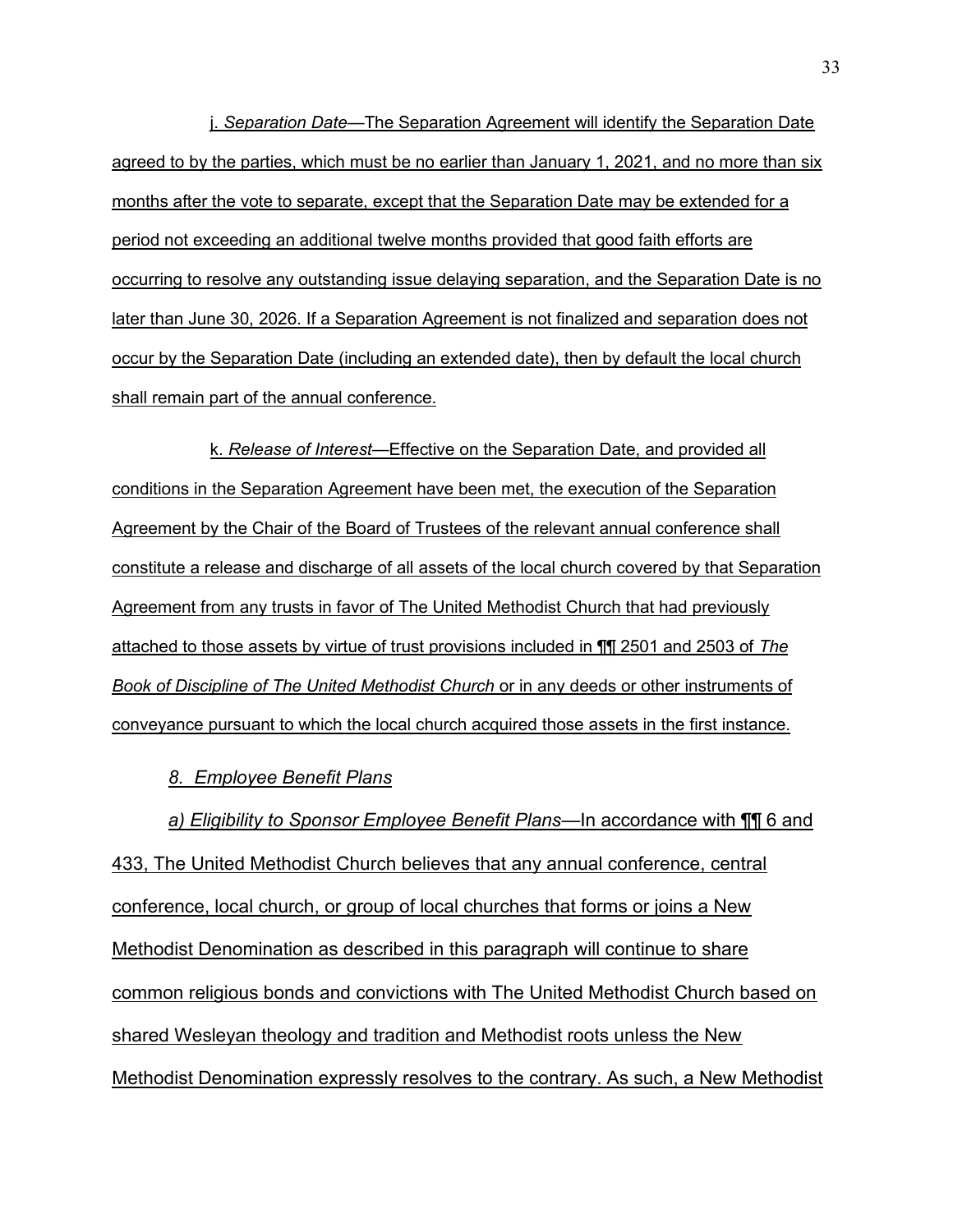j. *Separation Date*—The Separation Agreement will identify the Separation Date agreed to by the parties, which must be no earlier than January 1, 2021, and no more than six months after the vote to separate, except that the Separation Date may be extended for a period not exceeding an additional twelve months provided that good faith efforts are occurring to resolve any outstanding issue delaying separation, and the Separation Date is no later than June 30, 2026. If a Separation Agreement is not finalized and separation does not occur by the Separation Date (including an extended date), then by default the local church shall remain part of the annual conference.

k. *Release of Interest*—Effective on the Separation Date, and provided all conditions in the Separation Agreement have been met, the execution of the Separation Agreement by the Chair of the Board of Trustees of the relevant annual conference shall constitute a release and discharge of all assets of the local church covered by that Separation Agreement from any trusts in favor of The United Methodist Church that had previously attached to those assets by virtue of trust provisions included in ¶¶ 2501 and 2503 of *The Book of Discipline of The United Methodist Church* or in any deeds or other instruments of conveyance pursuant to which the local church acquired those assets in the first instance.

*8. Employee Benefit Plans*

*a) Eligibility to Sponsor Employee Benefit Plans*—In accordance with ¶¶ 6 and 433, The United Methodist Church believes that any annual conference, central conference, local church, or group of local churches that forms or joins a New Methodist Denomination as described in this paragraph will continue to share common religious bonds and convictions with The United Methodist Church based on shared Wesleyan theology and tradition and Methodist roots unless the New Methodist Denomination expressly resolves to the contrary. As such, a New Methodist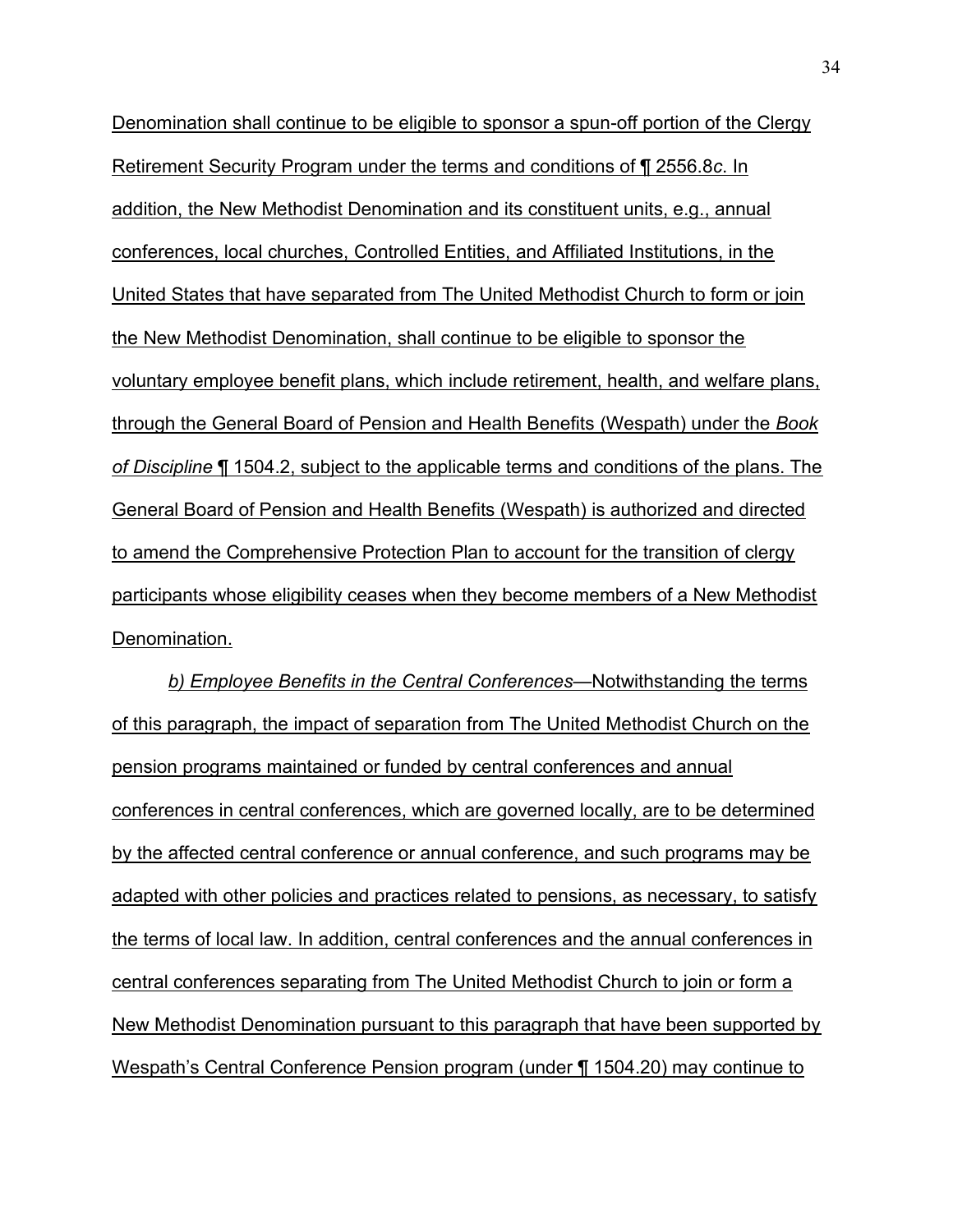Denomination shall continue to be eligible to sponsor a spun-off portion of the Clergy Retirement Security Program under the terms and conditions of ¶ 2556.8*c*. In addition, the New Methodist Denomination and its constituent units, e.g., annual conferences, local churches, Controlled Entities, and Affiliated Institutions, in the United States that have separated from The United Methodist Church to form or join the New Methodist Denomination, shall continue to be eligible to sponsor the voluntary employee benefit plans, which include retirement, health, and welfare plans, through the General Board of Pension and Health Benefits (Wespath) under the *Book of Discipline* ¶ 1504.2, subject to the applicable terms and conditions of the plans. The General Board of Pension and Health Benefits (Wespath) is authorized and directed to amend the Comprehensive Protection Plan to account for the transition of clergy participants whose eligibility ceases when they become members of a New Methodist Denomination.

*b) Employee Benefits in the Central Conferences*—Notwithstanding the terms of this paragraph, the impact of separation from The United Methodist Church on the pension programs maintained or funded by central conferences and annual conferences in central conferences, which are governed locally, are to be determined by the affected central conference or annual conference, and such programs may be adapted with other policies and practices related to pensions, as necessary, to satisfy the terms of local law. In addition, central conferences and the annual conferences in central conferences separating from The United Methodist Church to join or form a New Methodist Denomination pursuant to this paragraph that have been supported by Wespath's Central Conference Pension program (under ¶ 1504.20) may continue to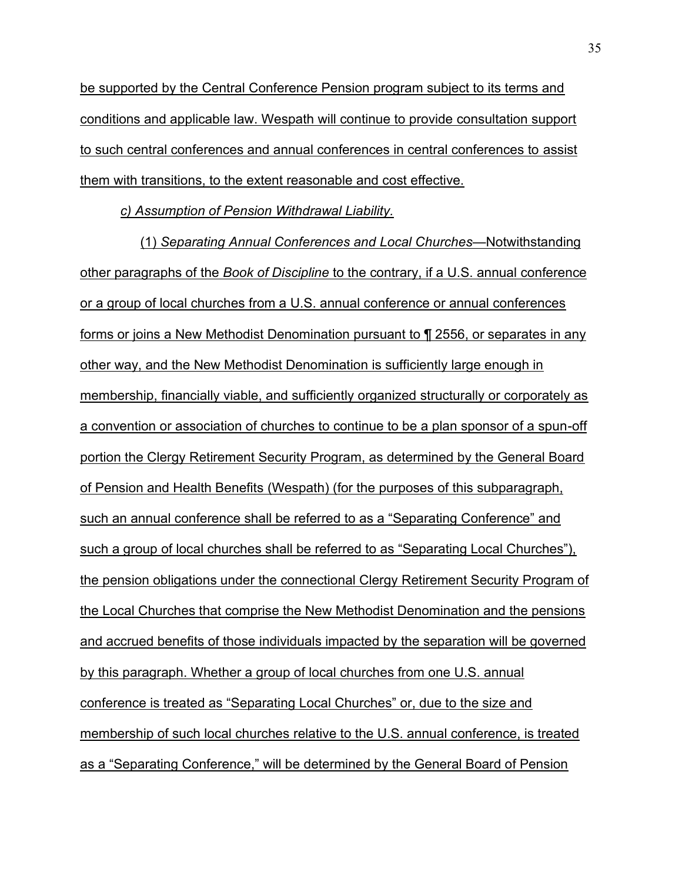be supported by the Central Conference Pension program subject to its terms and conditions and applicable law. Wespath will continue to provide consultation support to such central conferences and annual conferences in central conferences to assist them with transitions, to the extent reasonable and cost effective.

*c) Assumption of Pension Withdrawal Liability.*

(1) *Separating Annual Conferences and Local Churches*—Notwithstanding other paragraphs of the *Book of Discipline* to the contrary, if a U.S. annual conference or a group of local churches from a U.S. annual conference or annual conferences forms or joins a New Methodist Denomination pursuant to ¶ 2556, or separates in any other way, and the New Methodist Denomination is sufficiently large enough in membership, financially viable, and sufficiently organized structurally or corporately as a convention or association of churches to continue to be a plan sponsor of a spun-off portion the Clergy Retirement Security Program, as determined by the General Board of Pension and Health Benefits (Wespath) (for the purposes of this subparagraph, such an annual conference shall be referred to as a "Separating Conference" and such a group of local churches shall be referred to as "Separating Local Churches"), the pension obligations under the connectional Clergy Retirement Security Program of the Local Churches that comprise the New Methodist Denomination and the pensions and accrued benefits of those individuals impacted by the separation will be governed by this paragraph. Whether a group of local churches from one U.S. annual conference is treated as "Separating Local Churches" or, due to the size and membership of such local churches relative to the U.S. annual conference, is treated as a "Separating Conference," will be determined by the General Board of Pension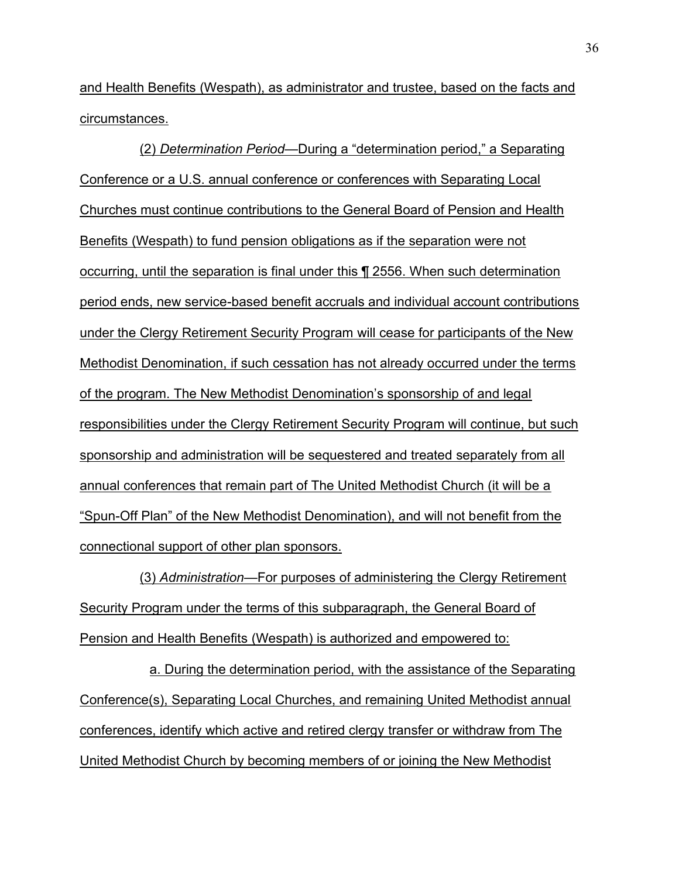and Health Benefits (Wespath), as administrator and trustee, based on the facts and circumstances.

(2) *Determination Period*—During a "determination period," a Separating Conference or a U.S. annual conference or conferences with Separating Local Churches must continue contributions to the General Board of Pension and Health Benefits (Wespath) to fund pension obligations as if the separation were not occurring, until the separation is final under this ¶ 2556. When such determination period ends, new service-based benefit accruals and individual account contributions under the Clergy Retirement Security Program will cease for participants of the New Methodist Denomination, if such cessation has not already occurred under the terms of the program. The New Methodist Denomination's sponsorship of and legal responsibilities under the Clergy Retirement Security Program will continue, but such sponsorship and administration will be sequestered and treated separately from all annual conferences that remain part of The United Methodist Church (it will be a "Spun-Off Plan" of the New Methodist Denomination), and will not benefit from the connectional support of other plan sponsors.

(3) *Administration*—For purposes of administering the Clergy Retirement Security Program under the terms of this subparagraph, the General Board of Pension and Health Benefits (Wespath) is authorized and empowered to:

a. During the determination period, with the assistance of the Separating Conference(s), Separating Local Churches, and remaining United Methodist annual conferences, identify which active and retired clergy transfer or withdraw from The United Methodist Church by becoming members of or joining the New Methodist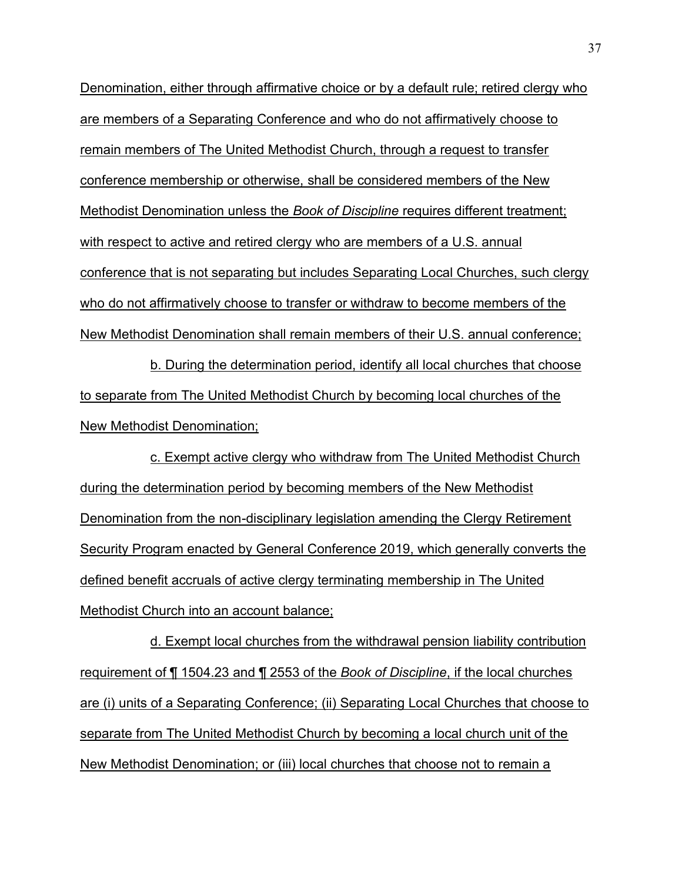Denomination, either through affirmative choice or by a default rule; retired clergy who are members of a Separating Conference and who do not affirmatively choose to remain members of The United Methodist Church, through a request to transfer conference membership or otherwise, shall be considered members of the New Methodist Denomination unless the *Book of Discipline* requires different treatment; with respect to active and retired clergy who are members of a U.S. annual conference that is not separating but includes Separating Local Churches, such clergy who do not affirmatively choose to transfer or withdraw to become members of the New Methodist Denomination shall remain members of their U.S. annual conference;

b. During the determination period, identify all local churches that choose to separate from The United Methodist Church by becoming local churches of the New Methodist Denomination;

c. Exempt active clergy who withdraw from The United Methodist Church during the determination period by becoming members of the New Methodist Denomination from the non-disciplinary legislation amending the Clergy Retirement Security Program enacted by General Conference 2019, which generally converts the defined benefit accruals of active clergy terminating membership in The United Methodist Church into an account balance;

d. Exempt local churches from the withdrawal pension liability contribution requirement of ¶ 1504.23 and ¶ 2553 of the *Book of Discipline*, if the local churches are (i) units of a Separating Conference; (ii) Separating Local Churches that choose to separate from The United Methodist Church by becoming a local church unit of the New Methodist Denomination; or (iii) local churches that choose not to remain a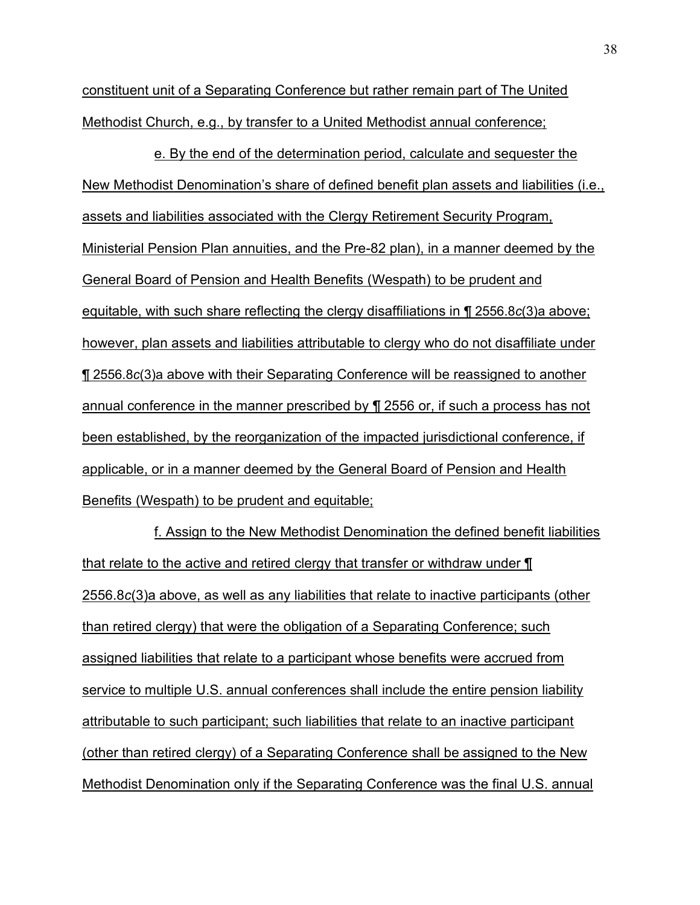constituent unit of a Separating Conference but rather remain part of The United Methodist Church, e.g., by transfer to a United Methodist annual conference;

e. By the end of the determination period, calculate and sequester the New Methodist Denomination's share of defined benefit plan assets and liabilities (i.e., assets and liabilities associated with the Clergy Retirement Security Program, Ministerial Pension Plan annuities, and the Pre-82 plan), in a manner deemed by the General Board of Pension and Health Benefits (Wespath) to be prudent and equitable, with such share reflecting the clergy disaffiliations in ¶ 2556.8*c*(3)a above; however, plan assets and liabilities attributable to clergy who do not disaffiliate under ¶ 2556.8*c*(3)a above with their Separating Conference will be reassigned to another annual conference in the manner prescribed by ¶ 2556 or, if such a process has not been established, by the reorganization of the impacted jurisdictional conference, if applicable, or in a manner deemed by the General Board of Pension and Health Benefits (Wespath) to be prudent and equitable;

f. Assign to the New Methodist Denomination the defined benefit liabilities that relate to the active and retired clergy that transfer or withdraw under ¶ 2556.8*c*(3)a above, as well as any liabilities that relate to inactive participants (other than retired clergy) that were the obligation of a Separating Conference; such assigned liabilities that relate to a participant whose benefits were accrued from service to multiple U.S. annual conferences shall include the entire pension liability attributable to such participant; such liabilities that relate to an inactive participant (other than retired clergy) of a Separating Conference shall be assigned to the New Methodist Denomination only if the Separating Conference was the final U.S. annual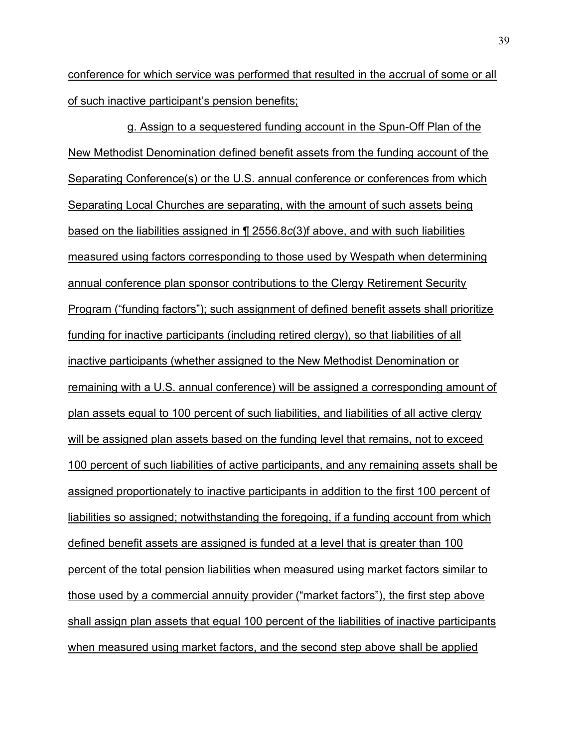conference for which service was performed that resulted in the accrual of some or all of such inactive participant's pension benefits;

g. Assign to a sequestered funding account in the Spun-Off Plan of the New Methodist Denomination defined benefit assets from the funding account of the Separating Conference(s) or the U.S. annual conference or conferences from which Separating Local Churches are separating, with the amount of such assets being based on the liabilities assigned in ¶ 2556.8*c*(3)f above, and with such liabilities measured using factors corresponding to those used by Wespath when determining annual conference plan sponsor contributions to the Clergy Retirement Security Program ("funding factors"); such assignment of defined benefit assets shall prioritize funding for inactive participants (including retired clergy), so that liabilities of all inactive participants (whether assigned to the New Methodist Denomination or remaining with a U.S. annual conference) will be assigned a corresponding amount of plan assets equal to 100 percent of such liabilities, and liabilities of all active clergy will be assigned plan assets based on the funding level that remains, not to exceed 100 percent of such liabilities of active participants, and any remaining assets shall be assigned proportionately to inactive participants in addition to the first 100 percent of liabilities so assigned; notwithstanding the foregoing, if a funding account from which defined benefit assets are assigned is funded at a level that is greater than 100 percent of the total pension liabilities when measured using market factors similar to those used by a commercial annuity provider ("market factors"), the first step above shall assign plan assets that equal 100 percent of the liabilities of inactive participants when measured using market factors, and the second step above shall be applied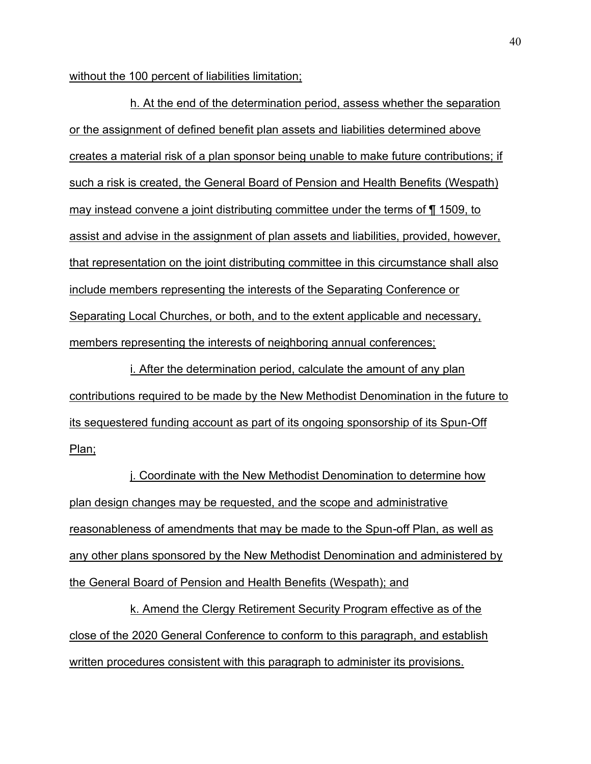without the 100 percent of liabilities limitation;

h. At the end of the determination period, assess whether the separation or the assignment of defined benefit plan assets and liabilities determined above creates a material risk of a plan sponsor being unable to make future contributions; if such a risk is created, the General Board of Pension and Health Benefits (Wespath) may instead convene a joint distributing committee under the terms of ¶ 1509, to assist and advise in the assignment of plan assets and liabilities, provided, however, that representation on the joint distributing committee in this circumstance shall also include members representing the interests of the Separating Conference or Separating Local Churches, or both, and to the extent applicable and necessary, members representing the interests of neighboring annual conferences;

i. After the determination period, calculate the amount of any plan contributions required to be made by the New Methodist Denomination in the future to its sequestered funding account as part of its ongoing sponsorship of its Spun-Off Plan;

j. Coordinate with the New Methodist Denomination to determine how plan design changes may be requested, and the scope and administrative reasonableness of amendments that may be made to the Spun-off Plan, as well as any other plans sponsored by the New Methodist Denomination and administered by the General Board of Pension and Health Benefits (Wespath); and

k. Amend the Clergy Retirement Security Program effective as of the close of the 2020 General Conference to conform to this paragraph, and establish written procedures consistent with this paragraph to administer its provisions.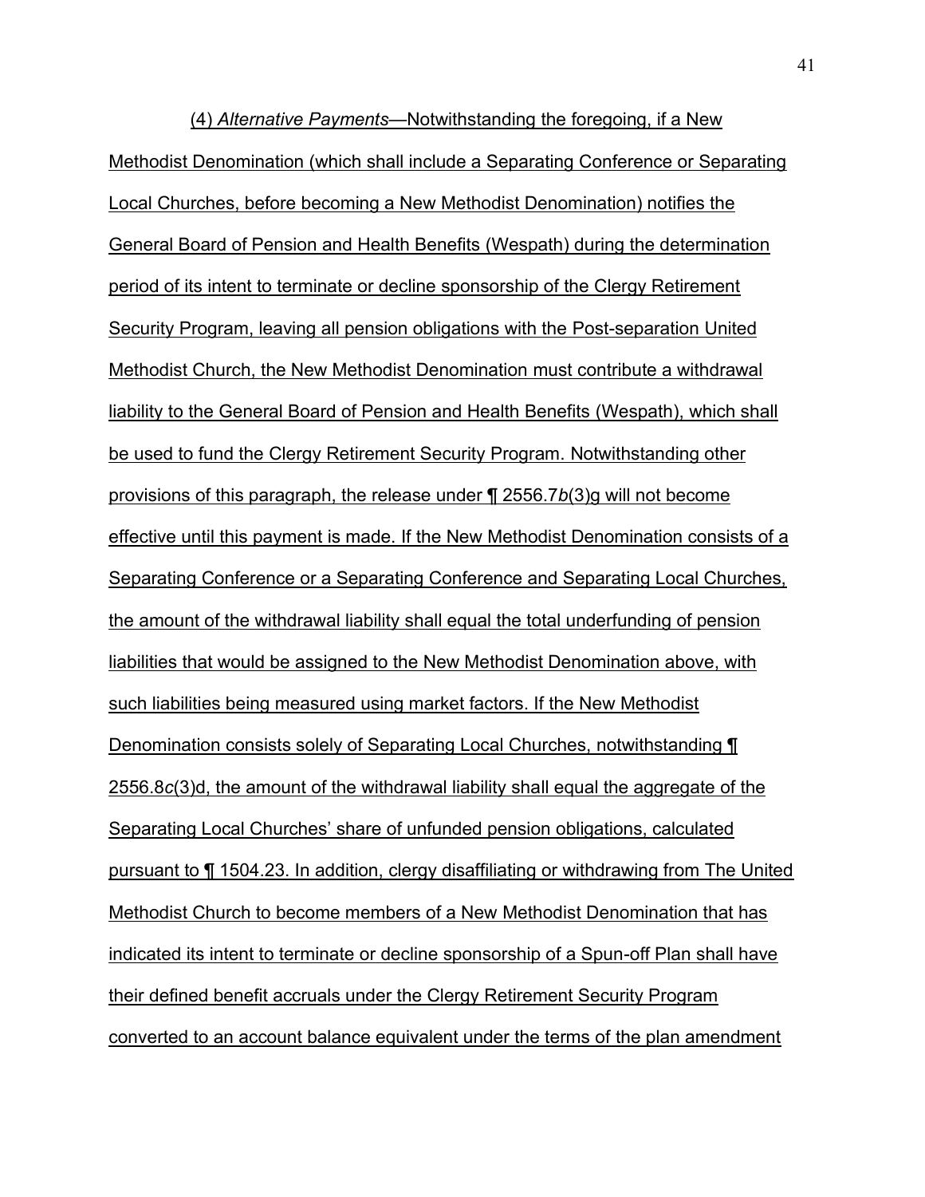(4) *Alternative Payments*—Notwithstanding the foregoing, if a New Methodist Denomination (which shall include a Separating Conference or Separating Local Churches, before becoming a New Methodist Denomination) notifies the General Board of Pension and Health Benefits (Wespath) during the determination period of its intent to terminate or decline sponsorship of the Clergy Retirement Security Program, leaving all pension obligations with the Post-separation United Methodist Church, the New Methodist Denomination must contribute a withdrawal liability to the General Board of Pension and Health Benefits (Wespath), which shall be used to fund the Clergy Retirement Security Program. Notwithstanding other provisions of this paragraph, the release under ¶ 2556.7*b*(3)g will not become effective until this payment is made. If the New Methodist Denomination consists of a Separating Conference or a Separating Conference and Separating Local Churches, the amount of the withdrawal liability shall equal the total underfunding of pension liabilities that would be assigned to the New Methodist Denomination above, with such liabilities being measured using market factors. If the New Methodist Denomination consists solely of Separating Local Churches, notwithstanding ¶ 2556.8*c*(3)d, the amount of the withdrawal liability shall equal the aggregate of the Separating Local Churches' share of unfunded pension obligations, calculated pursuant to ¶ 1504.23. In addition, clergy disaffiliating or withdrawing from The United Methodist Church to become members of a New Methodist Denomination that has indicated its intent to terminate or decline sponsorship of a Spun-off Plan shall have their defined benefit accruals under the Clergy Retirement Security Program converted to an account balance equivalent under the terms of the plan amendment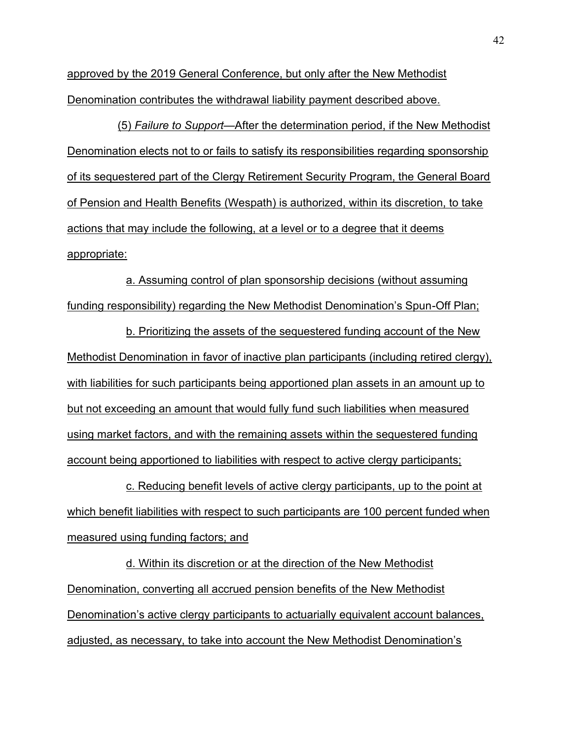approved by the 2019 General Conference, but only after the New Methodist Denomination contributes the withdrawal liability payment described above.

(5) *Failure to Support*—After the determination period, if the New Methodist Denomination elects not to or fails to satisfy its responsibilities regarding sponsorship of its sequestered part of the Clergy Retirement Security Program, the General Board of Pension and Health Benefits (Wespath) is authorized, within its discretion, to take actions that may include the following, at a level or to a degree that it deems appropriate:

a. Assuming control of plan sponsorship decisions (without assuming funding responsibility) regarding the New Methodist Denomination's Spun-Off Plan;

b. Prioritizing the assets of the sequestered funding account of the New Methodist Denomination in favor of inactive plan participants (including retired clergy), with liabilities for such participants being apportioned plan assets in an amount up to but not exceeding an amount that would fully fund such liabilities when measured using market factors, and with the remaining assets within the sequestered funding account being apportioned to liabilities with respect to active clergy participants;

c. Reducing benefit levels of active clergy participants, up to the point at which benefit liabilities with respect to such participants are 100 percent funded when measured using funding factors; and

d. Within its discretion or at the direction of the New Methodist Denomination, converting all accrued pension benefits of the New Methodist Denomination's active clergy participants to actuarially equivalent account balances, adjusted, as necessary, to take into account the New Methodist Denomination's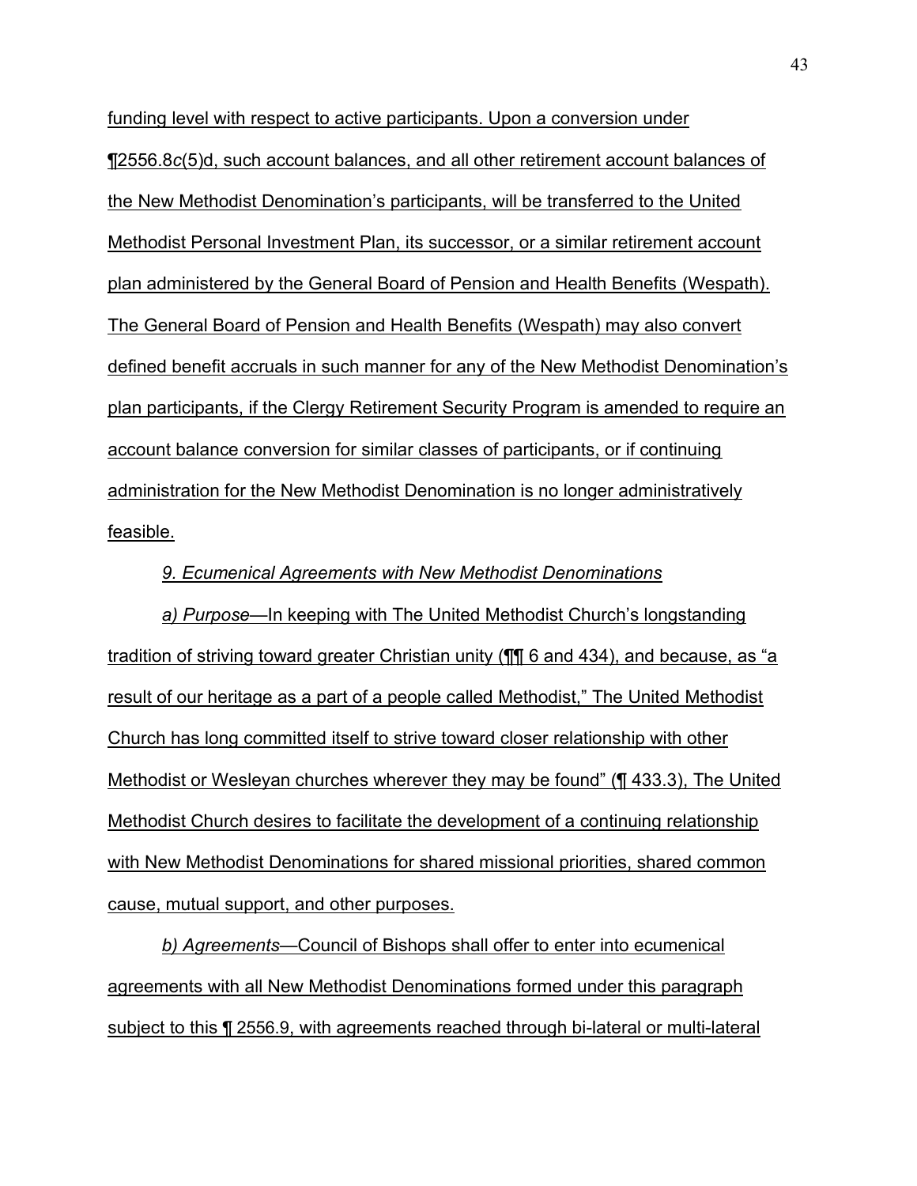funding level with respect to active participants. Upon a conversion under ¶2556.8*c*(5)d, such account balances, and all other retirement account balances of the New Methodist Denomination's participants, will be transferred to the United Methodist Personal Investment Plan, its successor, or a similar retirement account plan administered by the General Board of Pension and Health Benefits (Wespath). The General Board of Pension and Health Benefits (Wespath) may also convert defined benefit accruals in such manner for any of the New Methodist Denomination's plan participants, if the Clergy Retirement Security Program is amended to require an account balance conversion for similar classes of participants, or if continuing administration for the New Methodist Denomination is no longer administratively feasible.

*9. Ecumenical Agreements with New Methodist Denominations*

*a) Purpose*—In keeping with The United Methodist Church's longstanding tradition of striving toward greater Christian unity (¶¶ 6 and 434), and because, as "a result of our heritage as a part of a people called Methodist," The United Methodist Church has long committed itself to strive toward closer relationship with other Methodist or Wesleyan churches wherever they may be found" (¶ 433.3), The United Methodist Church desires to facilitate the development of a continuing relationship with New Methodist Denominations for shared missional priorities, shared common cause, mutual support, and other purposes.

*b) Agreements*—Council of Bishops shall offer to enter into ecumenical agreements with all New Methodist Denominations formed under this paragraph subject to this ¶ 2556.9, with agreements reached through bi-lateral or multi-lateral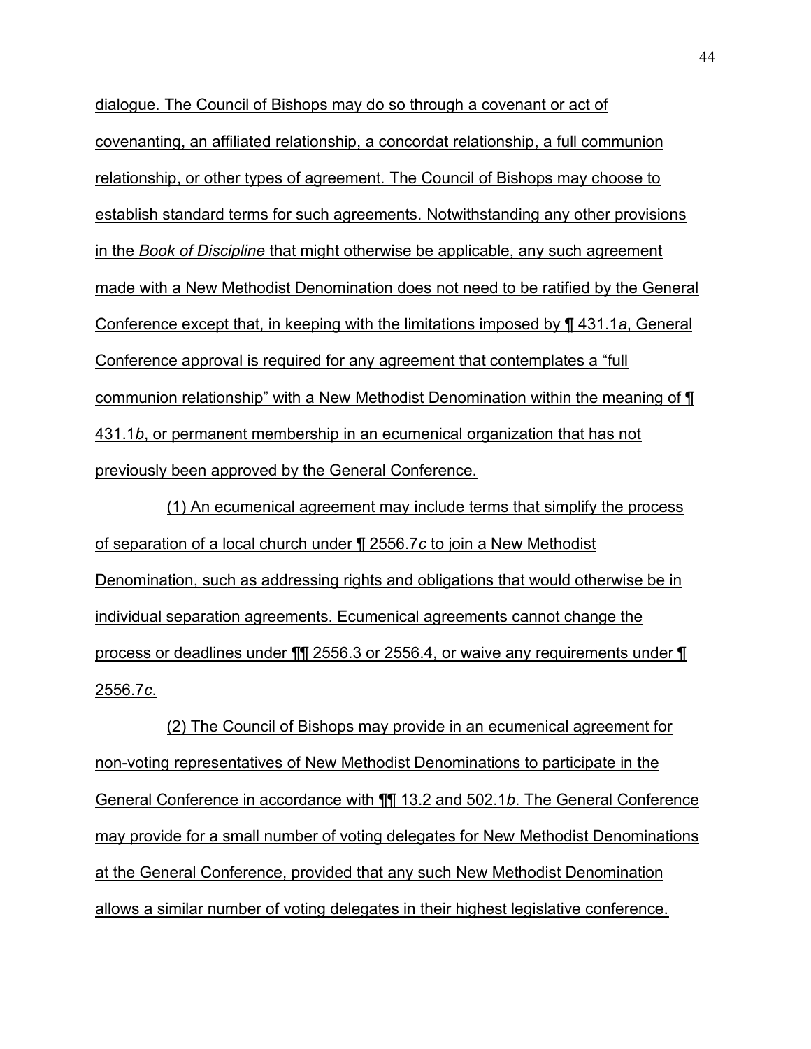dialogue. The Council of Bishops may do so through a covenant or act of covenanting, an affiliated relationship, a concordat relationship, a full communion relationship, or other types of agreement. The Council of Bishops may choose to establish standard terms for such agreements. Notwithstanding any other provisions in the *Book of Discipline* that might otherwise be applicable, any such agreement made with a New Methodist Denomination does not need to be ratified by the General Conference except that, in keeping with the limitations imposed by ¶ 431.1*a*, General Conference approval is required for any agreement that contemplates a "full communion relationship" with a New Methodist Denomination within the meaning of ¶ 431.1*b*, or permanent membership in an ecumenical organization that has not previously been approved by the General Conference.

(1) An ecumenical agreement may include terms that simplify the process of separation of a local church under ¶ 2556.7*c* to join a New Methodist Denomination, such as addressing rights and obligations that would otherwise be in individual separation agreements. Ecumenical agreements cannot change the process or deadlines under ¶¶ 2556.3 or 2556.4, or waive any requirements under ¶ 2556.7*c*.

(2) The Council of Bishops may provide in an ecumenical agreement for non-voting representatives of New Methodist Denominations to participate in the General Conference in accordance with ¶¶ 13.2 and 502.1*b*. The General Conference may provide for a small number of voting delegates for New Methodist Denominations at the General Conference, provided that any such New Methodist Denomination allows a similar number of voting delegates in their highest legislative conference.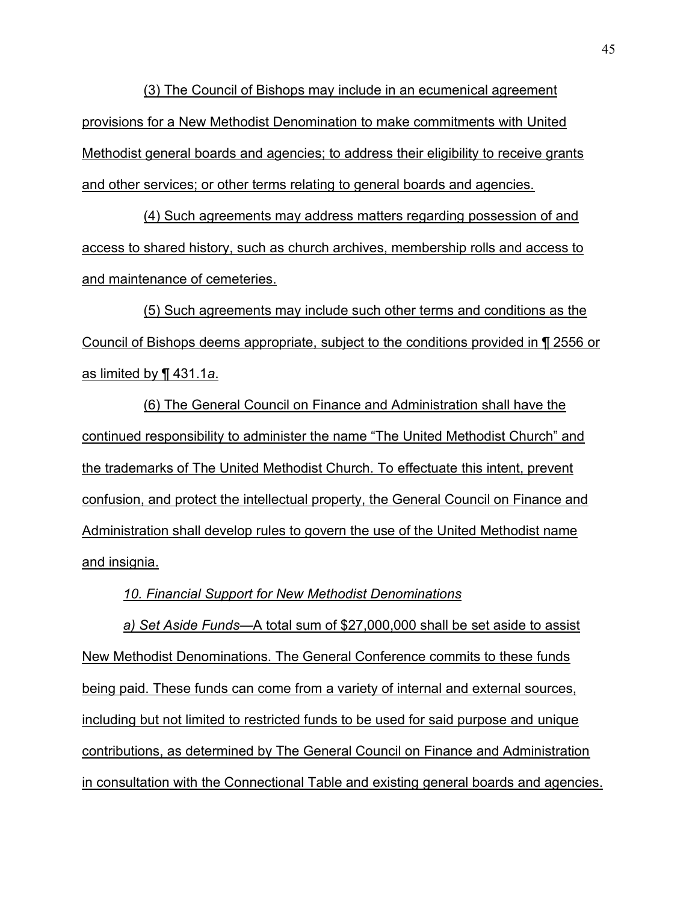(3) The Council of Bishops may include in an ecumenical agreement provisions for a New Methodist Denomination to make commitments with United Methodist general boards and agencies; to address their eligibility to receive grants and other services; or other terms relating to general boards and agencies.

(4) Such agreements may address matters regarding possession of and access to shared history, such as church archives, membership rolls and access to and maintenance of cemeteries.

(5) Such agreements may include such other terms and conditions as the Council of Bishops deems appropriate, subject to the conditions provided in ¶ 2556 or as limited by ¶ 431.1*a*.

(6) The General Council on Finance and Administration shall have the continued responsibility to administer the name "The United Methodist Church" and the trademarks of The United Methodist Church. To effectuate this intent, prevent confusion, and protect the intellectual property, the General Council on Finance and Administration shall develop rules to govern the use of the United Methodist name and insignia.

*10. Financial Support for New Methodist Denominations*

*a) Set Aside Funds*—A total sum of $27,000,000 shall be set aside to assist New Methodist Denominations. The General Conference commits to these funds being paid. These funds can come from a variety of internal and external sources, including but not limited to restricted funds to be used for said purpose and unique contributions, as determined by The General Council on Finance and Administration in consultation with the Connectional Table and existing general boards and agencies.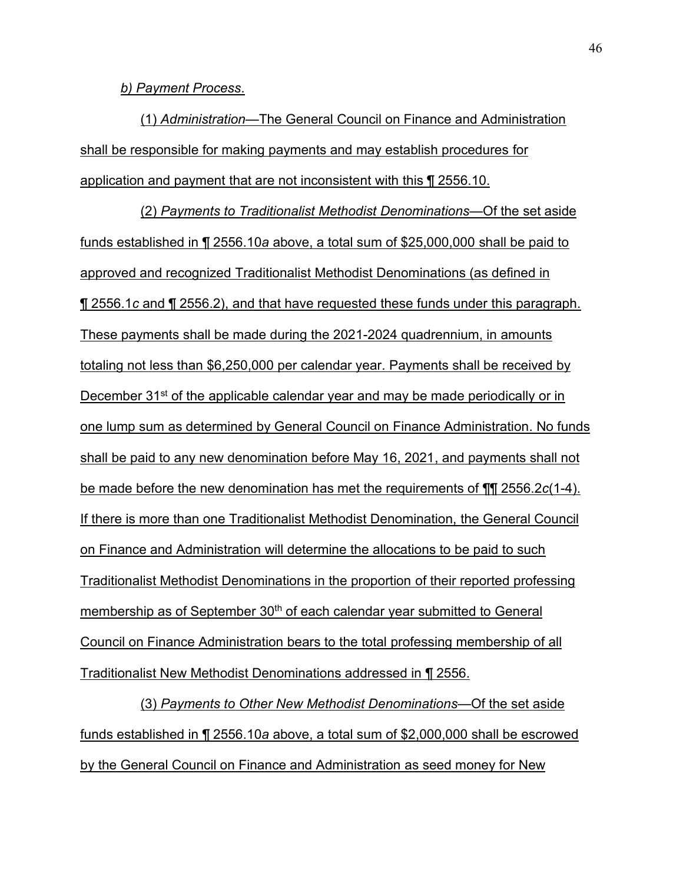*b) Payment Process*.

(1) *Administration*—The General Council on Finance and Administration shall be responsible for making payments and may establish procedures for application and payment that are not inconsistent with this ¶ 2556.10.

(2) *Payments to Traditionalist Methodist Denominations*—Of the set aside funds established in ¶ 2556.10*a* above, a total sum of $25,000,000 shall be paid to approved and recognized Traditionalist Methodist Denominations (as defined in ¶ 2556.1*c* and ¶ 2556.2), and that have requested these funds under this paragraph. These payments shall be made during the 2021-2024 quadrennium, in amounts totaling not less than $6,250,000 per calendar year. Payments shall be received by December 31st of the applicable calendar year and may be made periodically or in one lump sum as determined by General Council on Finance Administration. No funds shall be paid to any new denomination before May 16, 2021, and payments shall not be made before the new denomination has met the requirements of ¶¶ 2556.2*c*(1-4). If there is more than one Traditionalist Methodist Denomination, the General Council on Finance and Administration will determine the allocations to be paid to such Traditionalist Methodist Denominations in the proportion of their reported professing membership as of September 30th of each calendar year submitted to General Council on Finance Administration bears to the total professing membership of all Traditionalist New Methodist Denominations addressed in ¶ 2556.

(3) *Payments to Other New Methodist Denominations*—Of the set aside funds established in ¶ 2556.10*a* above, a total sum of $2,000,000 shall be escrowed by the General Council on Finance and Administration as seed money for New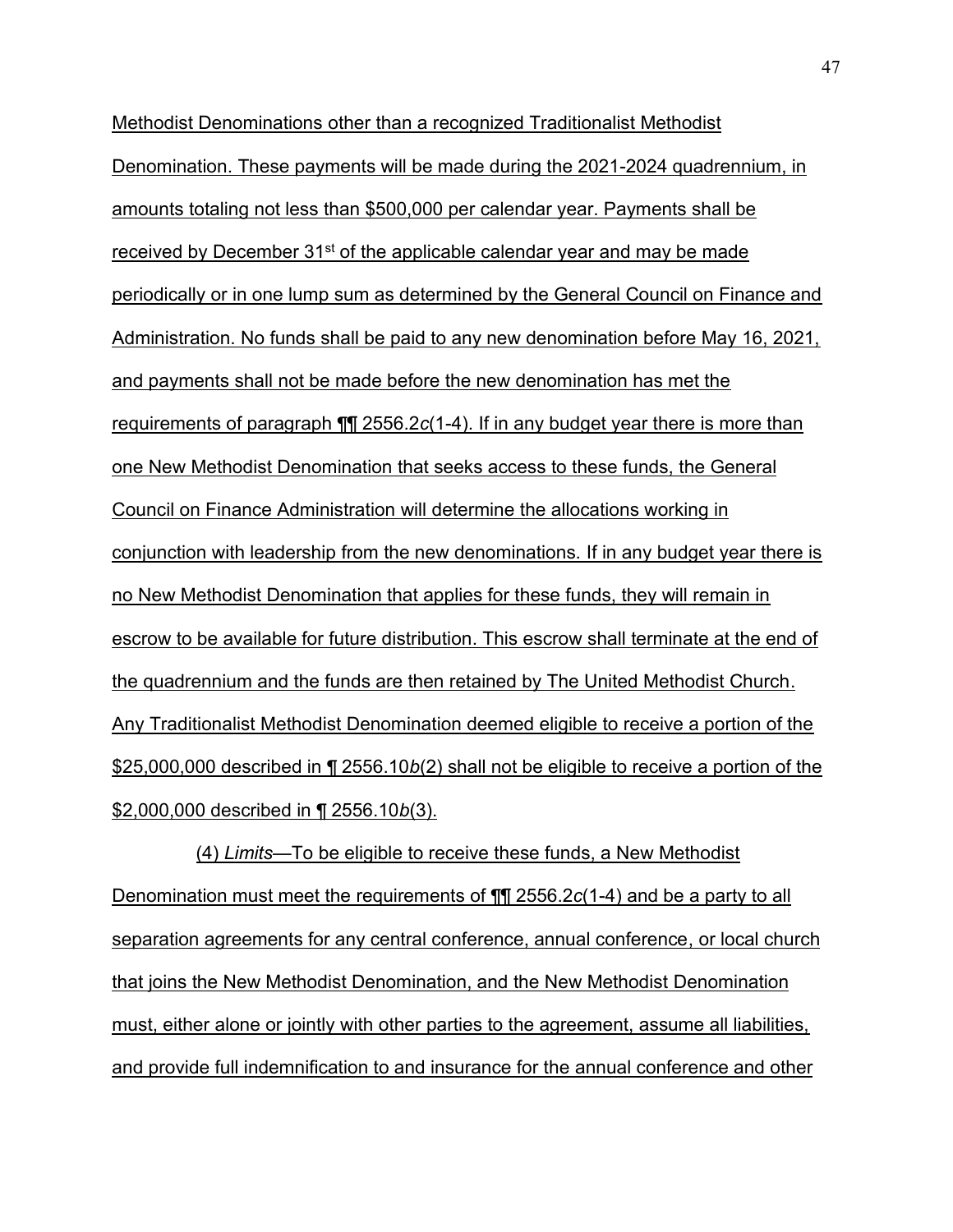Methodist Denominations other than a recognized Traditionalist Methodist Denomination. These payments will be made during the 2021-2024 quadrennium, in amounts totaling not less than $500,000 per calendar year. Payments shall be received by December 31st of the applicable calendar year and may be made periodically or in one lump sum as determined by the General Council on Finance and Administration. No funds shall be paid to any new denomination before May 16, 2021, and payments shall not be made before the new denomination has met the requirements of paragraph ¶¶ 2556.2*c*(1-4). If in any budget year there is more than one New Methodist Denomination that seeks access to these funds, the General Council on Finance Administration will determine the allocations working in conjunction with leadership from the new denominations. If in any budget year there is no New Methodist Denomination that applies for these funds, they will remain in escrow to be available for future distribution. This escrow shall terminate at the end of the quadrennium and the funds are then retained by The United Methodist Church. Any Traditionalist Methodist Denomination deemed eligible to receive a portion of the $25,000,000 described in ¶ 2556.10*b*(2) shall not be eligible to receive a portion of the $2,000,000 described in ¶ 2556.10*b*(3).

(4) *Limits*—To be eligible to receive these funds, a New Methodist Denomination must meet the requirements of ¶¶ 2556.2*c*(1-4) and be a party to all separation agreements for any central conference, annual conference, or local church that joins the New Methodist Denomination, and the New Methodist Denomination must, either alone or jointly with other parties to the agreement, assume all liabilities, and provide full indemnification to and insurance for the annual conference and other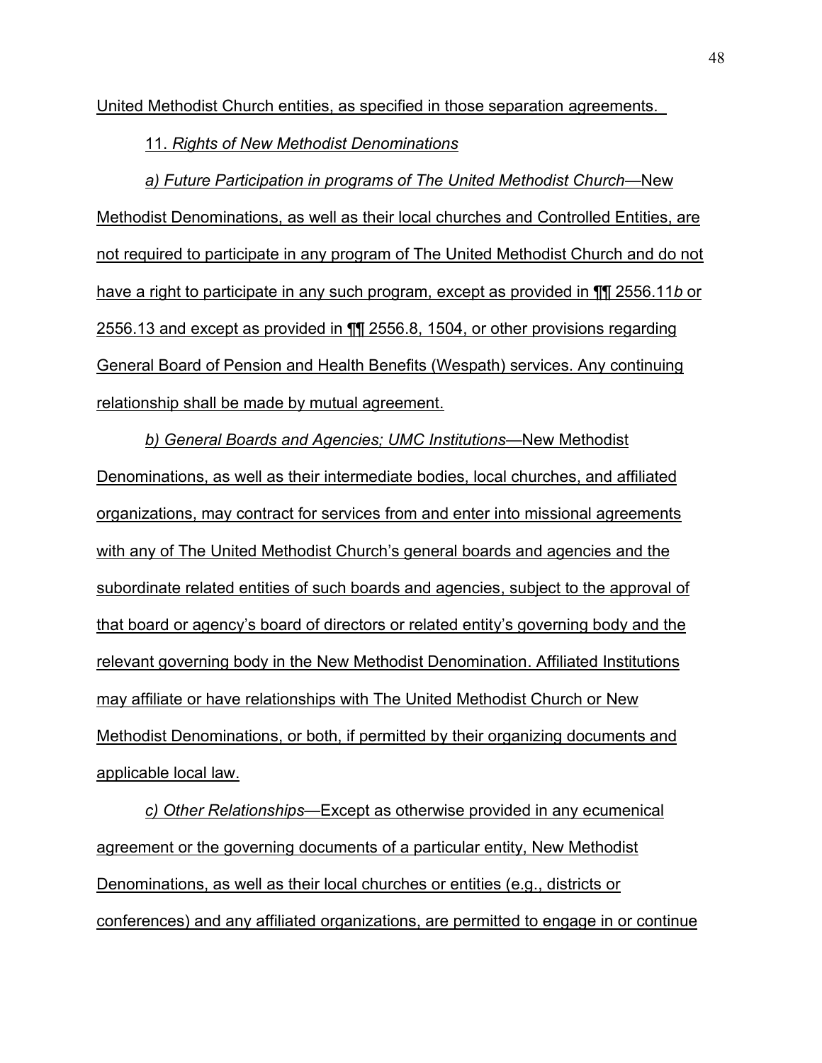United Methodist Church entities, as specified in those separation agreements.

11. *Rights of New Methodist Denominations*

*a) Future Participation in programs of The United Methodist Church*—New Methodist Denominations, as well as their local churches and Controlled Entities, are not required to participate in any program of The United Methodist Church and do not have a right to participate in any such program, except as provided in ¶¶ 2556.11*b* or 2556.13 and except as provided in ¶¶ 2556.8, 1504, or other provisions regarding General Board of Pension and Health Benefits (Wespath) services. Any continuing relationship shall be made by mutual agreement.

*b) General Boards and Agencies; UMC Institutions*—New Methodist Denominations, as well as their intermediate bodies, local churches, and affiliated organizations, may contract for services from and enter into missional agreements with any of The United Methodist Church's general boards and agencies and the subordinate related entities of such boards and agencies, subject to the approval of that board or agency's board of directors or related entity's governing body and the relevant governing body in the New Methodist Denomination. Affiliated Institutions may affiliate or have relationships with The United Methodist Church or New Methodist Denominations, or both, if permitted by their organizing documents and applicable local law.

*c) Other Relationships*—Except as otherwise provided in any ecumenical agreement or the governing documents of a particular entity, New Methodist Denominations, as well as their local churches or entities (e.g., districts or conferences) and any affiliated organizations, are permitted to engage in or continue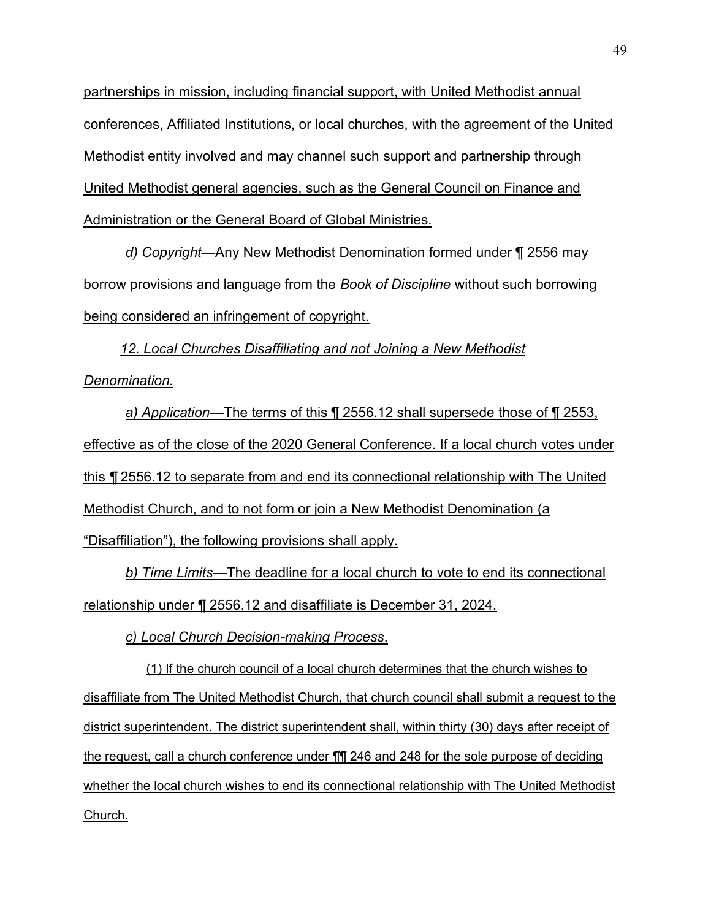partnerships in mission, including financial support, with United Methodist annual conferences, Affiliated Institutions, or local churches, with the agreement of the United Methodist entity involved and may channel such support and partnership through United Methodist general agencies, such as the General Council on Finance and Administration or the General Board of Global Ministries.

*d) Copyright*—Any New Methodist Denomination formed under ¶ 2556 may borrow provisions and language from the *Book of Discipline* without such borrowing being considered an infringement of copyright.

*12. Local Churches Disaffiliating and not Joining a New Methodist Denomination.*

*a) Application*—The terms of this ¶ 2556.12 shall supersede those of ¶ 2553, effective as of the close of the 2020 General Conference. If a local church votes under this ¶ 2556.12 to separate from and end its connectional relationship with The United Methodist Church, and to not form or join a New Methodist Denomination (a "Disaffiliation"), the following provisions shall apply.

*b) Time Limits*—The deadline for a local church to vote to end its connectional relationship under ¶ 2556.12 and disaffiliate is December 31, 2024.

*c) Local Church Decision-making Process*.

(1) If the church council of a local church determines that the church wishes to disaffiliate from The United Methodist Church, that church council shall submit a request to the district superintendent. The district superintendent shall, within thirty (30) days after receipt of the request, call a church conference under ¶¶ 246 and 248 for the sole purpose of deciding whether the local church wishes to end its connectional relationship with The United Methodist Church.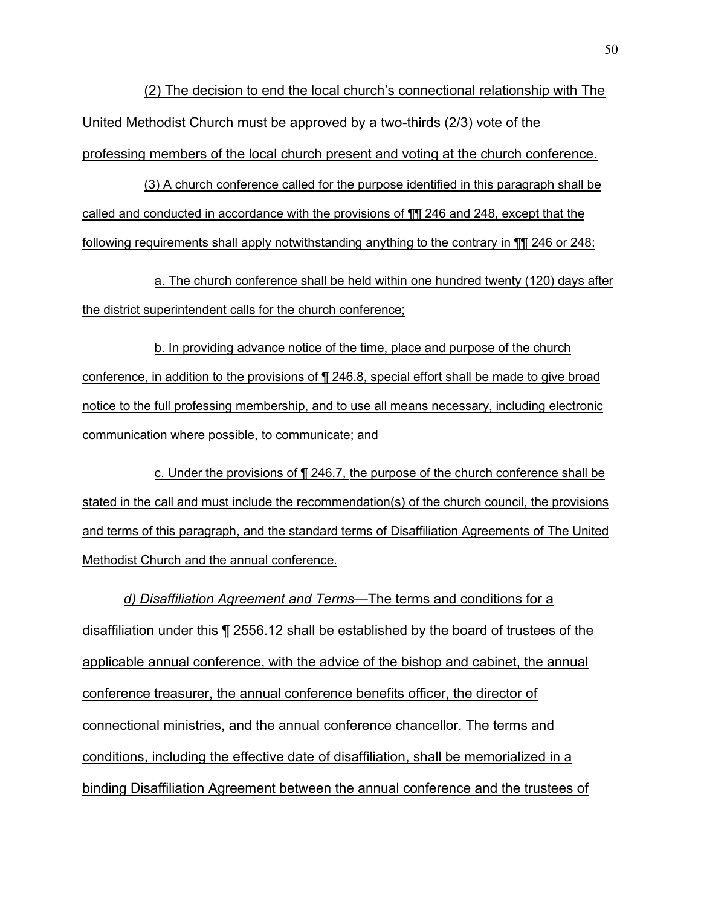(2) The decision to end the local church's connectional relationship with The United Methodist Church must be approved by a two-thirds (2/3) vote of the professing members of the local church present and voting at the church conference.

(3) A church conference called for the purpose identified in this paragraph shall be called and conducted in accordance with the provisions of ¶¶ 246 and 248, except that the following requirements shall apply notwithstanding anything to the contrary in ¶¶ 246 or 248:

a. The church conference shall be held within one hundred twenty (120) days after the district superintendent calls for the church conference;

b. In providing advance notice of the time, place and purpose of the church conference, in addition to the provisions of ¶ 246.8, special effort shall be made to give broad notice to the full professing membership, and to use all means necessary, including electronic communication where possible, to communicate; and

c. Under the provisions of ¶ 246.7, the purpose of the church conference shall be stated in the call and must include the recommendation(s) of the church council, the provisions and terms of this paragraph, and the standard terms of Disaffiliation Agreements of The United Methodist Church and the annual conference.

*d) Disaffiliation Agreement and Terms*—The terms and conditions for a disaffiliation under this ¶ 2556.12 shall be established by the board of trustees of the applicable annual conference, with the advice of the bishop and cabinet, the annual conference treasurer, the annual conference benefits officer, the director of connectional ministries, and the annual conference chancellor. The terms and conditions, including the effective date of disaffiliation, shall be memorialized in a binding Disaffiliation Agreement between the annual conference and the trustees of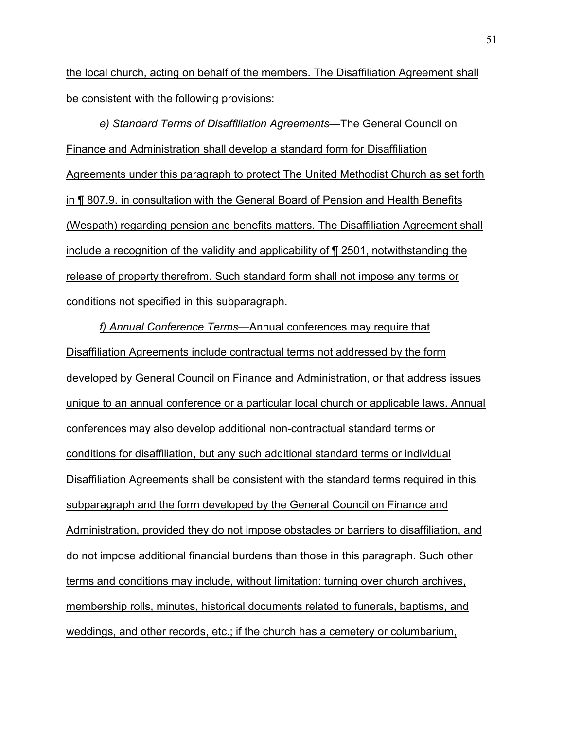the local church, acting on behalf of the members. The Disaffiliation Agreement shall be consistent with the following provisions:

*e) Standard Terms of Disaffiliation Agreements*—The General Council on Finance and Administration shall develop a standard form for Disaffiliation Agreements under this paragraph to protect The United Methodist Church as set forth in ¶ 807.9. in consultation with the General Board of Pension and Health Benefits (Wespath) regarding pension and benefits matters. The Disaffiliation Agreement shall include a recognition of the validity and applicability of ¶ 2501, notwithstanding the release of property therefrom. Such standard form shall not impose any terms or conditions not specified in this subparagraph.

*f) Annual Conference Terms*—Annual conferences may require that Disaffiliation Agreements include contractual terms not addressed by the form developed by General Council on Finance and Administration, or that address issues unique to an annual conference or a particular local church or applicable laws. Annual conferences may also develop additional non-contractual standard terms or conditions for disaffiliation, but any such additional standard terms or individual Disaffiliation Agreements shall be consistent with the standard terms required in this subparagraph and the form developed by the General Council on Finance and Administration, provided they do not impose obstacles or barriers to disaffiliation, and do not impose additional financial burdens than those in this paragraph. Such other terms and conditions may include, without limitation: turning over church archives, membership rolls, minutes, historical documents related to funerals, baptisms, and weddings, and other records, etc.; if the church has a cemetery or columbarium,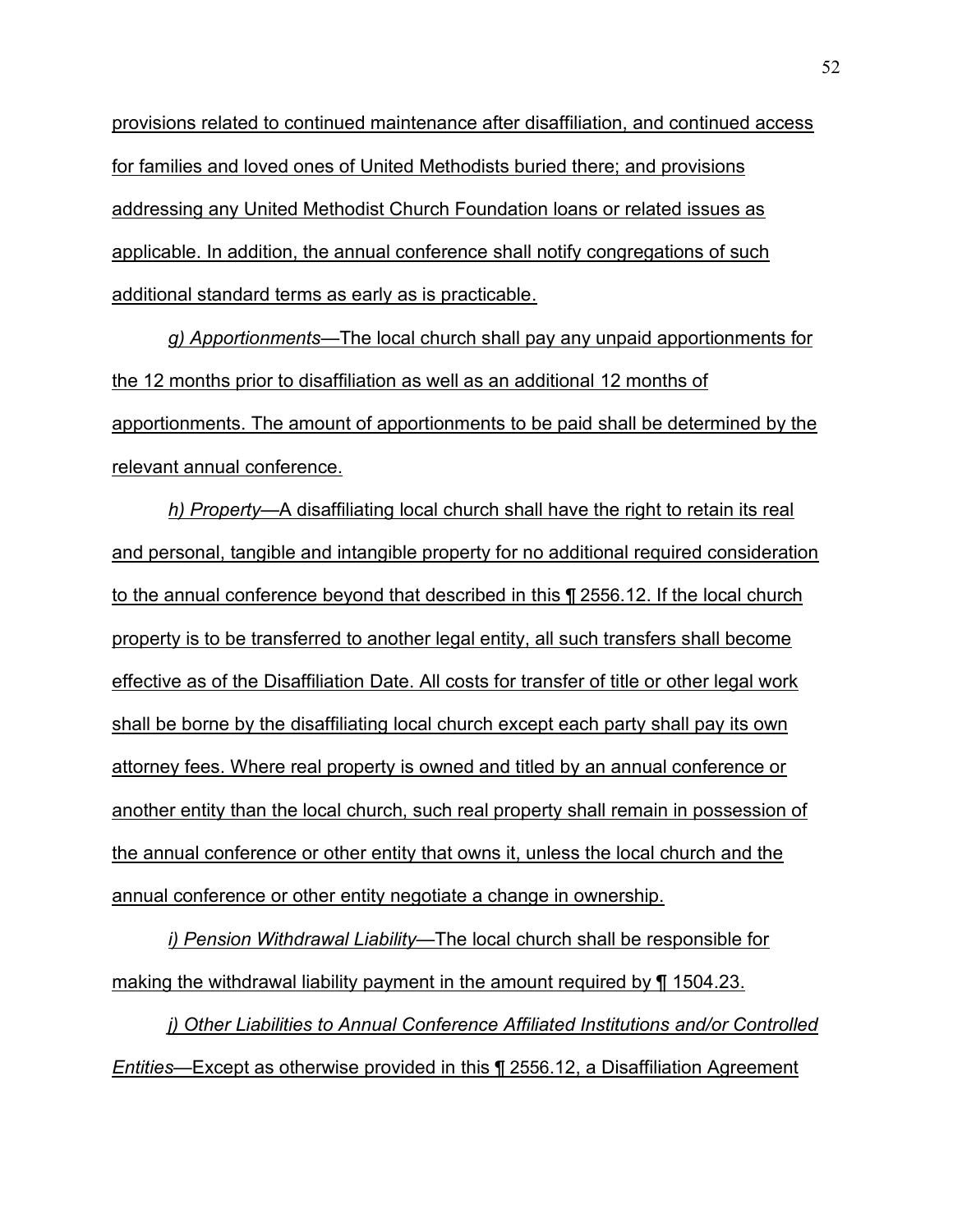provisions related to continued maintenance after disaffiliation, and continued access for families and loved ones of United Methodists buried there; and provisions addressing any United Methodist Church Foundation loans or related issues as applicable. In addition, the annual conference shall notify congregations of such additional standard terms as early as is practicable.

*g) Apportionments*—The local church shall pay any unpaid apportionments for the 12 months prior to disaffiliation as well as an additional 12 months of apportionments. The amount of apportionments to be paid shall be determined by the relevant annual conference.

*h) Property*—A disaffiliating local church shall have the right to retain its real and personal, tangible and intangible property for no additional required consideration to the annual conference beyond that described in this ¶ 2556.12. If the local church property is to be transferred to another legal entity, all such transfers shall become effective as of the Disaffiliation Date. All costs for transfer of title or other legal work shall be borne by the disaffiliating local church except each party shall pay its own attorney fees. Where real property is owned and titled by an annual conference or another entity than the local church, such real property shall remain in possession of the annual conference or other entity that owns it, unless the local church and the annual conference or other entity negotiate a change in ownership.

*i) Pension Withdrawal Liability*—The local church shall be responsible for making the withdrawal liability payment in the amount required by ¶ 1504.23.

*j) Other Liabilities to Annual Conference Affiliated Institutions and/or Controlled Entities*—Except as otherwise provided in this ¶ 2556.12, a Disaffiliation Agreement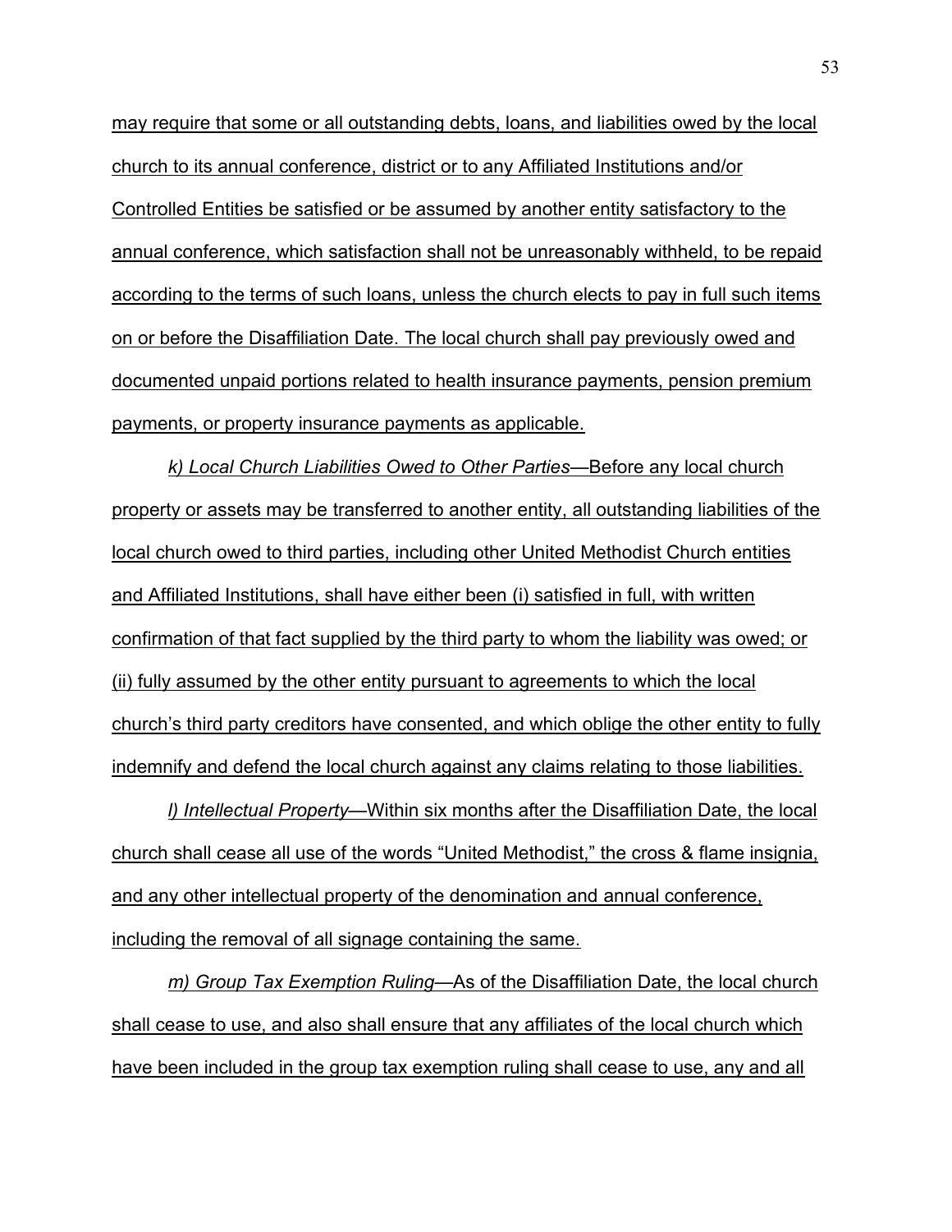may require that some or all outstanding debts, loans, and liabilities owed by the local church to its annual conference, district or to any Affiliated Institutions and/or Controlled Entities be satisfied or be assumed by another entity satisfactory to the annual conference, which satisfaction shall not be unreasonably withheld, to be repaid according to the terms of such loans, unless the church elects to pay in full such items on or before the Disaffiliation Date. The local church shall pay previously owed and documented unpaid portions related to health insurance payments, pension premium payments, or property insurance payments as applicable.

*k) Local Church Liabilities Owed to Other Parties*—Before any local church property or assets may be transferred to another entity, all outstanding liabilities of the local church owed to third parties, including other United Methodist Church entities and Affiliated Institutions, shall have either been (i) satisfied in full, with written confirmation of that fact supplied by the third party to whom the liability was owed; or (ii) fully assumed by the other entity pursuant to agreements to which the local church's third party creditors have consented, and which oblige the other entity to fully indemnify and defend the local church against any claims relating to those liabilities.

*l) Intellectual Property*—Within six months after the Disaffiliation Date, the local church shall cease all use of the words "United Methodist," the cross & flame insignia, and any other intellectual property of the denomination and annual conference, including the removal of all signage containing the same.

*m) Group Tax Exemption Ruling*—As of the Disaffiliation Date, the local church shall cease to use, and also shall ensure that any affiliates of the local church which have been included in the group tax exemption ruling shall cease to use, any and all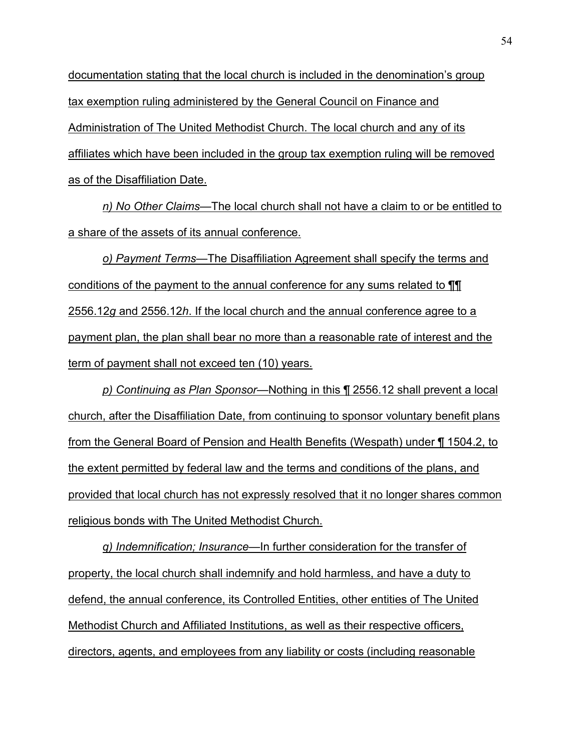documentation stating that the local church is included in the denomination's group tax exemption ruling administered by the General Council on Finance and Administration of The United Methodist Church. The local church and any of its affiliates which have been included in the group tax exemption ruling will be removed as of the Disaffiliation Date.

*n) No Other Claims*—The local church shall not have a claim to or be entitled to a share of the assets of its annual conference.

*o) Payment Terms*—The Disaffiliation Agreement shall specify the terms and conditions of the payment to the annual conference for any sums related to ¶¶ 2556.12*g* and 2556.12*h*. If the local church and the annual conference agree to a payment plan, the plan shall bear no more than a reasonable rate of interest and the term of payment shall not exceed ten (10) years.

*p) Continuing as Plan Sponsor*—Nothing in this ¶ 2556.12 shall prevent a local church, after the Disaffiliation Date, from continuing to sponsor voluntary benefit plans from the General Board of Pension and Health Benefits (Wespath) under ¶ 1504.2, to the extent permitted by federal law and the terms and conditions of the plans, and provided that local church has not expressly resolved that it no longer shares common religious bonds with The United Methodist Church.

*q) Indemnification; Insurance*—In further consideration for the transfer of property, the local church shall indemnify and hold harmless, and have a duty to defend, the annual conference, its Controlled Entities, other entities of The United Methodist Church and Affiliated Institutions, as well as their respective officers, directors, agents, and employees from any liability or costs (including reasonable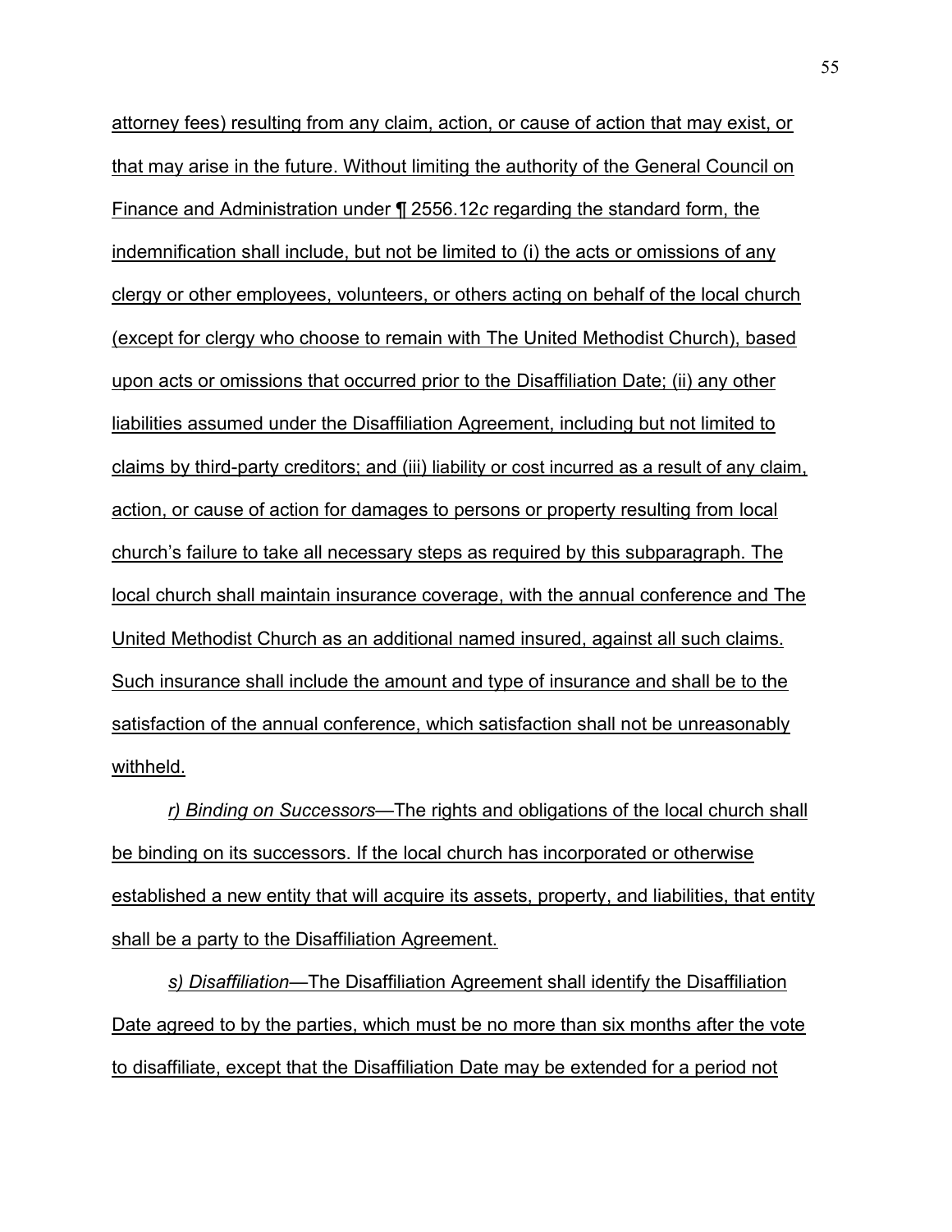attorney fees) resulting from any claim, action, or cause of action that may exist, or that may arise in the future. Without limiting the authority of the General Council on Finance and Administration under ¶ 2556.12*c* regarding the standard form, the indemnification shall include, but not be limited to (i) the acts or omissions of any clergy or other employees, volunteers, or others acting on behalf of the local church (except for clergy who choose to remain with The United Methodist Church), based upon acts or omissions that occurred prior to the Disaffiliation Date; (ii) any other liabilities assumed under the Disaffiliation Agreement, including but not limited to claims by third-party creditors; and (iii) liability or cost incurred as a result of any claim, action, or cause of action for damages to persons or property resulting from local church's failure to take all necessary steps as required by this subparagraph. The local church shall maintain insurance coverage, with the annual conference and The United Methodist Church as an additional named insured, against all such claims. Such insurance shall include the amount and type of insurance and shall be to the satisfaction of the annual conference, which satisfaction shall not be unreasonably withheld.

*r) Binding on Successors*—The rights and obligations of the local church shall be binding on its successors. If the local church has incorporated or otherwise established a new entity that will acquire its assets, property, and liabilities, that entity shall be a party to the Disaffiliation Agreement.

*s) Disaffiliation*—The Disaffiliation Agreement shall identify the Disaffiliation Date agreed to by the parties, which must be no more than six months after the vote to disaffiliate, except that the Disaffiliation Date may be extended for a period not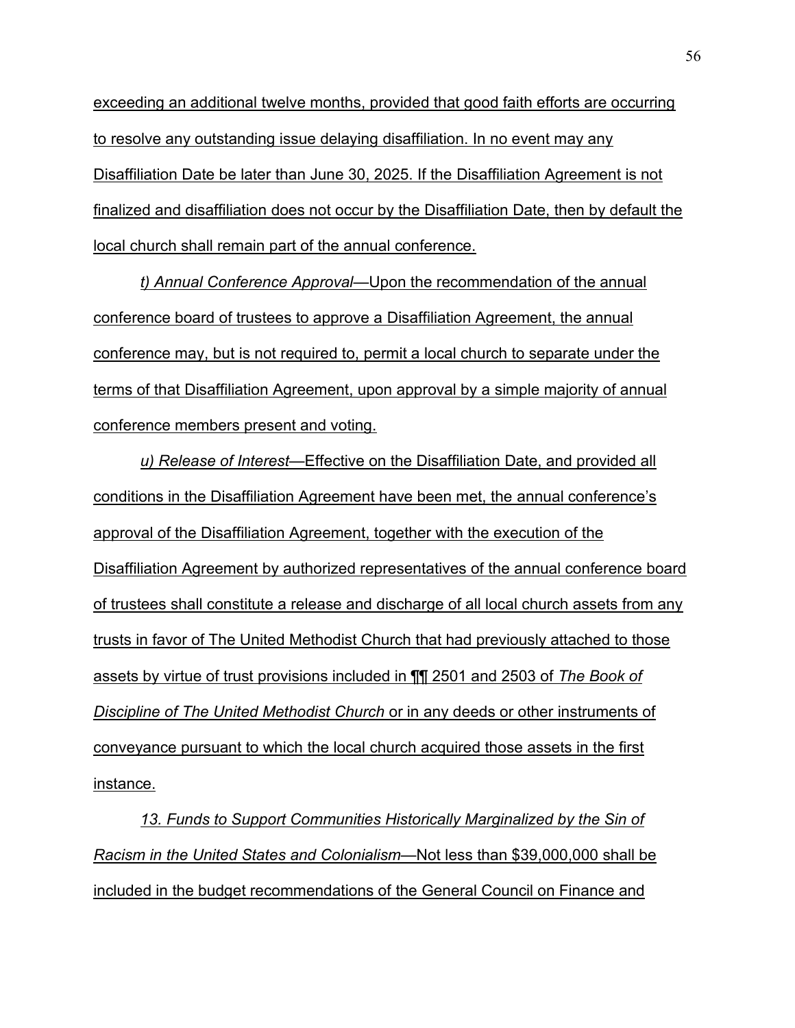exceeding an additional twelve months, provided that good faith efforts are occurring to resolve any outstanding issue delaying disaffiliation. In no event may any Disaffiliation Date be later than June 30, 2025. If the Disaffiliation Agreement is not finalized and disaffiliation does not occur by the Disaffiliation Date, then by default the local church shall remain part of the annual conference.

*t) Annual Conference Approval*—Upon the recommendation of the annual conference board of trustees to approve a Disaffiliation Agreement, the annual conference may, but is not required to, permit a local church to separate under the terms of that Disaffiliation Agreement, upon approval by a simple majority of annual conference members present and voting.

*u) Release of Interest*—Effective on the Disaffiliation Date, and provided all conditions in the Disaffiliation Agreement have been met, the annual conference's approval of the Disaffiliation Agreement, together with the execution of the Disaffiliation Agreement by authorized representatives of the annual conference board of trustees shall constitute a release and discharge of all local church assets from any trusts in favor of The United Methodist Church that had previously attached to those assets by virtue of trust provisions included in ¶¶ 2501 and 2503 of *The Book of Discipline of The United Methodist Church* or in any deeds or other instruments of conveyance pursuant to which the local church acquired those assets in the first instance.

*13. Funds to Support Communities Historically Marginalized by the Sin of Racism in the United States and Colonialism*—Not less than $39,000,000 shall be included in the budget recommendations of the General Council on Finance and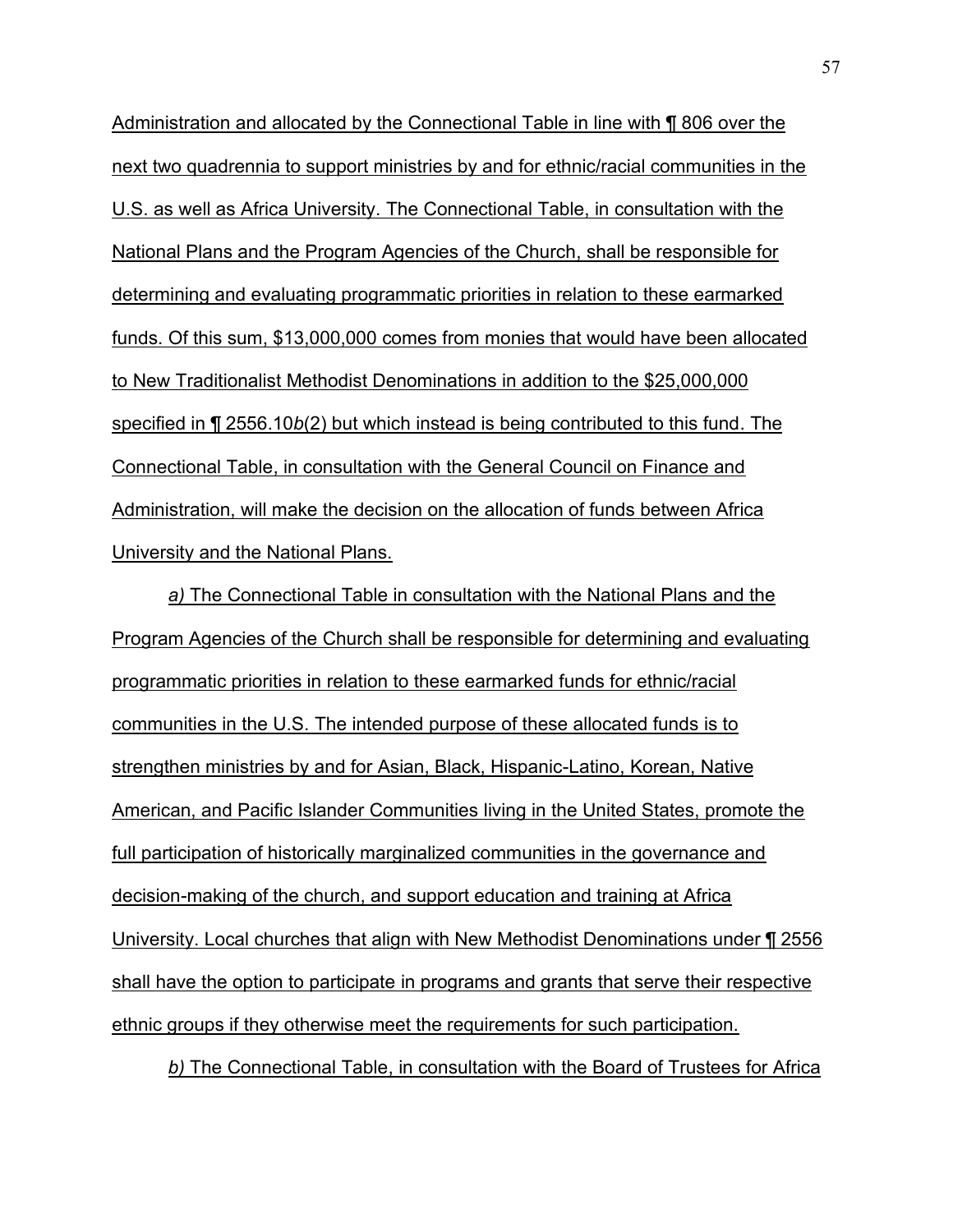Administration and allocated by the Connectional Table in line with ¶ 806 over the next two quadrennia to support ministries by and for ethnic/racial communities in the U.S. as well as Africa University. The Connectional Table, in consultation with the National Plans and the Program Agencies of the Church, shall be responsible for determining and evaluating programmatic priorities in relation to these earmarked funds. Of this sum, $13,000,000 comes from monies that would have been allocated to New Traditionalist Methodist Denominations in addition to the $25,000,000 specified in ¶ 2556.10*b*(2) but which instead is being contributed to this fund. The Connectional Table, in consultation with the General Council on Finance and Administration, will make the decision on the allocation of funds between Africa University and the National Plans.

*a)* The Connectional Table in consultation with the National Plans and the Program Agencies of the Church shall be responsible for determining and evaluating programmatic priorities in relation to these earmarked funds for ethnic/racial communities in the U.S. The intended purpose of these allocated funds is to strengthen ministries by and for Asian, Black, Hispanic-Latino, Korean, Native American, and Pacific Islander Communities living in the United States, promote the full participation of historically marginalized communities in the governance and decision-making of the church, and support education and training at Africa University. Local churches that align with New Methodist Denominations under ¶ 2556 shall have the option to participate in programs and grants that serve their respective ethnic groups if they otherwise meet the requirements for such participation.

*b)* The Connectional Table, in consultation with the Board of Trustees for Africa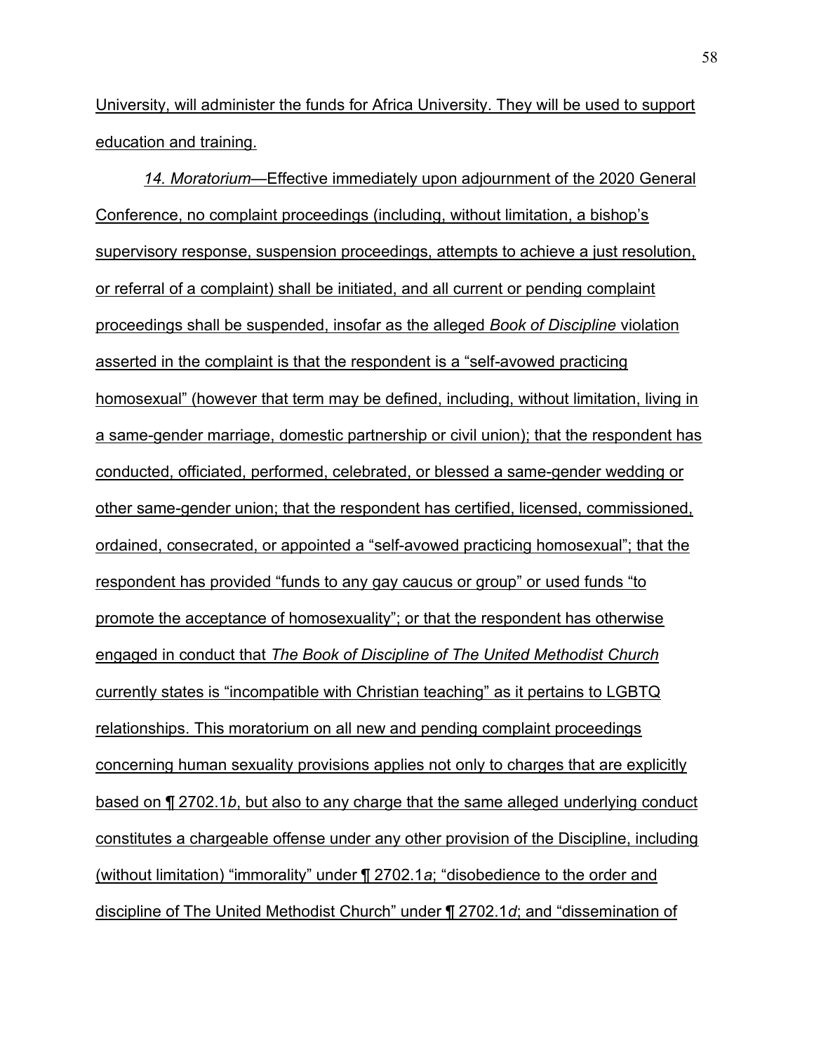University, will administer the funds for Africa University. They will be used to support education and training.

*14. Moratorium*—Effective immediately upon adjournment of the 2020 General Conference, no complaint proceedings (including, without limitation, a bishop's supervisory response, suspension proceedings, attempts to achieve a just resolution, or referral of a complaint) shall be initiated, and all current or pending complaint proceedings shall be suspended, insofar as the alleged *Book of Discipline* violation asserted in the complaint is that the respondent is a "self-avowed practicing homosexual" (however that term may be defined, including, without limitation, living in a same-gender marriage, domestic partnership or civil union); that the respondent has conducted, officiated, performed, celebrated, or blessed a same-gender wedding or other same-gender union; that the respondent has certified, licensed, commissioned, ordained, consecrated, or appointed a "self-avowed practicing homosexual"; that the respondent has provided "funds to any gay caucus or group" or used funds "to promote the acceptance of homosexuality"; or that the respondent has otherwise engaged in conduct that *The Book of Discipline of The United Methodist Church* currently states is "incompatible with Christian teaching" as it pertains to LGBTQ relationships. This moratorium on all new and pending complaint proceedings concerning human sexuality provisions applies not only to charges that are explicitly based on ¶ 2702.1*b*, but also to any charge that the same alleged underlying conduct constitutes a chargeable offense under any other provision of the Discipline, including (without limitation) "immorality" under ¶ 2702.1*a*; "disobedience to the order and discipline of The United Methodist Church" under ¶ 2702.1*d*; and "dissemination of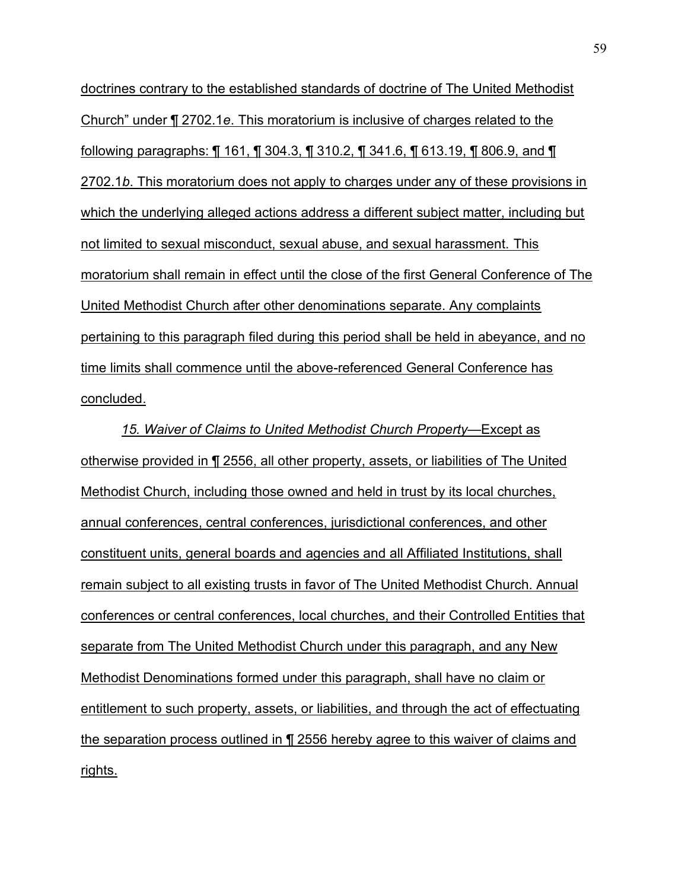doctrines contrary to the established standards of doctrine of The United Methodist Church" under ¶ 2702.1*e*. This moratorium is inclusive of charges related to the following paragraphs: ¶ 161, ¶ 304.3, ¶ 310.2, ¶ 341.6, ¶ 613.19, ¶ 806.9, and ¶ 2702.1*b*. This moratorium does not apply to charges under any of these provisions in which the underlying alleged actions address a different subject matter, including but not limited to sexual misconduct, sexual abuse, and sexual harassment. This moratorium shall remain in effect until the close of the first General Conference of The United Methodist Church after other denominations separate. Any complaints pertaining to this paragraph filed during this period shall be held in abeyance, and no time limits shall commence until the above-referenced General Conference has concluded.

*15. Waiver of Claims to United Methodist Church Property*—Except as otherwise provided in ¶ 2556, all other property, assets, or liabilities of The United Methodist Church, including those owned and held in trust by its local churches, annual conferences, central conferences, jurisdictional conferences, and other constituent units, general boards and agencies and all Affiliated Institutions, shall remain subject to all existing trusts in favor of The United Methodist Church. Annual conferences or central conferences, local churches, and their Controlled Entities that separate from The United Methodist Church under this paragraph, and any New Methodist Denominations formed under this paragraph, shall have no claim or entitlement to such property, assets, or liabilities, and through the act of effectuating the separation process outlined in ¶ 2556 hereby agree to this waiver of claims and rights.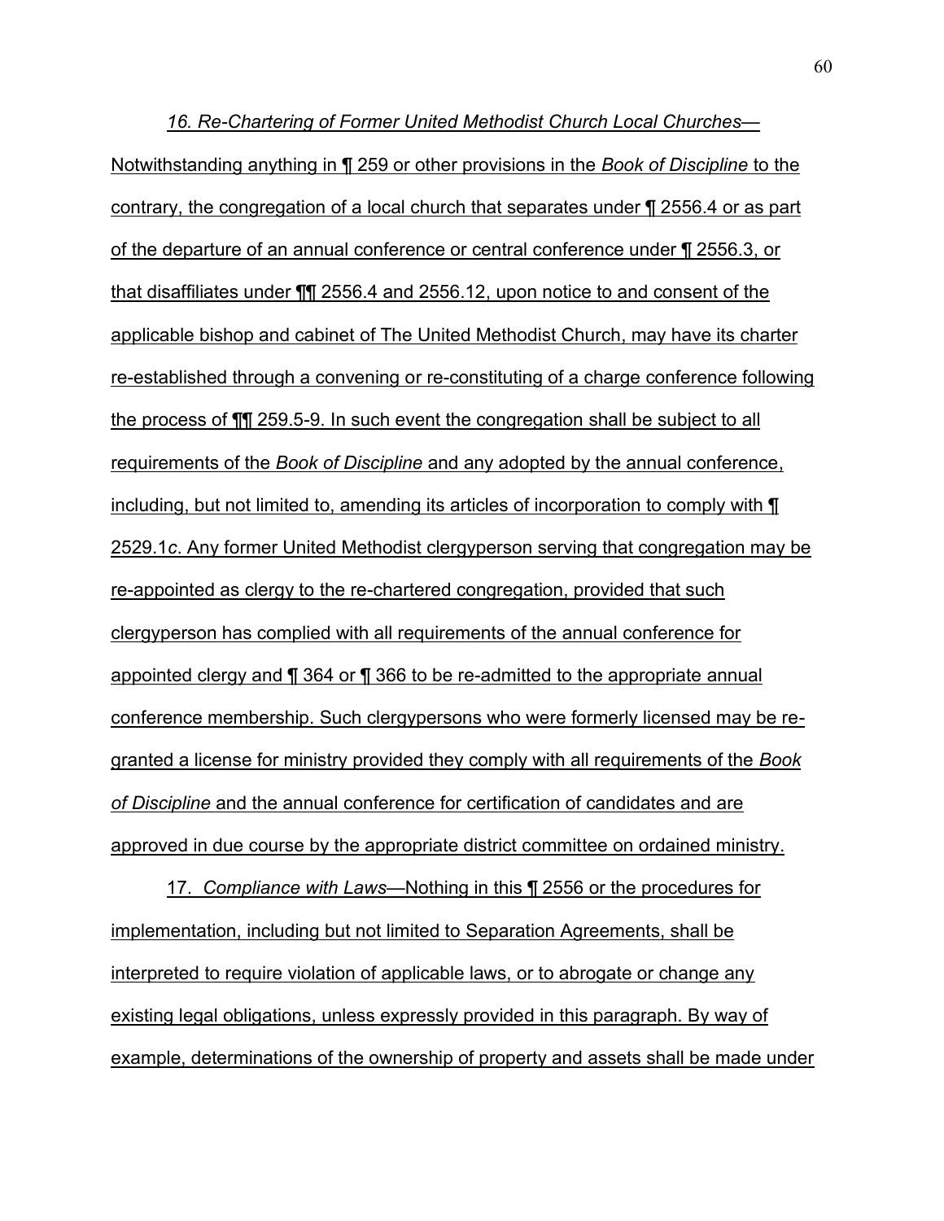*16. Re-Chartering of Former United Methodist Church Local Churches*—Notwithstanding anything in ¶ 259 or other provisions in the *Book of Discipline* to the contrary, the congregation of a local church that separates under ¶ 2556.4 or as part of the departure of an annual conference or central conference under ¶ 2556.3, or that disaffiliates under ¶¶ 2556.4 and 2556.12, upon notice to and consent of the applicable bishop and cabinet of The United Methodist Church, may have its charter re-established through a convening or re-constituting of a charge conference following the process of ¶¶ 259.5-9. In such event the congregation shall be subject to all requirements of the *Book of Discipline* and any adopted by the annual conference, including, but not limited to, amending its articles of incorporation to comply with ¶ 2529.1*c*. Any former United Methodist clergyperson serving that congregation may be re-appointed as clergy to the re-chartered congregation, provided that such clergyperson has complied with all requirements of the annual conference for appointed clergy and ¶ 364 or ¶ 366 to be re-admitted to the appropriate annual conference membership. Such clergypersons who were formerly licensed may be re-granted a license for ministry provided they comply with all requirements of the *Book of Discipline* and the annual conference for certification of candidates and are approved in due course by the appropriate district committee on ordained ministry.

17. *Compliance with Laws*—Nothing in this ¶ 2556 or the procedures for implementation, including but not limited to Separation Agreements, shall be interpreted to require violation of applicable laws, or to abrogate or change any existing legal obligations, unless expressly provided in this paragraph. By way of example, determinations of the ownership of property and assets shall be made under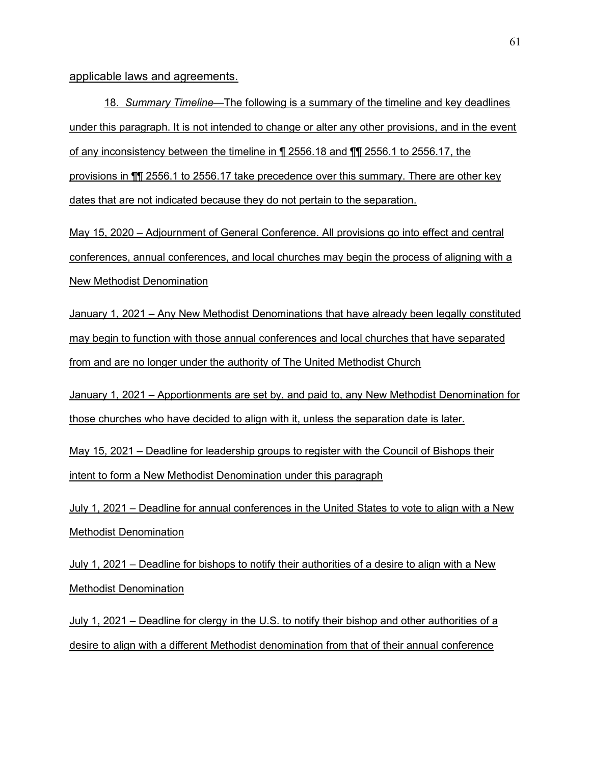applicable laws and agreements.

18. *Summary Timeline*—The following is a summary of the timeline and key deadlines under this paragraph. It is not intended to change or alter any other provisions, and in the event of any inconsistency between the timeline in ¶ 2556.18 and ¶¶ 2556.1 to 2556.17, the provisions in ¶¶ 2556.1 to 2556.17 take precedence over this summary. There are other key dates that are not indicated because they do not pertain to the separation.

May 15, 2020 – Adjournment of General Conference. All provisions go into effect and central conferences, annual conferences, and local churches may begin the process of aligning with a New Methodist Denomination

January 1, 2021 – Any New Methodist Denominations that have already been legally constituted may begin to function with those annual conferences and local churches that have separated from and are no longer under the authority of The United Methodist Church

January 1, 2021 – Apportionments are set by, and paid to, any New Methodist Denomination for those churches who have decided to align with it, unless the separation date is later.

May 15, 2021 – Deadline for leadership groups to register with the Council of Bishops their intent to form a New Methodist Denomination under this paragraph

July 1, 2021 – Deadline for annual conferences in the United States to vote to align with a New Methodist Denomination

July 1, 2021 – Deadline for bishops to notify their authorities of a desire to align with a New Methodist Denomination

July 1, 2021 – Deadline for clergy in the U.S. to notify their bishop and other authorities of a desire to align with a different Methodist denomination from that of their annual conference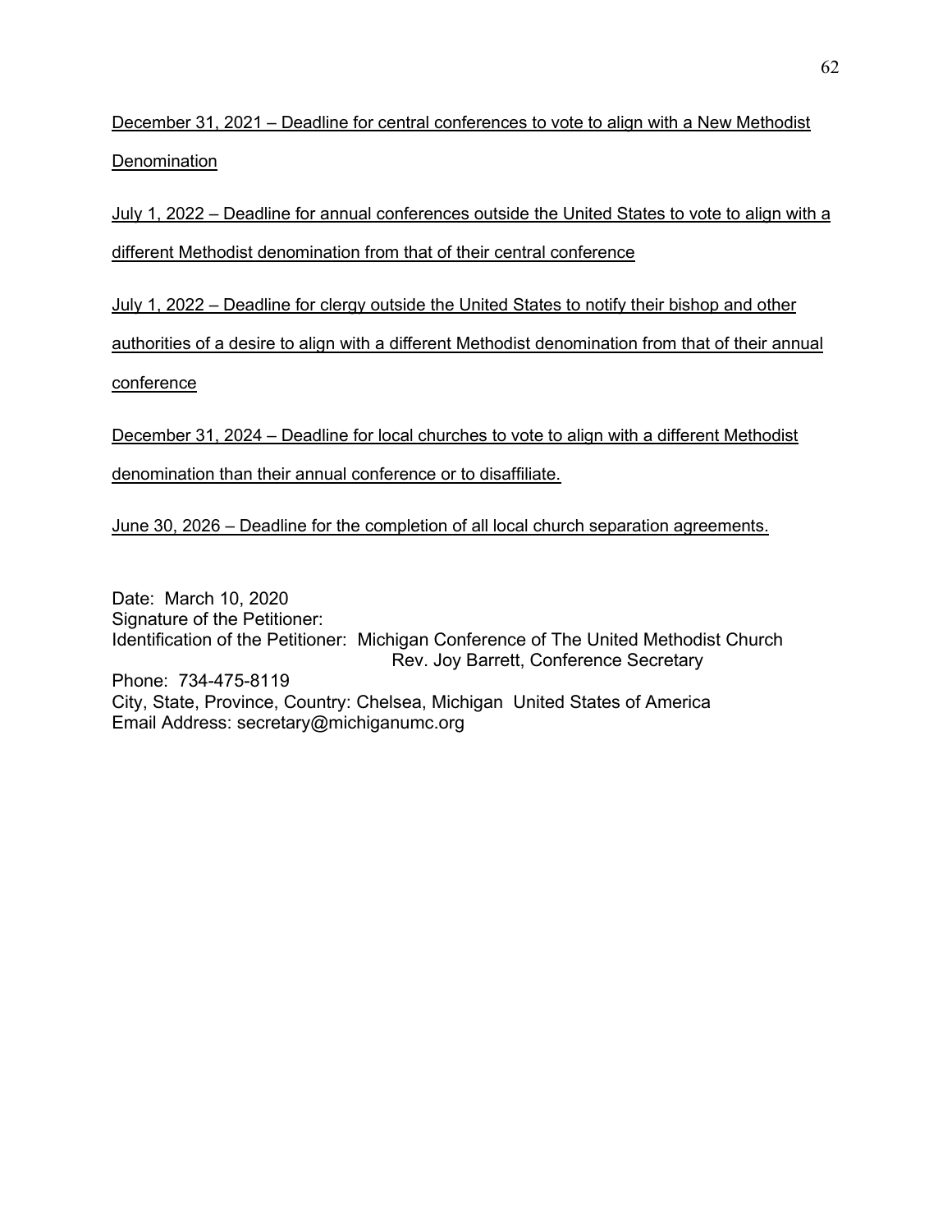<u>December 31, 2021 – Deadline for central conferences to vote to align with a New Methodist Denomination</u>

<u>July 1, 2022 – Deadline for annual conferences outside the United States to vote to align with a different Methodist denomination from that of their central conference</u>

<u>July 1, 2022 – Deadline for clergy outside the United States to notify their bishop and other authorities of a desire to align with a different Methodist denomination from that of their annual conference</u>

<u>December 31, 2024 – Deadline for local churches to vote to align with a different Methodist denomination than their annual conference or to disaffiliate.</u>

<u>June 30, 2026 – Deadline for the completion of all local church separation agreements.</u>

Date: March 10, 2020
Signature of the Petitioner:
Identification of the Petitioner: Michigan Conference of The United Methodist Church
Rev. Joy Barrett, Conference Secretary
Phone: 734-475-8119
City, State, Province, Country: Chelsea, Michigan United States of America
Email Address: secretary@michiganumc.org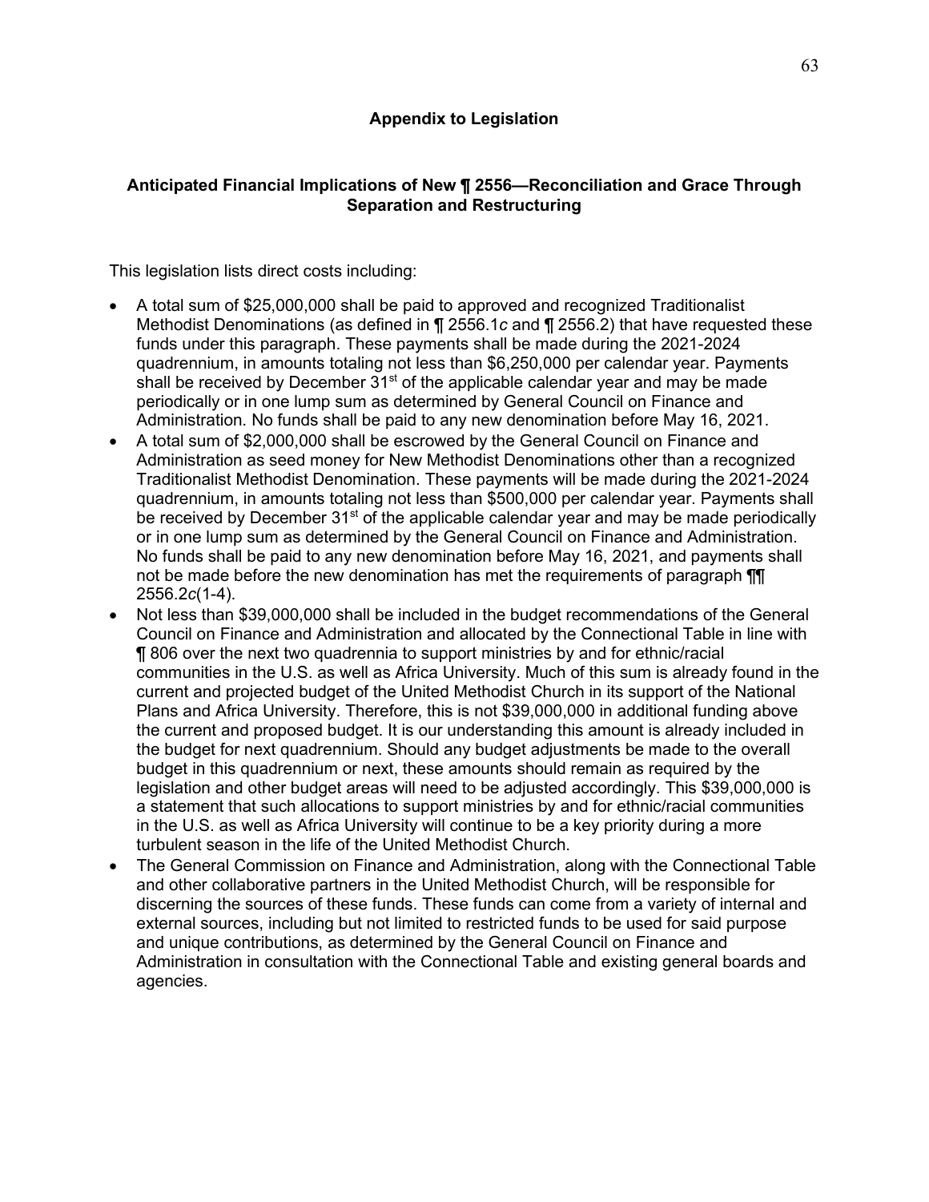## Appendix to Legislation

### Anticipated Financial Implications of New ¶ 2556—Reconciliation and Grace Through Separation and Restructuring

This legislation lists direct costs including:

- A total sum of $25,000,000 shall be paid to approved and recognized Traditionalist Methodist Denominations (as defined in ¶ 2556.1*c* and ¶ 2556.2) that have requested these funds under this paragraph. These payments shall be made during the 2021-2024 quadrennium, in amounts totaling not less than $6,250,000 per calendar year. Payments shall be received by December 31st of the applicable calendar year and may be made periodically or in one lump sum as determined by General Council on Finance and Administration. No funds shall be paid to any new denomination before May 16, 2021.
- A total sum of $2,000,000 shall be escrowed by the General Council on Finance and Administration as seed money for New Methodist Denominations other than a recognized Traditionalist Methodist Denomination. These payments will be made during the 2021-2024 quadrennium, in amounts totaling not less than $500,000 per calendar year. Payments shall be received by December 31st of the applicable calendar year and may be made periodically or in one lump sum as determined by the General Council on Finance and Administration. No funds shall be paid to any new denomination before May 16, 2021, and payments shall not be made before the new denomination has met the requirements of paragraph ¶¶ 2556.2*c*(1-4).
- Not less than $39,000,000 shall be included in the budget recommendations of the General Council on Finance and Administration and allocated by the Connectional Table in line with ¶ 806 over the next two quadrennia to support ministries by and for ethnic/racial communities in the U.S. as well as Africa University. Much of this sum is already found in the current and projected budget of the United Methodist Church in its support of the National Plans and Africa University. Therefore, this is not $39,000,000 in additional funding above the current and proposed budget. It is our understanding this amount is already included in the budget for next quadrennium. Should any budget adjustments be made to the overall budget in this quadrennium or next, these amounts should remain as required by the legislation and other budget areas will need to be adjusted accordingly. This $39,000,000 is a statement that such allocations to support ministries by and for ethnic/racial communities in the U.S. as well as Africa University will continue to be a key priority during a more turbulent season in the life of the United Methodist Church.
- The General Commission on Finance and Administration, along with the Connectional Table and other collaborative partners in the United Methodist Church, will be responsible for discerning the sources of these funds. These funds can come from a variety of internal and external sources, including but not limited to restricted funds to be used for said purpose and unique contributions, as determined by the General Council on Finance and Administration in consultation with the Connectional Table and existing general boards and agencies.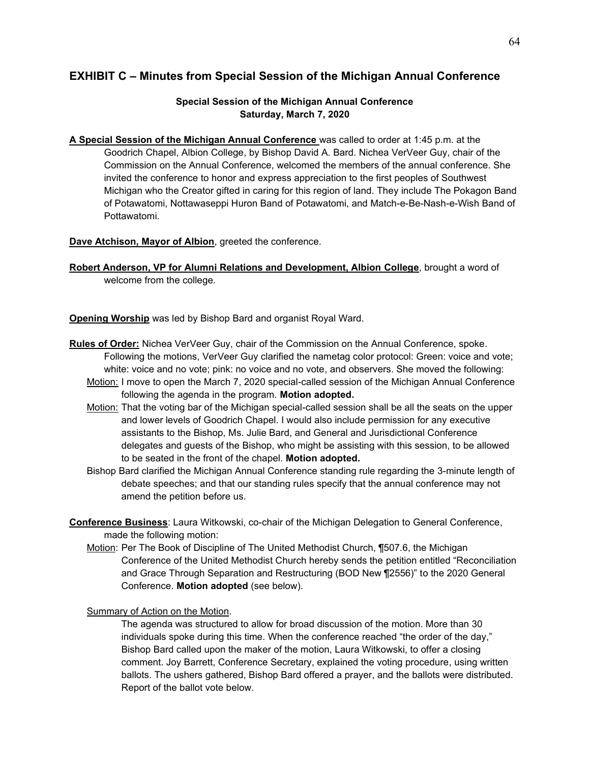## EXHIBIT C – Minutes from Special Session of the Michigan Annual Conference

**Special Session of the Michigan Annual Conference**
**Saturday, March 7, 2020**

**A Special Session of the Michigan Annual Conference** was called to order at 1:45 p.m. at the Goodrich Chapel, Albion College, by Bishop David A. Bard. Nichea VerVeer Guy, chair of the Commission on the Annual Conference, welcomed the members of the annual conference. She invited the conference to honor and express appreciation to the first peoples of Southwest Michigan who the Creator gifted in caring for this region of land. They include The Pokagon Band of Potawatomi, Nottawaseppi Huron Band of Potawatomi, and Match-e-Be-Nash-e-Wish Band of Pottawatomi.

**Dave Atchison, Mayor of Albion**, greeted the conference.

**Robert Anderson, VP for Alumni Relations and Development, Albion College**, brought a word of welcome from the college.

**Opening Worship** was led by Bishop Bard and organist Royal Ward.

**Rules of Order:** Nichea VerVeer Guy, chair of the Commission on the Annual Conference, spoke. Following the motions, VerVeer Guy clarified the nametag color protocol: Green: voice and vote; white: voice and no vote; pink: no voice and no vote, and observers. She moved the following:

Motion: I move to open the March 7, 2020 special-called session of the Michigan Annual Conference following the agenda in the program. **Motion adopted.**

Motion: That the voting bar of the Michigan special-called session shall be all the seats on the upper and lower levels of Goodrich Chapel. I would also include permission for any executive assistants to the Bishop, Ms. Julie Bard, and General and Jurisdictional Conference delegates and guests of the Bishop, who might be assisting with this session, to be allowed to be seated in the front of the chapel. **Motion adopted.**

Bishop Bard clarified the Michigan Annual Conference standing rule regarding the 3-minute length of debate speeches; and that our standing rules specify that the annual conference may not amend the petition before us.

**Conference Business**: Laura Witkowski, co-chair of the Michigan Delegation to General Conference, made the following motion:

Motion: Per The Book of Discipline of The United Methodist Church, ¶507.6, the Michigan Conference of the United Methodist Church hereby sends the petition entitled "Reconciliation and Grace Through Separation and Restructuring (BOD New ¶2556)" to the 2020 General Conference. **Motion adopted** (see below).

Summary of Action on the Motion.

The agenda was structured to allow for broad discussion of the motion. More than 30 individuals spoke during this time. When the conference reached "the order of the day," Bishop Bard called upon the maker of the motion, Laura Witkowski, to offer a closing comment. Joy Barrett, Conference Secretary, explained the voting procedure, using written ballots. The ushers gathered, Bishop Bard offered a prayer, and the ballots were distributed. Report of the ballot vote below.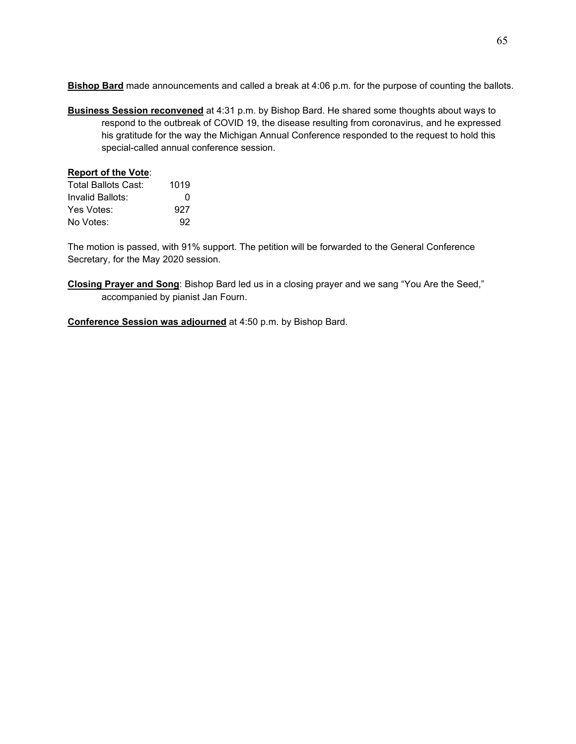**Bishop Bard** made announcements and called a break at 4:06 p.m. for the purpose of counting the ballots.

**Business Session reconvened** at 4:31 p.m. by Bishop Bard. He shared some thoughts about ways to respond to the outbreak of COVID 19, the disease resulting from coronavirus, and he expressed his gratitude for the way the Michigan Annual Conference responded to the request to hold this special-called annual conference session.

**Report of the Vote**:

| | |
|---|---|
| Total Ballots Cast: | 1019 |
| Invalid Ballots: | 0 |
| Yes Votes: | 927 |
| No Votes: | 92 |

The motion is passed, with 91% support. The petition will be forwarded to the General Conference Secretary, for the May 2020 session.

**Closing Prayer and Song**: Bishop Bard led us in a closing prayer and we sang "You Are the Seed," accompanied by pianist Jan Fourn.

**Conference Session was adjourned** at 4:50 p.m. by Bishop Bard.